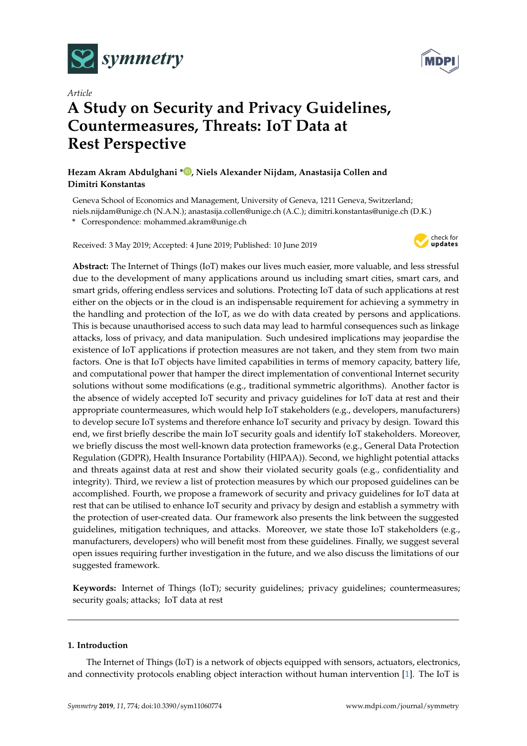*Article*

# A Study on Security and Privacy Guidelines, Countermeasures, Threats: IoT Data at Rest Perspective

**Hezam Akram Abdulghani \*, Niels Alexander Nijdam, Anastasija Collen and Dimitri Konstantas**

Geneva School of Economics and Management, University of Geneva, 1211 Geneva, Switzerland; niels.nijdam@unige.ch (N.A.N.); anastasija.collen@unige.ch (A.C.); dimitri.konstantas@unige.ch (D.K.)

\* Correspondence: mohammed.akram@unige.ch

Received: 3 May 2019; Accepted: 4 June 2019; Published: 10 June 2019

**Abstract:** The Internet of Things (IoT) makes our lives much easier, more valuable, and less stressful due to the development of many applications around us including smart cities, smart cars, and smart grids, offering endless services and solutions. Protecting IoT data of such applications at rest either on the objects or in the cloud is an indispensable requirement for achieving a symmetry in the handling and protection of the IoT, as we do with data created by persons and applications. This is because unauthorised access to such data may lead to harmful consequences such as linkage attacks, loss of privacy, and data manipulation. Such undesired implications may jeopardise the existence of IoT applications if protection measures are not taken, and they stem from two main factors. One is that IoT objects have limited capabilities in terms of memory capacity, battery life, and computational power that hamper the direct implementation of conventional Internet security solutions without some modifications (e.g., traditional symmetric algorithms). Another factor is the absence of widely accepted IoT security and privacy guidelines for IoT data at rest and their appropriate countermeasures, which would help IoT stakeholders (e.g., developers, manufacturers) to develop secure IoT systems and therefore enhance IoT security and privacy by design. Toward this end, we first briefly describe the main IoT security goals and identify IoT stakeholders. Moreover, we briefly discuss the most well-known data protection frameworks (e.g., General Data Protection Regulation (GDPR), Health Insurance Portability (HIPAA)). Second, we highlight potential attacks and threats against data at rest and show their violated security goals (e.g., confidentiality and integrity). Third, we review a list of protection measures by which our proposed guidelines can be accomplished. Fourth, we propose a framework of security and privacy guidelines for IoT data at rest that can be utilised to enhance IoT security and privacy by design and establish a symmetry with the protection of user-created data. Our framework also presents the link between the suggested guidelines, mitigation techniques, and attacks. Moreover, we state those IoT stakeholders (e.g., manufacturers, developers) who will benefit most from these guidelines. Finally, we suggest several open issues requiring further investigation in the future, and we also discuss the limitations of our suggested framework.

**Keywords:** Internet of Things (IoT); security guidelines; privacy guidelines; countermeasures; security goals; attacks; IoT data at rest

## 1. Introduction

The Internet of Things (IoT) is a network of objects equipped with sensors, actuators, electronics, and connectivity protocols enabling object interaction without human intervention [1]. The IoT is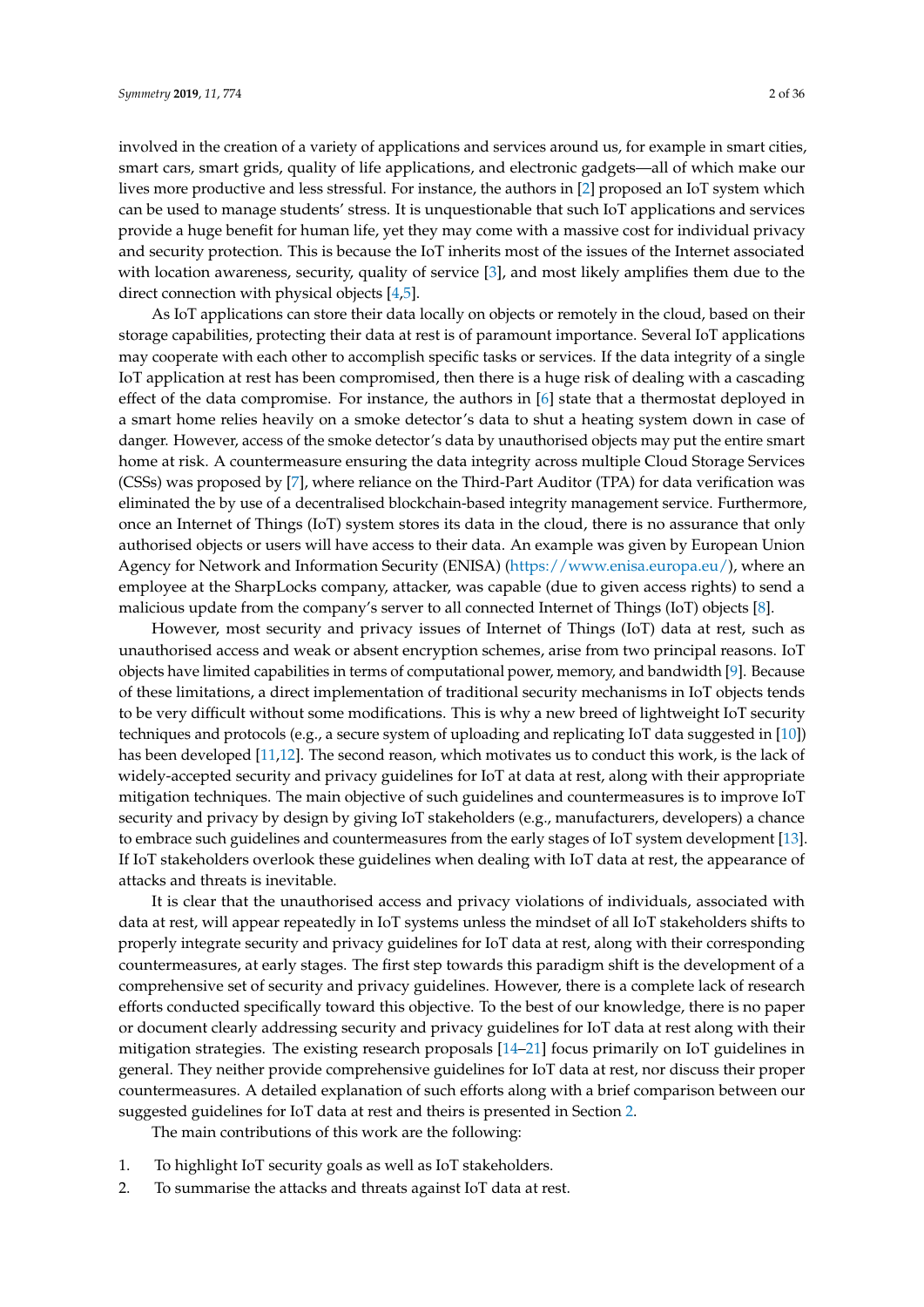involved in the creation of a variety of applications and services around us, for example in smart cities, smart cars, smart grids, quality of life applications, and electronic gadgets—all of which make our lives more productive and less stressful. For instance, the authors in [2] proposed an IoT system which can be used to manage students' stress. It is unquestionable that such IoT applications and services provide a huge benefit for human life, yet they may come with a massive cost for individual privacy and security protection. This is because the IoT inherits most of the issues of the Internet associated with location awareness, security, quality of service [3], and most likely amplifies them due to the direct connection with physical objects [4,5].

As IoT applications can store their data locally on objects or remotely in the cloud, based on their storage capabilities, protecting their data at rest is of paramount importance. Several IoT applications may cooperate with each other to accomplish specific tasks or services. If the data integrity of a single IoT application at rest has been compromised, then there is a huge risk of dealing with a cascading effect of the data compromise. For instance, the authors in [6] state that a thermostat deployed in a smart home relies heavily on a smoke detector's data to shut a heating system down in case of danger. However, access of the smoke detector's data by unauthorised objects may put the entire smart home at risk. A countermeasure ensuring the data integrity across multiple Cloud Storage Services (CSSs) was proposed by [7], where reliance on the Third-Part Auditor (TPA) for data verification was eliminated the by use of a decentralised blockchain-based integrity management service. Furthermore, once an Internet of Things (IoT) system stores its data in the cloud, there is no assurance that only authorised objects or users will have access to their data. An example was given by European Union Agency for Network and Information Security (ENISA) (https://www.enisa.europa.eu/), where an employee at the SharpLocks company, attacker, was capable (due to given access rights) to send a malicious update from the company's server to all connected Internet of Things (IoT) objects [8].

However, most security and privacy issues of Internet of Things (IoT) data at rest, such as unauthorised access and weak or absent encryption schemes, arise from two principal reasons. IoT objects have limited capabilities in terms of computational power, memory, and bandwidth [9]. Because of these limitations, a direct implementation of traditional security mechanisms in IoT objects tends to be very difficult without some modifications. This is why a new breed of lightweight IoT security techniques and protocols (e.g., a secure system of uploading and replicating IoT data suggested in [10]) has been developed [11,12]. The second reason, which motivates us to conduct this work, is the lack of widely-accepted security and privacy guidelines for IoT at data at rest, along with their appropriate mitigation techniques. The main objective of such guidelines and countermeasures is to improve IoT security and privacy by design by giving IoT stakeholders (e.g., manufacturers, developers) a chance to embrace such guidelines and countermeasures from the early stages of IoT system development [13]. If IoT stakeholders overlook these guidelines when dealing with IoT data at rest, the appearance of attacks and threats is inevitable.

It is clear that the unauthorised access and privacy violations of individuals, associated with data at rest, will appear repeatedly in IoT systems unless the mindset of all IoT stakeholders shifts to properly integrate security and privacy guidelines for IoT data at rest, along with their corresponding countermeasures, at early stages. The first step towards this paradigm shift is the development of a comprehensive set of security and privacy guidelines. However, there is a complete lack of research efforts conducted specifically toward this objective. To the best of our knowledge, there is no paper or document clearly addressing security and privacy guidelines for IoT data at rest along with their mitigation strategies. The existing research proposals [14–21] focus primarily on IoT guidelines in general. They neither provide comprehensive guidelines for IoT data at rest, nor discuss their proper countermeasures. A detailed explanation of such efforts along with a brief comparison between our suggested guidelines for IoT data at rest and theirs is presented in Section 2.

The main contributions of this work are the following:

1. To highlight IoT security goals as well as IoT stakeholders.
2. To summarise the attacks and threats against IoT data at rest.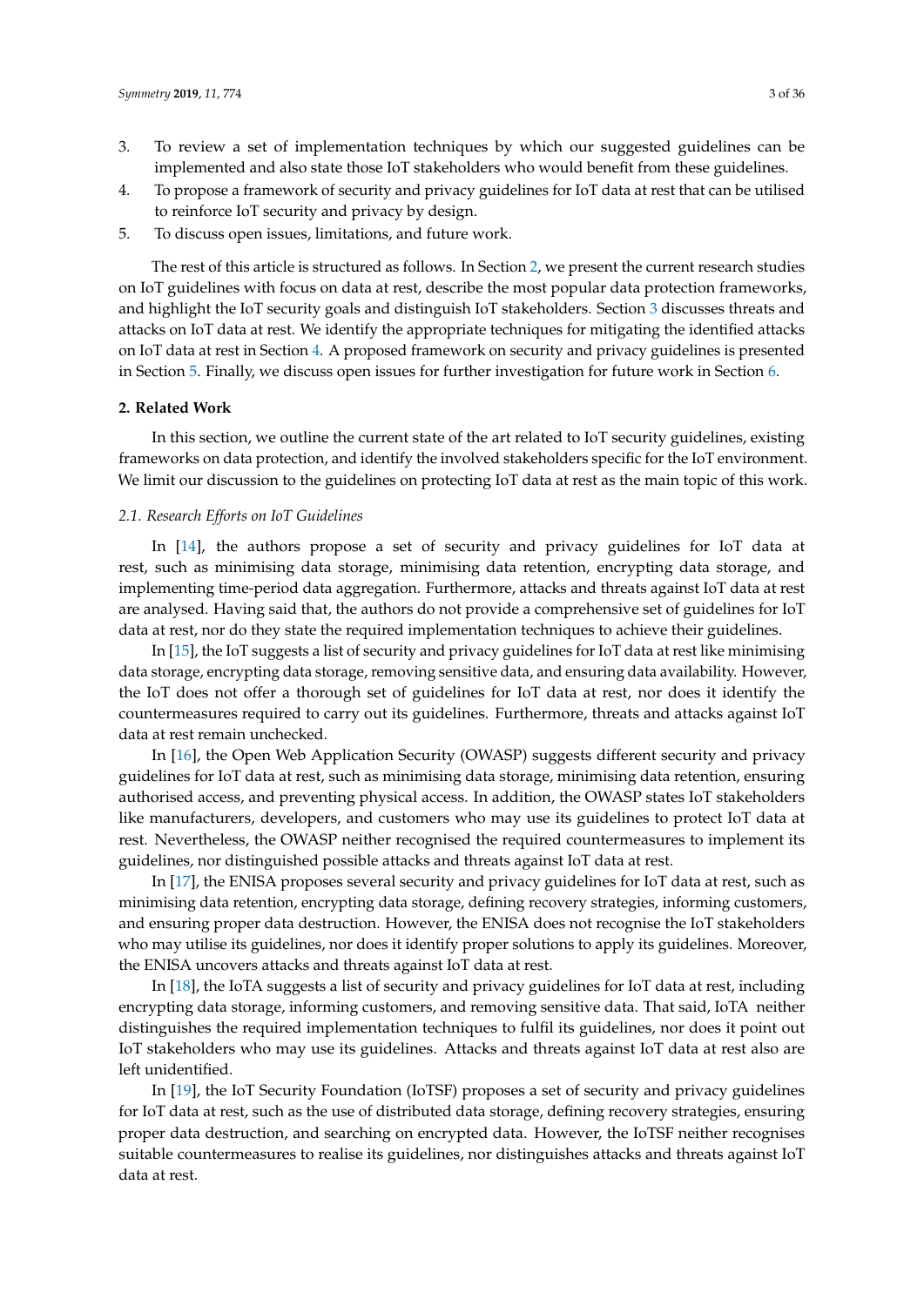3. To review a set of implementation techniques by which our suggested guidelines can be implemented and also state those IoT stakeholders who would benefit from these guidelines.
4. To propose a framework of security and privacy guidelines for IoT data at rest that can be utilised to reinforce IoT security and privacy by design.
5. To discuss open issues, limitations, and future work.

The rest of this article is structured as follows. In Section 2, we present the current research studies on IoT guidelines with focus on data at rest, describe the most popular data protection frameworks, and highlight the IoT security goals and distinguish IoT stakeholders. Section 3 discusses threats and attacks on IoT data at rest. We identify the appropriate techniques for mitigating the identified attacks on IoT data at rest in Section 4. A proposed framework on security and privacy guidelines is presented in Section 5. Finally, we discuss open issues for further investigation for future work in Section 6.

## 2. Related Work

In this section, we outline the current state of the art related to IoT security guidelines, existing frameworks on data protection, and identify the involved stakeholders specific for the IoT environment. We limit our discussion to the guidelines on protecting IoT data at rest as the main topic of this work.

### *2.1. Research Efforts on IoT Guidelines*

In [14], the authors propose a set of security and privacy guidelines for IoT data at rest, such as minimising data storage, minimising data retention, encrypting data storage, and implementing time-period data aggregation. Furthermore, attacks and threats against IoT data at rest are analysed. Having said that, the authors do not provide a comprehensive set of guidelines for IoT data at rest, nor do they state the required implementation techniques to achieve their guidelines.

In [15], the IoT suggests a list of security and privacy guidelines for IoT data at rest like minimising data storage, encrypting data storage, removing sensitive data, and ensuring data availability. However, the IoT does not offer a thorough set of guidelines for IoT data at rest, nor does it identify the countermeasures required to carry out its guidelines. Furthermore, threats and attacks against IoT data at rest remain unchecked.

In [16], the Open Web Application Security (OWASP) suggests different security and privacy guidelines for IoT data at rest, such as minimising data storage, minimising data retention, ensuring authorised access, and preventing physical access. In addition, the OWASP states IoT stakeholders like manufacturers, developers, and customers who may use its guidelines to protect IoT data at rest. Nevertheless, the OWASP neither recognised the required countermeasures to implement its guidelines, nor distinguished possible attacks and threats against IoT data at rest.

In [17], the ENISA proposes several security and privacy guidelines for IoT data at rest, such as minimising data retention, encrypting data storage, defining recovery strategies, informing customers, and ensuring proper data destruction. However, the ENISA does not recognise the IoT stakeholders who may utilise its guidelines, nor does it identify proper solutions to apply its guidelines. Moreover, the ENISA uncovers attacks and threats against IoT data at rest.

In [18], the IoTA suggests a list of security and privacy guidelines for IoT data at rest, including encrypting data storage, informing customers, and removing sensitive data. That said, IoTA neither distinguishes the required implementation techniques to fulfil its guidelines, nor does it point out IoT stakeholders who may use its guidelines. Attacks and threats against IoT data at rest also are left unidentified.

In [19], the IoT Security Foundation (IoTSF) proposes a set of security and privacy guidelines for IoT data at rest, such as the use of distributed data storage, defining recovery strategies, ensuring proper data destruction, and searching on encrypted data. However, the IoTSF neither recognises suitable countermeasures to realise its guidelines, nor distinguishes attacks and threats against IoT data at rest.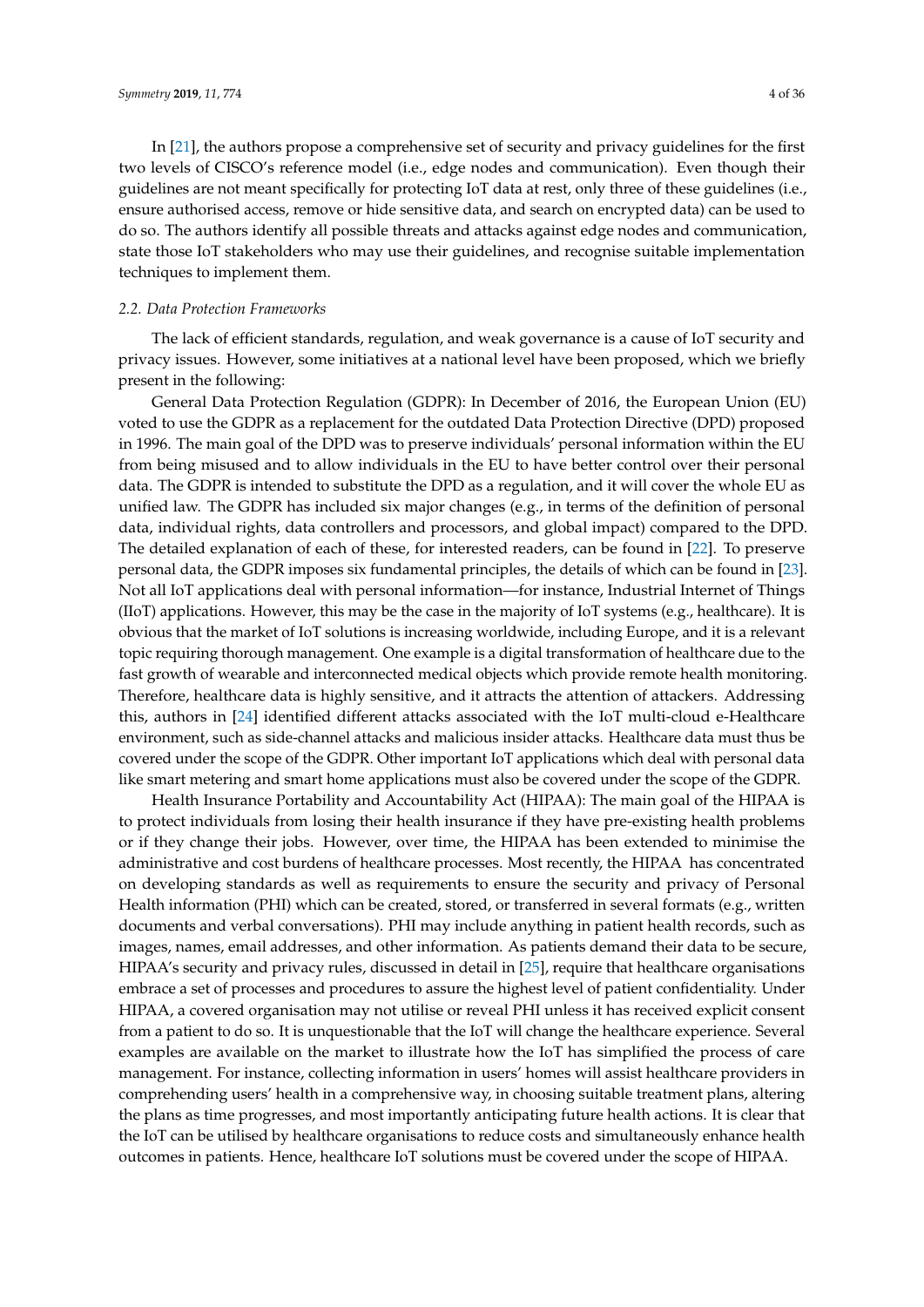In [21], the authors propose a comprehensive set of security and privacy guidelines for the first two levels of CISCO's reference model (i.e., edge nodes and communication). Even though their guidelines are not meant specifically for protecting IoT data at rest, only three of these guidelines (i.e., ensure authorised access, remove or hide sensitive data, and search on encrypted data) can be used to do so. The authors identify all possible threats and attacks against edge nodes and communication, state those IoT stakeholders who may use their guidelines, and recognise suitable implementation techniques to implement them.

### *2.2. Data Protection Frameworks*

The lack of efficient standards, regulation, and weak governance is a cause of IoT security and privacy issues. However, some initiatives at a national level have been proposed, which we briefly present in the following:

General Data Protection Regulation (GDPR): In December of 2016, the European Union (EU) voted to use the GDPR as a replacement for the outdated Data Protection Directive (DPD) proposed in 1996. The main goal of the DPD was to preserve individuals' personal information within the EU from being misused and to allow individuals in the EU to have better control over their personal data. The GDPR is intended to substitute the DPD as a regulation, and it will cover the whole EU as unified law. The GDPR has included six major changes (e.g., in terms of the definition of personal data, individual rights, data controllers and processors, and global impact) compared to the DPD. The detailed explanation of each of these, for interested readers, can be found in [22]. To preserve personal data, the GDPR imposes six fundamental principles, the details of which can be found in [23]. Not all IoT applications deal with personal information—for instance, Industrial Internet of Things (IIoT) applications. However, this may be the case in the majority of IoT systems (e.g., healthcare). It is obvious that the market of IoT solutions is increasing worldwide, including Europe, and it is a relevant topic requiring thorough management. One example is a digital transformation of healthcare due to the fast growth of wearable and interconnected medical objects which provide remote health monitoring. Therefore, healthcare data is highly sensitive, and it attracts the attention of attackers. Addressing this, authors in [24] identified different attacks associated with the IoT multi-cloud e-Healthcare environment, such as side-channel attacks and malicious insider attacks. Healthcare data must thus be covered under the scope of the GDPR. Other important IoT applications which deal with personal data like smart metering and smart home applications must also be covered under the scope of the GDPR.

Health Insurance Portability and Accountability Act (HIPAA): The main goal of the HIPAA is to protect individuals from losing their health insurance if they have pre-existing health problems or if they change their jobs. However, over time, the HIPAA has been extended to minimise the administrative and cost burdens of healthcare processes. Most recently, the HIPAA has concentrated on developing standards as well as requirements to ensure the security and privacy of Personal Health information (PHI) which can be created, stored, or transferred in several formats (e.g., written documents and verbal conversations). PHI may include anything in patient health records, such as images, names, email addresses, and other information. As patients demand their data to be secure, HIPAA's security and privacy rules, discussed in detail in [25], require that healthcare organisations embrace a set of processes and procedures to assure the highest level of patient confidentiality. Under HIPAA, a covered organisation may not utilise or reveal PHI unless it has received explicit consent from a patient to do so. It is unquestionable that the IoT will change the healthcare experience. Several examples are available on the market to illustrate how the IoT has simplified the process of care management. For instance, collecting information in users' homes will assist healthcare providers in comprehending users' health in a comprehensive way, in choosing suitable treatment plans, altering the plans as time progresses, and most importantly anticipating future health actions. It is clear that the IoT can be utilised by healthcare organisations to reduce costs and simultaneously enhance health outcomes in patients. Hence, healthcare IoT solutions must be covered under the scope of HIPAA.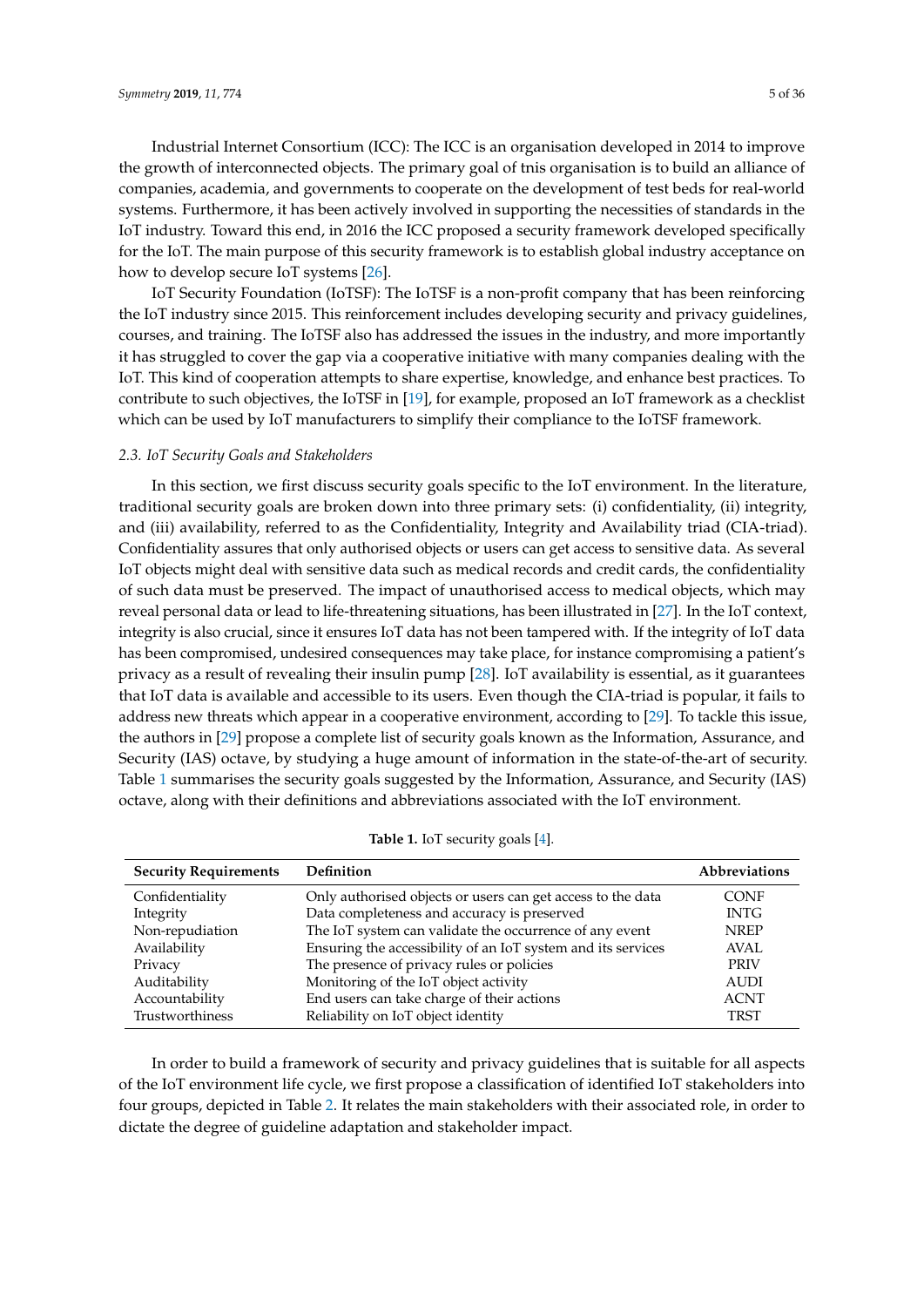Industrial Internet Consortium (ICC): The ICC is an organisation developed in 2014 to improve the growth of interconnected objects. The primary goal of tnis organisation is to build an alliance of companies, academia, and governments to cooperate on the development of test beds for real-world systems. Furthermore, it has been actively involved in supporting the necessities of standards in the IoT industry. Toward this end, in 2016 the ICC proposed a security framework developed specifically for the IoT. The main purpose of this security framework is to establish global industry acceptance on how to develop secure IoT systems [26].

IoT Security Foundation (IoTSF): The IoTSF is a non-profit company that has been reinforcing the IoT industry since 2015. This reinforcement includes developing security and privacy guidelines, courses, and training. The IoTSF also has addressed the issues in the industry, and more importantly it has struggled to cover the gap via a cooperative initiative with many companies dealing with the IoT. This kind of cooperation attempts to share expertise, knowledge, and enhance best practices. To contribute to such objectives, the IoTSF in [19], for example, proposed an IoT framework as a checklist which can be used by IoT manufacturers to simplify their compliance to the IoTSF framework.

### *2.3. IoT Security Goals and Stakeholders*

In this section, we first discuss security goals specific to the IoT environment. In the literature, traditional security goals are broken down into three primary sets: (i) confidentiality, (ii) integrity, and (iii) availability, referred to as the Confidentiality, Integrity and Availability triad (CIA-triad). Confidentiality assures that only authorised objects or users can get access to sensitive data. As several IoT objects might deal with sensitive data such as medical records and credit cards, the confidentiality of such data must be preserved. The impact of unauthorised access to medical objects, which may reveal personal data or lead to life-threatening situations, has been illustrated in [27]. In the IoT context, integrity is also crucial, since it ensures IoT data has not been tampered with. If the integrity of IoT data has been compromised, undesired consequences may take place, for instance compromising a patient's privacy as a result of revealing their insulin pump [28]. IoT availability is essential, as it guarantees that IoT data is available and accessible to its users. Even though the CIA-triad is popular, it fails to address new threats which appear in a cooperative environment, according to [29]. To tackle this issue, the authors in [29] propose a complete list of security goals known as the Information, Assurance, and Security (IAS) octave, by studying a huge amount of information in the state-of-the-art of security. Table 1 summarises the security goals suggested by the Information, Assurance, and Security (IAS) octave, along with their definitions and abbreviations associated with the IoT environment.

**Table 1.** IoT security goals [4].

| Security Requirements | Definition | Abbreviations |
|---|---|---|
| Confidentiality | Only authorised objects or users can get access to the data | CONF |
| Integrity | Data completeness and accuracy is preserved | INTG |
| Non-repudiation | The IoT system can validate the occurrence of any event | NREP |
| Availability | Ensuring the accessibility of an IoT system and its services | AVAL |
| Privacy | The presence of privacy rules or policies | PRIV |
| Auditability | Monitoring of the IoT object activity | AUDI |
| Accountability | End users can take charge of their actions | ACNT |
| Trustworthiness | Reliability on IoT object identity | TRST |

In order to build a framework of security and privacy guidelines that is suitable for all aspects of the IoT environment life cycle, we first propose a classification of identified IoT stakeholders into four groups, depicted in Table 2. It relates the main stakeholders with their associated role, in order to dictate the degree of guideline adaptation and stakeholder impact.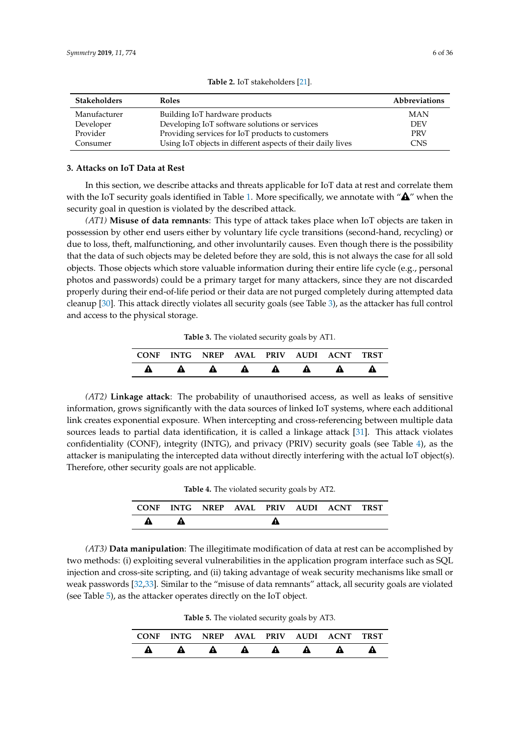**Table 2.** IoT stakeholders [21].

| Stakeholders | Roles | Abbreviations |
|---|---|---|
| Manufacturer | Building IoT hardware products | MAN |
| Developer | Developing IoT software solutions or services | DEV |
| Provider | Providing services for IoT products to customers | PRV |
| Consumer | Using IoT objects in different aspects of their daily lives | CNS |

## 3. Attacks on IoT Data at Rest

In this section, we describe attacks and threats applicable for IoT data at rest and correlate them with the IoT security goals identified in Table 1. More specifically, we annotate with "⚠" when the security goal in question is violated by the described attack.

*(AT1)* **Misuse of data remnants**: This type of attack takes place when IoT objects are taken in possession by other end users either by voluntary life cycle transitions (second-hand, recycling) or due to loss, theft, malfunctioning, and other involuntarily causes. Even though there is the possibility that the data of such objects may be deleted before they are sold, this is not always the case for all sold objects. Those objects which store valuable information during their entire life cycle (e.g., personal photos and passwords) could be a primary target for many attackers, since they are not discarded properly during their end-of-life period or their data are not purged completely during attempted data cleanup [30]. This attack directly violates all security goals (see Table 3), as the attacker has full control and access to the physical storage.

**Table 3.** The violated security goals by AT1.

| CONF | INTG | NREP | AVAL | PRIV | AUDI | ACNT | TRST |
|---|---|---|---|---|---|---|---|
| ⚠ | ⚠ | ⚠ | ⚠ | ⚠ | ⚠ | ⚠ | ⚠ |

*(AT2)* **Linkage attack**: The probability of unauthorised access, as well as leaks of sensitive information, grows significantly with the data sources of linked IoT systems, where each additional link creates exponential exposure. When intercepting and cross-referencing between multiple data sources leads to partial data identification, it is called a linkage attack [31]. This attack violates confidentiality (CONF), integrity (INTG), and privacy (PRIV) security goals (see Table 4), as the attacker is manipulating the intercepted data without directly interfering with the actual IoT object(s). Therefore, other security goals are not applicable.

**Table 4.** The violated security goals by AT2.

| CONF | INTG | NREP | AVAL | PRIV | AUDI | ACNT | TRST |
|---|---|---|---|---|---|---|---|
| ⚠ | ⚠ | | | ⚠ | | | |

*(AT3)* **Data manipulation**: The illegitimate modification of data at rest can be accomplished by two methods: (i) exploiting several vulnerabilities in the application program interface such as SQL injection and cross-site scripting, and (ii) taking advantage of weak security mechanisms like small or weak passwords [32,33]. Similar to the "misuse of data remnants" attack, all security goals are violated (see Table 5), as the attacker operates directly on the IoT object.

**Table 5.** The violated security goals by AT3.

| CONF | INTG | NREP | AVAL | PRIV | AUDI | ACNT | TRST |
|---|---|---|---|---|---|---|---|
| ⚠ | ⚠ | ⚠ | ⚠ | ⚠ | ⚠ | ⚠ | ⚠ |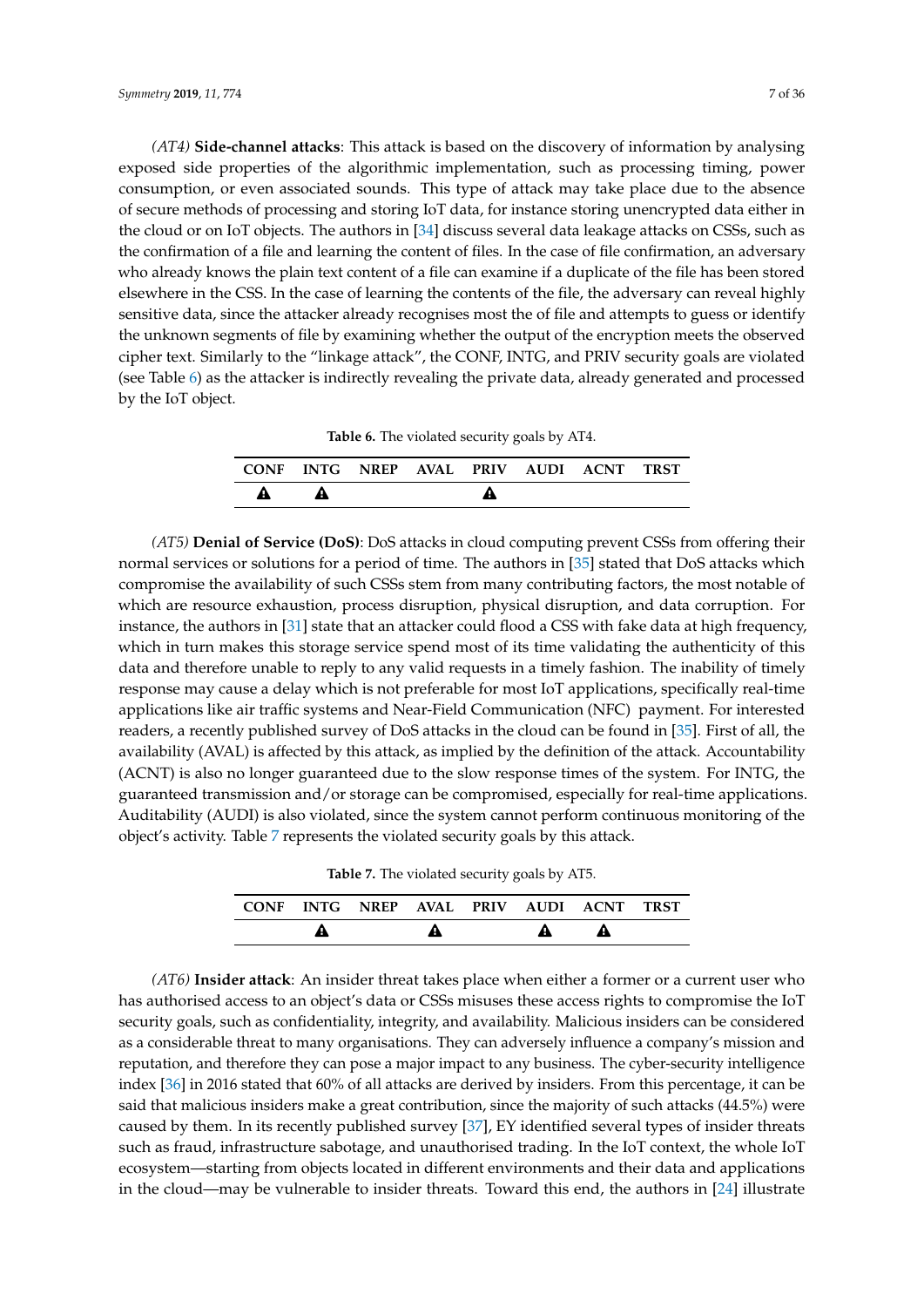*(AT4)* **Side-channel attacks**: This attack is based on the discovery of information by analysing exposed side properties of the algorithmic implementation, such as processing timing, power consumption, or even associated sounds. This type of attack may take place due to the absence of secure methods of processing and storing IoT data, for instance storing unencrypted data either in the cloud or on IoT objects. The authors in [34] discuss several data leakage attacks on CSSs, such as the confirmation of a file and learning the content of files. In the case of file confirmation, an adversary who already knows the plain text content of a file can examine if a duplicate of the file has been stored elsewhere in the CSS. In the case of learning the contents of the file, the adversary can reveal highly sensitive data, since the attacker already recognises most the of file and attempts to guess or identify the unknown segments of file by examining whether the output of the encryption meets the observed cipher text. Similarly to the "linkage attack", the CONF, INTG, and PRIV security goals are violated (see Table 6) as the attacker is indirectly revealing the private data, already generated and processed by the IoT object.

**Table 6.** The violated security goals by AT4.

| CONF | INTG | NREP | AVAL | PRIV | AUDI | ACNT | TRST |
|---|---|---|---|---|---|---|---|
| ⚠ | ⚠ | | | ⚠ | | | |

*(AT5)* **Denial of Service (DoS)**: DoS attacks in cloud computing prevent CSSs from offering their normal services or solutions for a period of time. The authors in [35] stated that DoS attacks which compromise the availability of such CSSs stem from many contributing factors, the most notable of which are resource exhaustion, process disruption, physical disruption, and data corruption. For instance, the authors in [31] state that an attacker could flood a CSS with fake data at high frequency, which in turn makes this storage service spend most of its time validating the authenticity of this data and therefore unable to reply to any valid requests in a timely fashion. The inability of timely response may cause a delay which is not preferable for most IoT applications, specifically real-time applications like air traffic systems and Near-Field Communication (NFC) payment. For interested readers, a recently published survey of DoS attacks in the cloud can be found in [35]. First of all, the availability (AVAL) is affected by this attack, as implied by the definition of the attack. Accountability (ACNT) is also no longer guaranteed due to the slow response times of the system. For INTG, the guaranteed transmission and/or storage can be compromised, especially for real-time applications. Auditability (AUDI) is also violated, since the system cannot perform continuous monitoring of the object's activity. Table 7 represents the violated security goals by this attack.

**Table 7.** The violated security goals by AT5.

| CONF | INTG | NREP | AVAL | PRIV | AUDI | ACNT | TRST |
|---|---|---|---|---|---|---|---|
| | ⚠ | | ⚠ | | ⚠ | ⚠ | |

*(AT6)* **Insider attack**: An insider threat takes place when either a former or a current user who has authorised access to an object's data or CSSs misuses these access rights to compromise the IoT security goals, such as confidentiality, integrity, and availability. Malicious insiders can be considered as a considerable threat to many organisations. They can adversely influence a company's mission and reputation, and therefore they can pose a major impact to any business. The cyber-security intelligence index [36] in 2016 stated that 60% of all attacks are derived by insiders. From this percentage, it can be said that malicious insiders make a great contribution, since the majority of such attacks (44.5%) were caused by them. In its recently published survey [37], EY identified several types of insider threats such as fraud, infrastructure sabotage, and unauthorised trading. In the IoT context, the whole IoT ecosystem—starting from objects located in different environments and their data and applications in the cloud—may be vulnerable to insider threats. Toward this end, the authors in [24] illustrate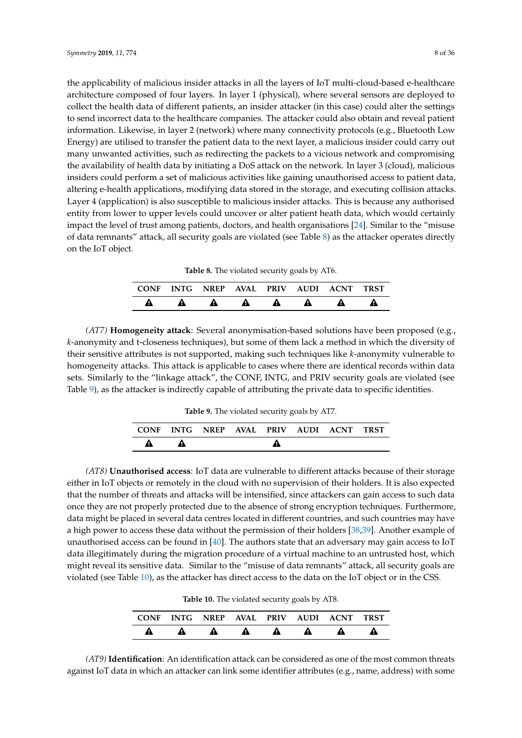the applicability of malicious insider attacks in all the layers of IoT multi-cloud-based e-healthcare architecture composed of four layers. In layer 1 (physical), where several sensors are deployed to collect the health data of different patients, an insider attacker (in this case) could alter the settings to send incorrect data to the healthcare companies. The attacker could also obtain and reveal patient information. Likewise, in layer 2 (network) where many connectivity protocols (e.g., Bluetooth Low Energy) are utilised to transfer the patient data to the next layer, a malicious insider could carry out many unwanted activities, such as redirecting the packets to a vicious network and compromising the availability of health data by initiating a DoS attack on the network. In layer 3 (cloud), malicious insiders could perform a set of malicious activities like gaining unauthorised access to patient data, altering e-health applications, modifying data stored in the storage, and executing collision attacks. Layer 4 (application) is also susceptible to malicious insider attacks. This is because any authorised entity from lower to upper levels could uncover or alter patient heath data, which would certainly impact the level of trust among patients, doctors, and health organisations [24]. Similar to the "misuse of data remnants" attack, all security goals are violated (see Table 8) as the attacker operates directly on the IoT object.

**Table 8.** The violated security goals by AT6.

| CONF | INTG | NREP | AVAL | PRIV | AUDI | ACNT | TRST |
|---|---|---|---|---|---|---|---|
| ⚠ | ⚠ | ⚠ | ⚠ | ⚠ | ⚠ | ⚠ | ⚠ |

*(AT7)* **Homogeneity attack**: Several anonymisation-based solutions have been proposed (e.g., *k*-anonymity and t-closeness techniques), but some of them lack a method in which the diversity of their sensitive attributes is not supported, making such techniques like *k*-anonymity vulnerable to homogeneity attacks. This attack is applicable to cases where there are identical records within data sets. Similarly to the "linkage attack", the CONF, INTG, and PRIV security goals are violated (see Table 9), as the attacker is indirectly capable of attributing the private data to specific identities.

**Table 9.** The violated security goals by AT7.

| CONF | INTG | NREP | AVAL | PRIV | AUDI | ACNT | TRST |
|---|---|---|---|---|---|---|---|
| ⚠ | ⚠ | | | ⚠ | | | |

*(AT8)* **Unauthorised access**: IoT data are vulnerable to different attacks because of their storage either in IoT objects or remotely in the cloud with no supervision of their holders. It is also expected that the number of threats and attacks will be intensified, since attackers can gain access to such data once they are not properly protected due to the absence of strong encryption techniques. Furthermore, data might be placed in several data centres located in different countries, and such countries may have a high power to access these data without the permission of their holders [38,39]. Another example of unauthorised access can be found in [40]. The authors state that an adversary may gain access to IoT data illegitimately during the migration procedure of a virtual machine to an untrusted host, which might reveal its sensitive data. Similar to the "misuse of data remnants" attack, all security goals are violated (see Table 10), as the attacker has direct access to the data on the IoT object or in the CSS.

**Table 10.** The violated security goals by AT8.

| CONF | INTG | NREP | AVAL | PRIV | AUDI | ACNT | TRST |
|---|---|---|---|---|---|---|---|
| ⚠ | ⚠ | ⚠ | ⚠ | ⚠ | ⚠ | ⚠ | ⚠ |

*(AT9)* **Identification**: An identification attack can be considered as one of the most common threats against IoT data in which an attacker can link some identifier attributes (e.g., name, address) with some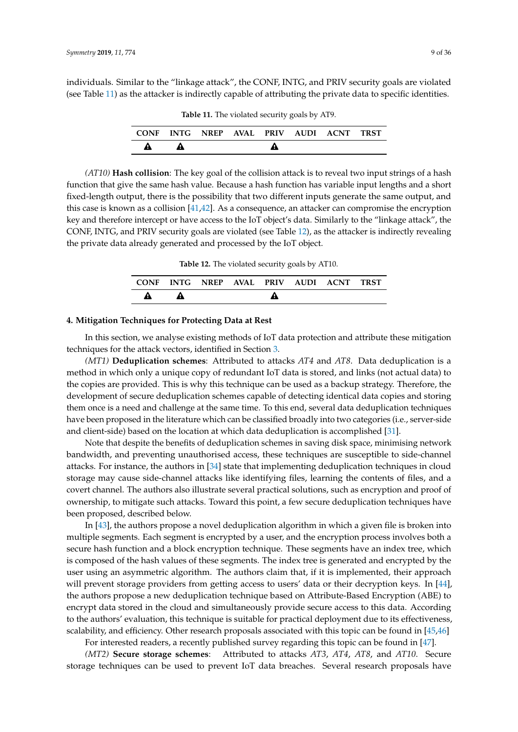individuals. Similar to the "linkage attack", the CONF, INTG, and PRIV security goals are violated (see Table 11) as the attacker is indirectly capable of attributing the private data to specific identities.

**Table 11.** The violated security goals by AT9.

| CONF | INTG | NREP | AVAL | PRIV | AUDI | ACNT | TRST |
|---|---|---|---|---|---|---|---|
| ⚠ | ⚠ | | | ⚠ | | | |

*(AT10)* **Hash collision**: The key goal of the collision attack is to reveal two input strings of a hash function that give the same hash value. Because a hash function has variable input lengths and a short fixed-length output, there is the possibility that two different inputs generate the same output, and this case is known as a collision [41,42]. As a consequence, an attacker can compromise the encryption key and therefore intercept or have access to the IoT object's data. Similarly to the "linkage attack", the CONF, INTG, and PRIV security goals are violated (see Table 12), as the attacker is indirectly revealing the private data already generated and processed by the IoT object.

**Table 12.** The violated security goals by AT10.

| CONF | INTG | NREP | AVAL | PRIV | AUDI | ACNT | TRST |
|---|---|---|---|---|---|---|---|
| ⚠ | ⚠ | | | ⚠ | | | |

## 4. Mitigation Techniques for Protecting Data at Rest

In this section, we analyse existing methods of IoT data protection and attribute these mitigation techniques for the attack vectors, identified in Section 3.

*(MT1)* **Deduplication schemes**: Attributed to attacks *AT4* and *AT8*. Data deduplication is a method in which only a unique copy of redundant IoT data is stored, and links (not actual data) to the copies are provided. This is why this technique can be used as a backup strategy. Therefore, the development of secure deduplication schemes capable of detecting identical data copies and storing them once is a need and challenge at the same time. To this end, several data deduplication techniques have been proposed in the literature which can be classified broadly into two categories (i.e., server-side and client-side) based on the location at which data deduplication is accomplished [31].

Note that despite the benefits of deduplication schemes in saving disk space, minimising network bandwidth, and preventing unauthorised access, these techniques are susceptible to side-channel attacks. For instance, the authors in [34] state that implementing deduplication techniques in cloud storage may cause side-channel attacks like identifying files, learning the contents of files, and a covert channel. The authors also illustrate several practical solutions, such as encryption and proof of ownership, to mitigate such attacks. Toward this point, a few secure deduplication techniques have been proposed, described below.

In [43], the authors propose a novel deduplication algorithm in which a given file is broken into multiple segments. Each segment is encrypted by a user, and the encryption process involves both a secure hash function and a block encryption technique. These segments have an index tree, which is composed of the hash values of these segments. The index tree is generated and encrypted by the user using an asymmetric algorithm. The authors claim that, if it is implemented, their approach will prevent storage providers from getting access to users' data or their decryption keys. In [44], the authors propose a new deduplication technique based on Attribute-Based Encryption (ABE) to encrypt data stored in the cloud and simultaneously provide secure access to this data. According to the authors' evaluation, this technique is suitable for practical deployment due to its effectiveness, scalability, and efficiency. Other research proposals associated with this topic can be found in [45,46]

For interested readers, a recently published survey regarding this topic can be found in [47].

*(MT2)* **Secure storage schemes**: Attributed to attacks *AT3*, *AT4*, *AT8*, and *AT10*. Secure storage techniques can be used to prevent IoT data breaches. Several research proposals have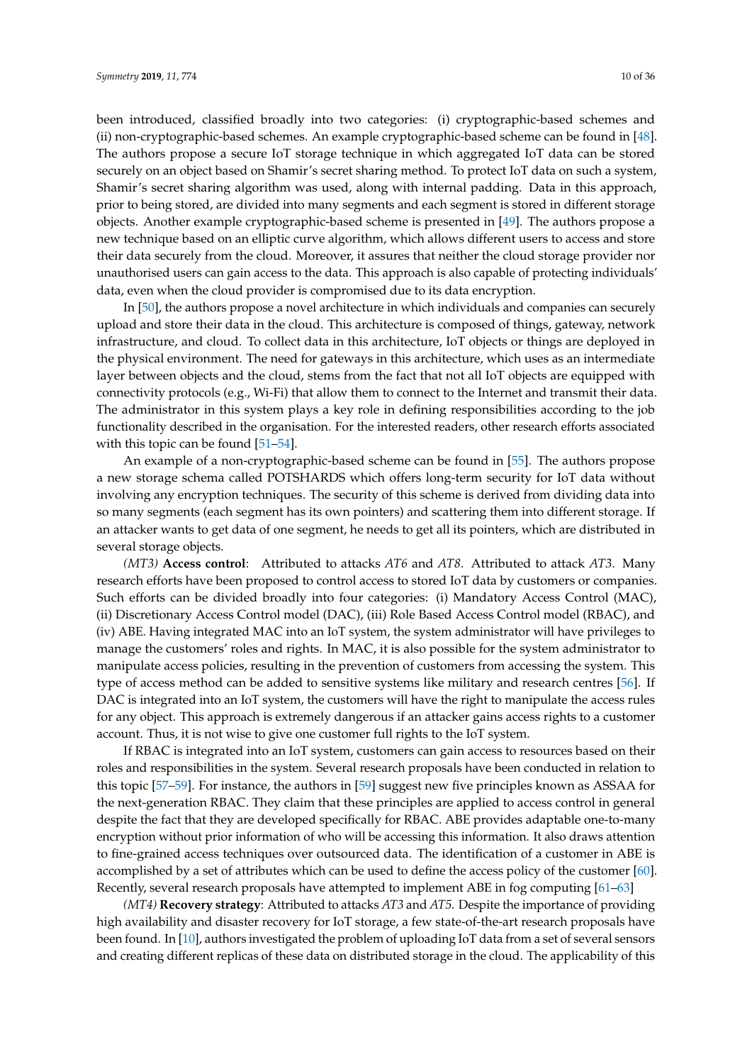been introduced, classified broadly into two categories: (i) cryptographic-based schemes and (ii) non-cryptographic-based schemes. An example cryptographic-based scheme can be found in [48]. The authors propose a secure IoT storage technique in which aggregated IoT data can be stored securely on an object based on Shamir's secret sharing method. To protect IoT data on such a system, Shamir's secret sharing algorithm was used, along with internal padding. Data in this approach, prior to being stored, are divided into many segments and each segment is stored in different storage objects. Another example cryptographic-based scheme is presented in [49]. The authors propose a new technique based on an elliptic curve algorithm, which allows different users to access and store their data securely from the cloud. Moreover, it assures that neither the cloud storage provider nor unauthorised users can gain access to the data. This approach is also capable of protecting individuals' data, even when the cloud provider is compromised due to its data encryption.

In [50], the authors propose a novel architecture in which individuals and companies can securely upload and store their data in the cloud. This architecture is composed of things, gateway, network infrastructure, and cloud. To collect data in this architecture, IoT objects or things are deployed in the physical environment. The need for gateways in this architecture, which uses as an intermediate layer between objects and the cloud, stems from the fact that not all IoT objects are equipped with connectivity protocols (e.g., Wi-Fi) that allow them to connect to the Internet and transmit their data. The administrator in this system plays a key role in defining responsibilities according to the job functionality described in the organisation. For the interested readers, other research efforts associated with this topic can be found [51–54].

An example of a non-cryptographic-based scheme can be found in [55]. The authors propose a new storage schema called POTSHARDS which offers long-term security for IoT data without involving any encryption techniques. The security of this scheme is derived from dividing data into so many segments (each segment has its own pointers) and scattering them into different storage. If an attacker wants to get data of one segment, he needs to get all its pointers, which are distributed in several storage objects.

*(MT3)* **Access control**: Attributed to attacks *AT6* and *AT8*. Attributed to attack *AT3*. Many research efforts have been proposed to control access to stored IoT data by customers or companies. Such efforts can be divided broadly into four categories: (i) Mandatory Access Control (MAC), (ii) Discretionary Access Control model (DAC), (iii) Role Based Access Control model (RBAC), and (iv) ABE. Having integrated MAC into an IoT system, the system administrator will have privileges to manage the customers' roles and rights. In MAC, it is also possible for the system administrator to manipulate access policies, resulting in the prevention of customers from accessing the system. This type of access method can be added to sensitive systems like military and research centres [56]. If DAC is integrated into an IoT system, the customers will have the right to manipulate the access rules for any object. This approach is extremely dangerous if an attacker gains access rights to a customer account. Thus, it is not wise to give one customer full rights to the IoT system.

If RBAC is integrated into an IoT system, customers can gain access to resources based on their roles and responsibilities in the system. Several research proposals have been conducted in relation to this topic [57–59]. For instance, the authors in [59] suggest new five principles known as ASSAA for the next-generation RBAC. They claim that these principles are applied to access control in general despite the fact that they are developed specifically for RBAC. ABE provides adaptable one-to-many encryption without prior information of who will be accessing this information. It also draws attention to fine-grained access techniques over outsourced data. The identification of a customer in ABE is accomplished by a set of attributes which can be used to define the access policy of the customer [60]. Recently, several research proposals have attempted to implement ABE in fog computing [61–63]

*(MT4)* **Recovery strategy**: Attributed to attacks *AT3* and *AT5*. Despite the importance of providing high availability and disaster recovery for IoT storage, a few state-of-the-art research proposals have been found. In [10], authors investigated the problem of uploading IoT data from a set of several sensors and creating different replicas of these data on distributed storage in the cloud. The applicability of this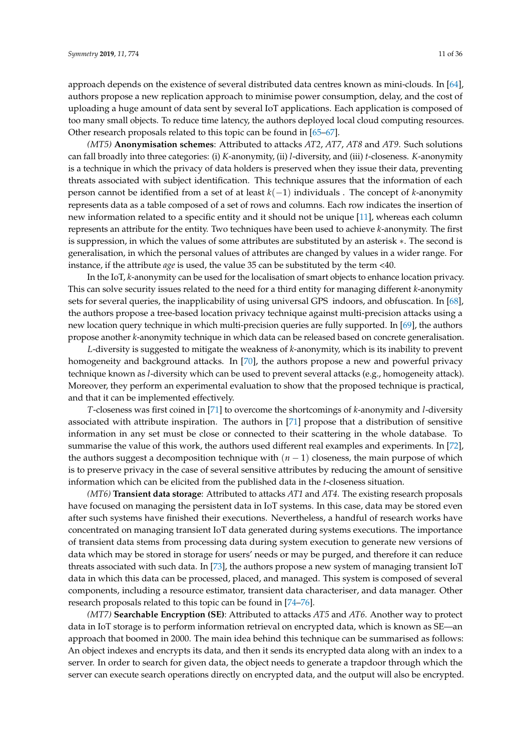approach depends on the existence of several distributed data centres known as mini-clouds. In [64], authors propose a new replication approach to minimise power consumption, delay, and the cost of uploading a huge amount of data sent by several IoT applications. Each application is composed of too many small objects. To reduce time latency, the authors deployed local cloud computing resources. Other research proposals related to this topic can be found in [65–67].

*(MT5)* **Anonymisation schemes**: Attributed to attacks *AT2*, *AT7*, *AT8* and *AT9*. Such solutions can fall broadly into three categories: (i) *K*-anonymity, (ii) *l*-diversity, and (iii) *t*-closeness. *K*-anonymity is a technique in which the privacy of data holders is preserved when they issue their data, preventing threats associated with subject identification. This technique assures that the information of each person cannot be identified from a set of at least $k(-1)$ individuals . The concept of *k*-anonymity represents data as a table composed of a set of rows and columns. Each row indicates the insertion of new information related to a specific entity and it should not be unique [11], whereas each column represents an attribute for the entity. Two techniques have been used to achieve *k*-anonymity. The first is suppression, in which the values of some attributes are substituted by an asterisk $*$. The second is generalisation, in which the personal values of attributes are changed by values in a wider range. For instance, if the attribute *age* is used, the value 35 can be substituted by the term <40.

In the IoT, *k*-anonymity can be used for the localisation of smart objects to enhance location privacy. This can solve security issues related to the need for a third entity for managing different *k*-anonymity sets for several queries, the inapplicability of using universal GPS indoors, and obfuscation. In [68], the authors propose a tree-based location privacy technique against multi-precision attacks using a new location query technique in which multi-precision queries are fully supported. In [69], the authors propose another *k*-anonymity technique in which data can be released based on concrete generalisation.

*L*-diversity is suggested to mitigate the weakness of *k*-anonymity, which is its inability to prevent homogeneity and background attacks. In [70], the authors propose a new and powerful privacy technique known as *l*-diversity which can be used to prevent several attacks (e.g., homogeneity attack). Moreover, they perform an experimental evaluation to show that the proposed technique is practical, and that it can be implemented effectively.

*T*-closeness was first coined in [71] to overcome the shortcomings of *k*-anonymity and *l*-diversity associated with attribute inspiration. The authors in [71] propose that a distribution of sensitive information in any set must be close or connected to their scattering in the whole database. To summarise the value of this work, the authors used different real examples and experiments. In [72], the authors suggest a decomposition technique with $(n-1)$ closeness, the main purpose of which is to preserve privacy in the case of several sensitive attributes by reducing the amount of sensitive information which can be elicited from the published data in the *t*-closeness situation.

*(MT6)* **Transient data storage**: Attributed to attacks *AT1* and *AT4*. The existing research proposals have focused on managing the persistent data in IoT systems. In this case, data may be stored even after such systems have finished their executions. Nevertheless, a handful of research works have concentrated on managing transient IoT data generated during systems executions. The importance of transient data stems from processing data during system execution to generate new versions of data which may be stored in storage for users' needs or may be purged, and therefore it can reduce threats associated with such data. In [73], the authors propose a new system of managing transient IoT data in which this data can be processed, placed, and managed. This system is composed of several components, including a resource estimator, transient data characteriser, and data manager. Other research proposals related to this topic can be found in [74–76].

*(MT7)* **Searchable Encryption (SE)**: Attributed to attacks *AT5* and *AT6*. Another way to protect data in IoT storage is to perform information retrieval on encrypted data, which is known as SE—an approach that boomed in 2000. The main idea behind this technique can be summarised as follows: An object indexes and encrypts its data, and then it sends its encrypted data along with an index to a server. In order to search for given data, the object needs to generate a trapdoor through which the server can execute search operations directly on encrypted data, and the output will also be encrypted.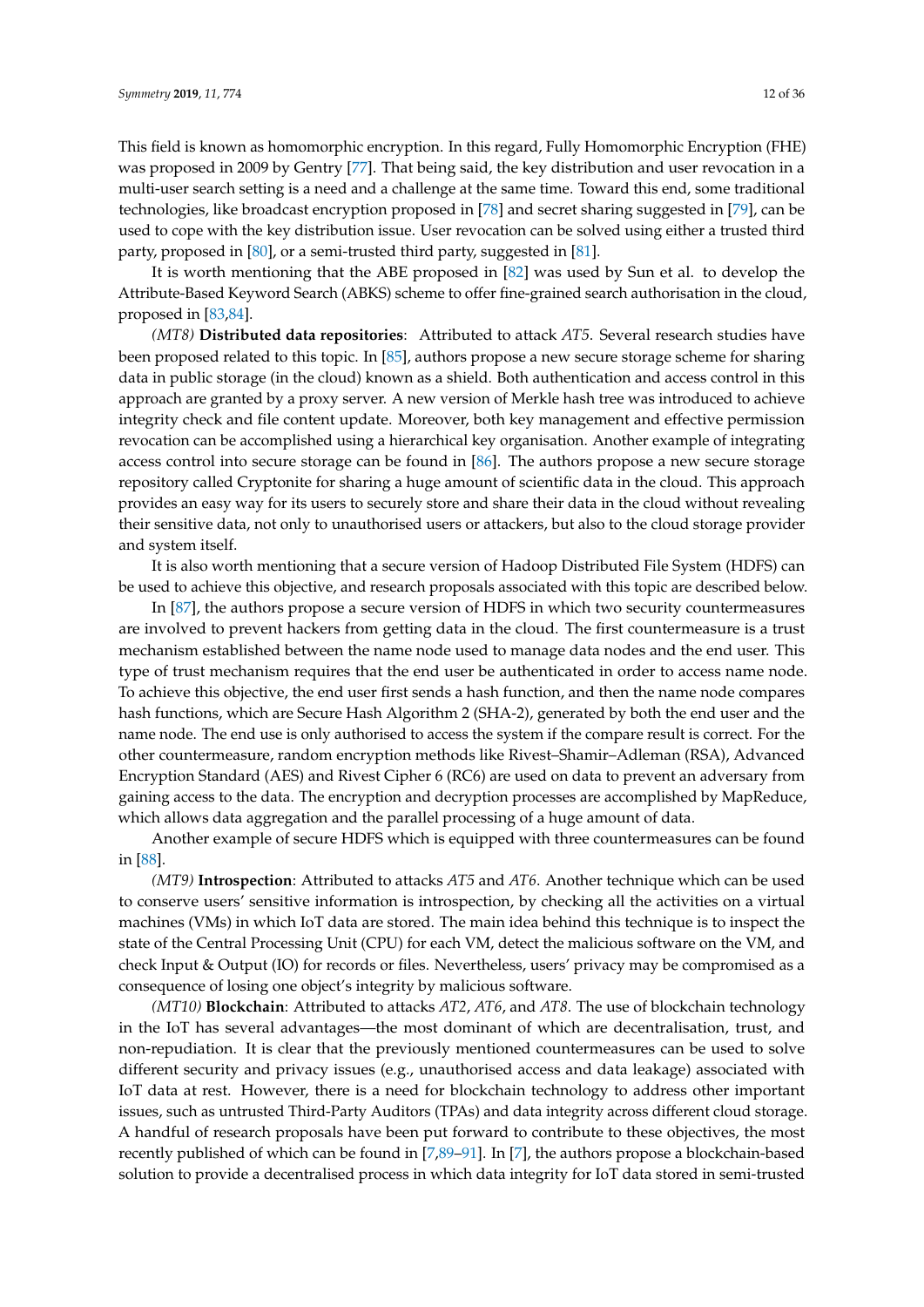This field is known as homomorphic encryption. In this regard, Fully Homomorphic Encryption (FHE) was proposed in 2009 by Gentry [77]. That being said, the key distribution and user revocation in a multi-user search setting is a need and a challenge at the same time. Toward this end, some traditional technologies, like broadcast encryption proposed in [78] and secret sharing suggested in [79], can be used to cope with the key distribution issue. User revocation can be solved using either a trusted third party, proposed in [80], or a semi-trusted third party, suggested in [81].

It is worth mentioning that the ABE proposed in [82] was used by Sun et al. to develop the Attribute-Based Keyword Search (ABKS) scheme to offer fine-grained search authorisation in the cloud, proposed in [83,84].

*(MT8)* **Distributed data repositories**: Attributed to attack *AT5*. Several research studies have been proposed related to this topic. In [85], authors propose a new secure storage scheme for sharing data in public storage (in the cloud) known as a shield. Both authentication and access control in this approach are granted by a proxy server. A new version of Merkle hash tree was introduced to achieve integrity check and file content update. Moreover, both key management and effective permission revocation can be accomplished using a hierarchical key organisation. Another example of integrating access control into secure storage can be found in [86]. The authors propose a new secure storage repository called Cryptonite for sharing a huge amount of scientific data in the cloud. This approach provides an easy way for its users to securely store and share their data in the cloud without revealing their sensitive data, not only to unauthorised users or attackers, but also to the cloud storage provider and system itself.

It is also worth mentioning that a secure version of Hadoop Distributed File System (HDFS) can be used to achieve this objective, and research proposals associated with this topic are described below.

In [87], the authors propose a secure version of HDFS in which two security countermeasures are involved to prevent hackers from getting data in the cloud. The first countermeasure is a trust mechanism established between the name node used to manage data nodes and the end user. This type of trust mechanism requires that the end user be authenticated in order to access name node. To achieve this objective, the end user first sends a hash function, and then the name node compares hash functions, which are Secure Hash Algorithm 2 (SHA-2), generated by both the end user and the name node. The end use is only authorised to access the system if the compare result is correct. For the other countermeasure, random encryption methods like Rivest–Shamir–Adleman (RSA), Advanced Encryption Standard (AES) and Rivest Cipher 6 (RC6) are used on data to prevent an adversary from gaining access to the data. The encryption and decryption processes are accomplished by MapReduce, which allows data aggregation and the parallel processing of a huge amount of data.

Another example of secure HDFS which is equipped with three countermeasures can be found in [88].

*(MT9)* **Introspection**: Attributed to attacks *AT5* and *AT6*. Another technique which can be used to conserve users' sensitive information is introspection, by checking all the activities on a virtual machines (VMs) in which IoT data are stored. The main idea behind this technique is to inspect the state of the Central Processing Unit (CPU) for each VM, detect the malicious software on the VM, and check Input & Output (IO) for records or files. Nevertheless, users' privacy may be compromised as a consequence of losing one object's integrity by malicious software.

*(MT10)* **Blockchain**: Attributed to attacks *AT2*, *AT6*, and *AT8*. The use of blockchain technology in the IoT has several advantages—the most dominant of which are decentralisation, trust, and non-repudiation. It is clear that the previously mentioned countermeasures can be used to solve different security and privacy issues (e.g., unauthorised access and data leakage) associated with IoT data at rest. However, there is a need for blockchain technology to address other important issues, such as untrusted Third-Party Auditors (TPAs) and data integrity across different cloud storage. A handful of research proposals have been put forward to contribute to these objectives, the most recently published of which can be found in [7,89–91]. In [7], the authors propose a blockchain-based solution to provide a decentralised process in which data integrity for IoT data stored in semi-trusted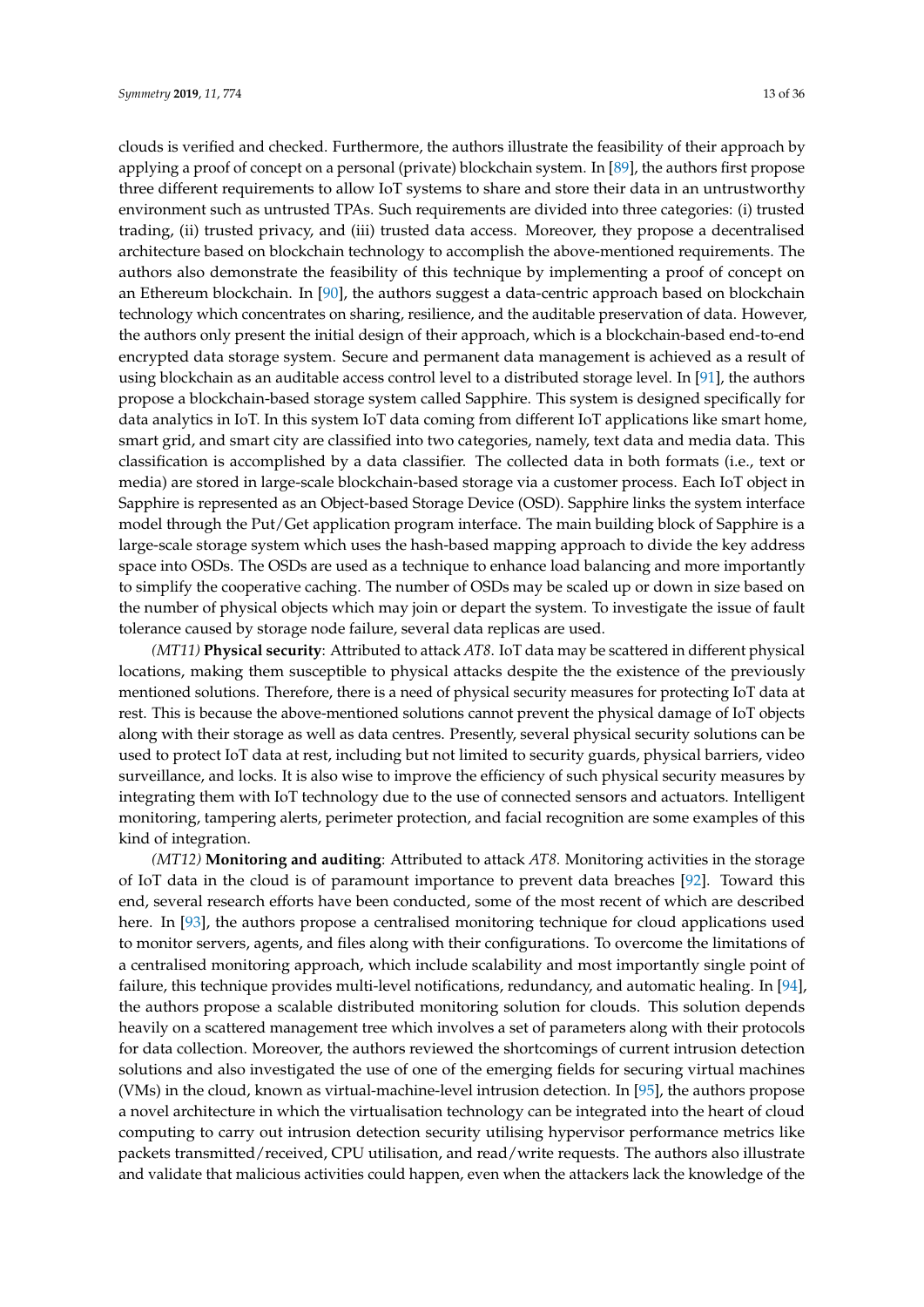clouds is verified and checked. Furthermore, the authors illustrate the feasibility of their approach by applying a proof of concept on a personal (private) blockchain system. In [89], the authors first propose three different requirements to allow IoT systems to share and store their data in an untrustworthy environment such as untrusted TPAs. Such requirements are divided into three categories: (i) trusted trading, (ii) trusted privacy, and (iii) trusted data access. Moreover, they propose a decentralised architecture based on blockchain technology to accomplish the above-mentioned requirements. The authors also demonstrate the feasibility of this technique by implementing a proof of concept on an Ethereum blockchain. In [90], the authors suggest a data-centric approach based on blockchain technology which concentrates on sharing, resilience, and the auditable preservation of data. However, the authors only present the initial design of their approach, which is a blockchain-based end-to-end encrypted data storage system. Secure and permanent data management is achieved as a result of using blockchain as an auditable access control level to a distributed storage level. In [91], the authors propose a blockchain-based storage system called Sapphire. This system is designed specifically for data analytics in IoT. In this system IoT data coming from different IoT applications like smart home, smart grid, and smart city are classified into two categories, namely, text data and media data. This classification is accomplished by a data classifier. The collected data in both formats (i.e., text or media) are stored in large-scale blockchain-based storage via a customer process. Each IoT object in Sapphire is represented as an Object-based Storage Device (OSD). Sapphire links the system interface model through the Put/Get application program interface. The main building block of Sapphire is a large-scale storage system which uses the hash-based mapping approach to divide the key address space into OSDs. The OSDs are used as a technique to enhance load balancing and more importantly to simplify the cooperative caching. The number of OSDs may be scaled up or down in size based on the number of physical objects which may join or depart the system. To investigate the issue of fault tolerance caused by storage node failure, several data replicas are used.

*(MT11)* **Physical security**: Attributed to attack *AT8*. IoT data may be scattered in different physical locations, making them susceptible to physical attacks despite the the existence of the previously mentioned solutions. Therefore, there is a need of physical security measures for protecting IoT data at rest. This is because the above-mentioned solutions cannot prevent the physical damage of IoT objects along with their storage as well as data centres. Presently, several physical security solutions can be used to protect IoT data at rest, including but not limited to security guards, physical barriers, video surveillance, and locks. It is also wise to improve the efficiency of such physical security measures by integrating them with IoT technology due to the use of connected sensors and actuators. Intelligent monitoring, tampering alerts, perimeter protection, and facial recognition are some examples of this kind of integration.

*(MT12)* **Monitoring and auditing**: Attributed to attack *AT8*. Monitoring activities in the storage of IoT data in the cloud is of paramount importance to prevent data breaches [92]. Toward this end, several research efforts have been conducted, some of the most recent of which are described here. In [93], the authors propose a centralised monitoring technique for cloud applications used to monitor servers, agents, and files along with their configurations. To overcome the limitations of a centralised monitoring approach, which include scalability and most importantly single point of failure, this technique provides multi-level notifications, redundancy, and automatic healing. In [94], the authors propose a scalable distributed monitoring solution for clouds. This solution depends heavily on a scattered management tree which involves a set of parameters along with their protocols for data collection. Moreover, the authors reviewed the shortcomings of current intrusion detection solutions and also investigated the use of one of the emerging fields for securing virtual machines (VMs) in the cloud, known as virtual-machine-level intrusion detection. In [95], the authors propose a novel architecture in which the virtualisation technology can be integrated into the heart of cloud computing to carry out intrusion detection security utilising hypervisor performance metrics like packets transmitted/received, CPU utilisation, and read/write requests. The authors also illustrate and validate that malicious activities could happen, even when the attackers lack the knowledge of the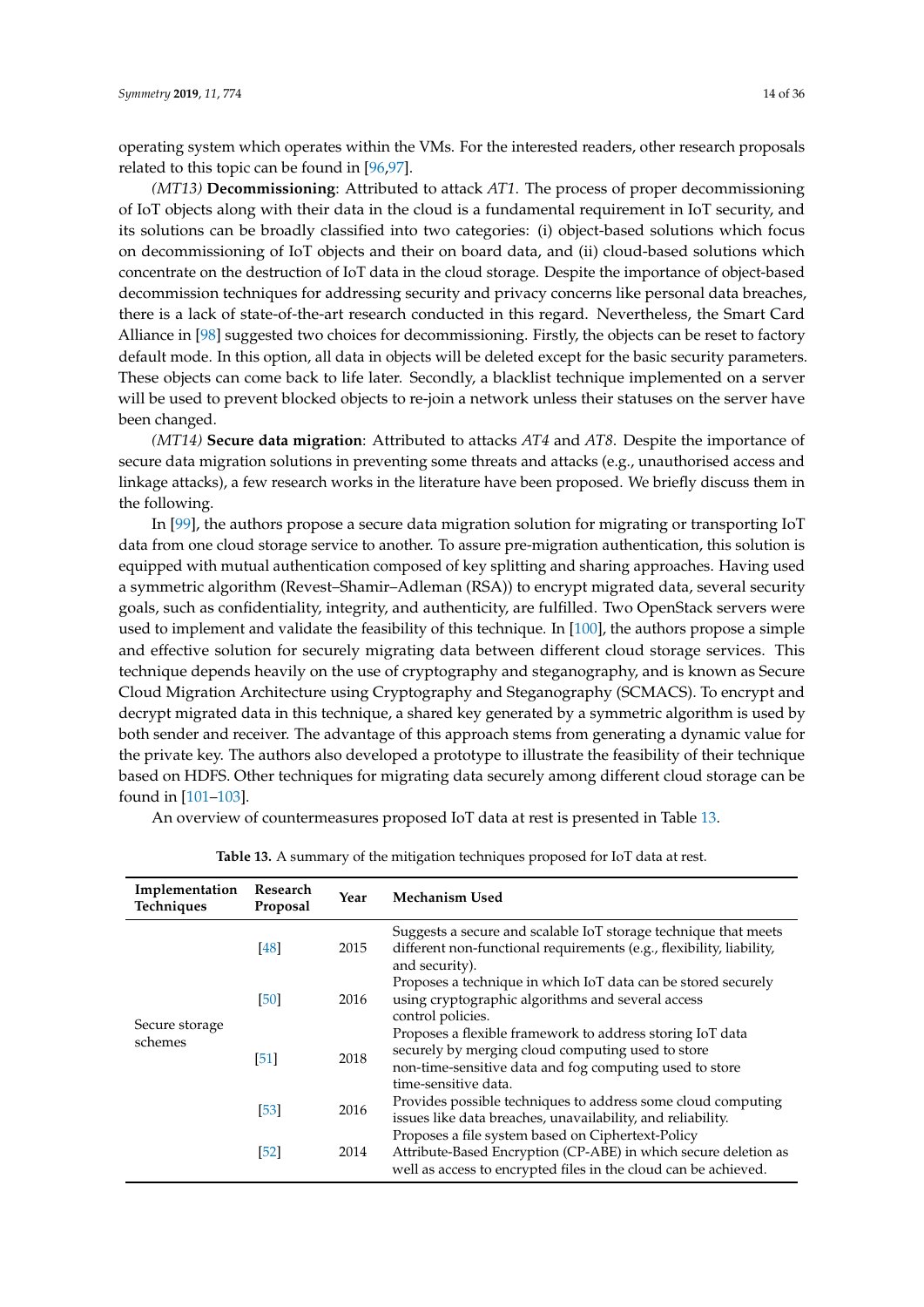operating system which operates within the VMs. For the interested readers, other research proposals related to this topic can be found in [96,97].

*(MT13)* **Decommissioning**: Attributed to attack *AT1*. The process of proper decommissioning of IoT objects along with their data in the cloud is a fundamental requirement in IoT security, and its solutions can be broadly classified into two categories: (i) object-based solutions which focus on decommissioning of IoT objects and their on board data, and (ii) cloud-based solutions which concentrate on the destruction of IoT data in the cloud storage. Despite the importance of object-based decommission techniques for addressing security and privacy concerns like personal data breaches, there is a lack of state-of-the-art research conducted in this regard. Nevertheless, the Smart Card Alliance in [98] suggested two choices for decommissioning. Firstly, the objects can be reset to factory default mode. In this option, all data in objects will be deleted except for the basic security parameters. These objects can come back to life later. Secondly, a blacklist technique implemented on a server will be used to prevent blocked objects to re-join a network unless their statuses on the server have been changed.

*(MT14)* **Secure data migration**: Attributed to attacks *AT4* and *AT8*. Despite the importance of secure data migration solutions in preventing some threats and attacks (e.g., unauthorised access and linkage attacks), a few research works in the literature have been proposed. We briefly discuss them in the following.

In [99], the authors propose a secure data migration solution for migrating or transporting IoT data from one cloud storage service to another. To assure pre-migration authentication, this solution is equipped with mutual authentication composed of key splitting and sharing approaches. Having used a symmetric algorithm (Revest–Shamir–Adleman (RSA)) to encrypt migrated data, several security goals, such as confidentiality, integrity, and authenticity, are fulfilled. Two OpenStack servers were used to implement and validate the feasibility of this technique. In [100], the authors propose a simple and effective solution for securely migrating data between different cloud storage services. This technique depends heavily on the use of cryptography and steganography, and is known as Secure Cloud Migration Architecture using Cryptography and Steganography (SCMACS). To encrypt and decrypt migrated data in this technique, a shared key generated by a symmetric algorithm is used by both sender and receiver. The advantage of this approach stems from generating a dynamic value for the private key. The authors also developed a prototype to illustrate the feasibility of their technique based on HDFS. Other techniques for migrating data securely among different cloud storage can be found in [101–103].

An overview of countermeasures proposed IoT data at rest is presented in Table 13.

**Table 13.** A summary of the mitigation techniques proposed for IoT data at rest.

| Implementation Techniques | Research Proposal | Year | Mechanism Used |
|---|---|---|---|
| Secure storage schemes | [48] | 2015 | Suggests a secure and scalable IoT storage technique that meets different non-functional requirements (e.g., flexibility, liability, and security). |
| | [50] | 2016 | Proposes a technique in which IoT data can be stored securely using cryptographic algorithms and several access control policies. |
| | [51] | 2018 | Proposes a flexible framework to address storing IoT data securely by merging cloud computing used to store non-time-sensitive data and fog computing used to store time-sensitive data. |
| | [53] | 2016 | Provides possible techniques to address some cloud computing issues like data breaches, unavailability, and reliability. |
| | [52] | 2014 | Proposes a file system based on Ciphertext-Policy Attribute-Based Encryption (CP-ABE) in which secure deletion as well as access to encrypted files in the cloud can be achieved. |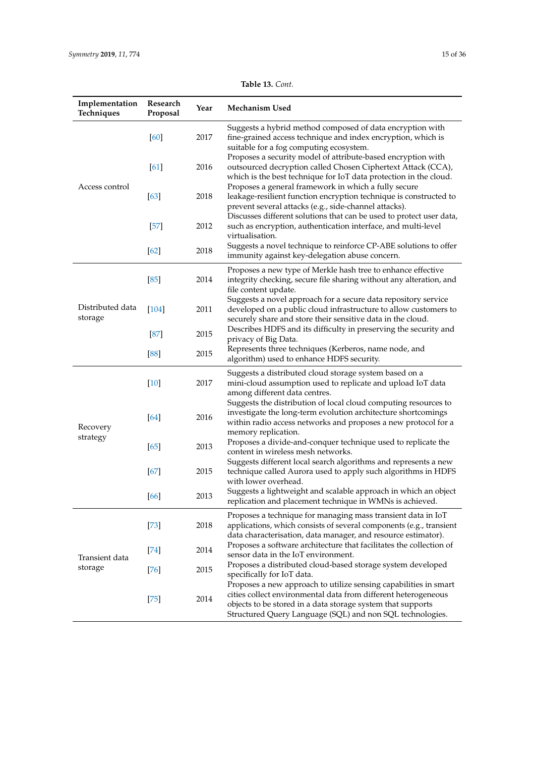**Table 13.** *Cont.*

| Implementation Techniques | Research Proposal | Year | Mechanism Used |
|---|---|---|---|
| Access control | [60] | 2017 | Suggests a hybrid method composed of data encryption with fine-grained access technique and index encryption, which is suitable for a fog computing ecosystem. |
| | [61] | 2016 | Proposes a security model of attribute-based encryption with outsourced decryption called Chosen Ciphertext Attack (CCA), which is the best technique for IoT data protection in the cloud. |
| | [63] | 2018 | Proposes a general framework in which a fully secure leakage-resilient function encryption technique is constructed to prevent several attacks (e.g., side-channel attacks). |
| | [57] | 2012 | Discusses different solutions that can be used to protect user data, such as encryption, authentication interface, and multi-level virtualisation. |
| | [62] | 2018 | Suggests a novel technique to reinforce CP-ABE solutions to offer immunity against key-delegation abuse concern. |
| Distributed data storage | [85] | 2014 | Proposes a new type of Merkle hash tree to enhance effective integrity checking, secure file sharing without any alteration, and file content update. |
| | [104] | 2011 | Suggests a novel approach for a secure data repository service developed on a public cloud infrastructure to allow customers to securely share and store their sensitive data in the cloud. |
| | [87] | 2015 | Describes HDFS and its difficulty in preserving the security and privacy of Big Data. |
| | [88] | 2015 | Represents three techniques (Kerberos, name node, and algorithm) used to enhance HDFS security. |
| Recovery strategy | [10] | 2017 | Suggests a distributed cloud storage system based on a mini-cloud assumption used to replicate and upload IoT data among different data centres. |
| | [64] | 2016 | Suggests the distribution of local cloud computing resources to investigate the long-term evolution architecture shortcomings within radio access networks and proposes a new protocol for a memory replication. |
| | [65] | 2013 | Proposes a divide-and-conquer technique used to replicate the content in wireless mesh networks. |
| | [67] | 2015 | Suggests different local search algorithms and represents a new technique called Aurora used to apply such algorithms in HDFS with lower overhead. |
| | [66] | 2013 | Suggests a lightweight and scalable approach in which an object replication and placement technique in WMNs is achieved. |
| Transient data storage | [73] | 2018 | Proposes a technique for managing mass transient data in IoT applications, which consists of several components (e.g., transient data characterisation, data manager, and resource estimator). |
| | [74] | 2014 | Proposes a software architecture that facilitates the collection of sensor data in the IoT environment. |
| | [76] | 2015 | Proposes a distributed cloud-based storage system developed specifically for IoT data. |
| | [75] | 2014 | Proposes a new approach to utilize sensing capabilities in smart cities collect environmental data from different heterogeneous objects to be stored in a data storage system that supports Structured Query Language (SQL) and non SQL technologies. |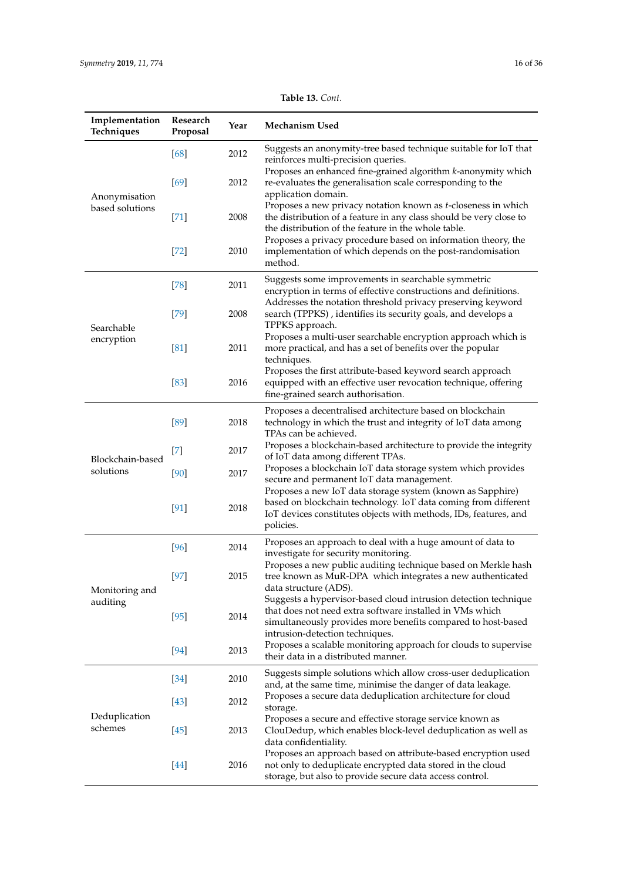**Table 13.** *Cont.*

| Implementation Techniques | Research Proposal | Year | Mechanism Used |
|---|---|---|---|
| Anonymisation based solutions | [68] | 2012 | Suggests an anonymity-tree based technique suitable for IoT that reinforces multi-precision queries. |
| | [69] | 2012 | Proposes an enhanced fine-grained algorithm *k*-anonymity which re-evaluates the generalisation scale corresponding to the application domain. |
| | [71] | 2008 | Proposes a new privacy notation known as *t*-closeness in which the distribution of a feature in any class should be very close to the distribution of the feature in the whole table. |
| | [72] | 2010 | Proposes a privacy procedure based on information theory, the implementation of which depends on the post-randomisation method. |
| Searchable encryption | [78] | 2011 | Suggests some improvements in searchable symmetric encryption in terms of effective constructions and definitions. |
| | [79] | 2008 | Addresses the notation threshold privacy preserving keyword search (TPPKS) , identifies its security goals, and develops a TPPKS approach. |
| | [81] | 2011 | Proposes a multi-user searchable encryption approach which is more practical, and has a set of benefits over the popular techniques. |
| | [83] | 2016 | Proposes the first attribute-based keyword search approach equipped with an effective user revocation technique, offering fine-grained search authorisation. |
| Blockchain-based solutions | [89] | 2018 | Proposes a decentralised architecture based on blockchain technology in which the trust and integrity of IoT data among TPAs can be achieved. |
| | [7] | 2017 | Proposes a blockchain-based architecture to provide the integrity of IoT data among different TPAs. |
| | [90] | 2017 | Proposes a blockchain IoT data storage system which provides secure and permanent IoT data management. |
| | [91] | 2018 | Proposes a new IoT data storage system (known as Sapphire) based on blockchain technology. IoT data coming from different IoT devices constitutes objects with methods, IDs, features, and policies. |
| Monitoring and auditing | [96] | 2014 | Proposes an approach to deal with a huge amount of data to investigate for security monitoring. |
| | [97] | 2015 | Proposes a new public auditing technique based on Merkle hash tree known as MuR-DPA which integrates a new authenticated data structure (ADS). |
| | [95] | 2014 | Suggests a hypervisor-based cloud intrusion detection technique that does not need extra software installed in VMs which simultaneously provides more benefits compared to host-based intrusion-detection techniques. |
| | [94] | 2013 | Proposes a scalable monitoring approach for clouds to supervise their data in a distributed manner. |
| Deduplication schemes | [34] | 2010 | Suggests simple solutions which allow cross-user deduplication and, at the same time, minimise the danger of data leakage. |
| | [43] | 2012 | Proposes a secure data deduplication architecture for cloud storage. |
| | [45] | 2013 | Proposes a secure and effective storage service known as ClouDedup, which enables block-level deduplication as well as data confidentiality. |
| | [44] | 2016 | Proposes an approach based on attribute-based encryption used not only to deduplicate encrypted data stored in the cloud storage, but also to provide secure data access control. |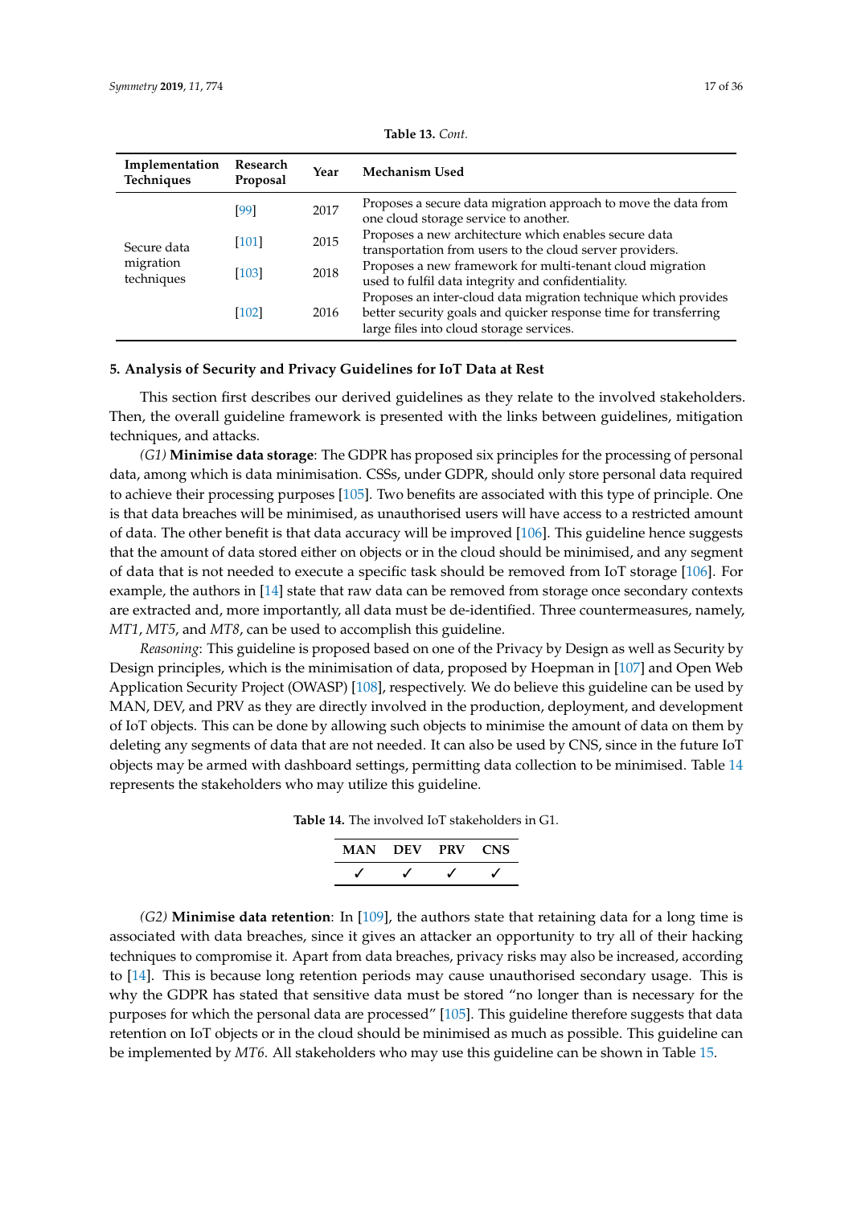**Table 13.** *Cont.*

| Implementation Techniques | Research Proposal | Year | Mechanism Used |
|---|---|---|---|
| Secure data migration techniques | [99] | 2017 | Proposes a secure data migration approach to move the data from one cloud storage service to another. |
| | [101] | 2015 | Proposes a new architecture which enables secure data transportation from users to the cloud server providers. |
| | [103] | 2018 | Proposes a new framework for multi-tenant cloud migration used to fulfil data integrity and confidentiality. |
| | [102] | 2016 | Proposes an inter-cloud data migration technique which provides better security goals and quicker response time for transferring large files into cloud storage services. |

## 5. Analysis of Security and Privacy Guidelines for IoT Data at Rest

This section first describes our derived guidelines as they relate to the involved stakeholders. Then, the overall guideline framework is presented with the links between guidelines, mitigation techniques, and attacks.

*(G1)* **Minimise data storage**: The GDPR has proposed six principles for the processing of personal data, among which is data minimisation. CSSs, under GDPR, should only store personal data required to achieve their processing purposes [105]. Two benefits are associated with this type of principle. One is that data breaches will be minimised, as unauthorised users will have access to a restricted amount of data. The other benefit is that data accuracy will be improved [106]. This guideline hence suggests that the amount of data stored either on objects or in the cloud should be minimised, and any segment of data that is not needed to execute a specific task should be removed from IoT storage [106]. For example, the authors in [14] state that raw data can be removed from storage once secondary contexts are extracted and, more importantly, all data must be de-identified. Three countermeasures, namely, *MT1*, *MT5*, and *MT8*, can be used to accomplish this guideline.

*Reasoning*: This guideline is proposed based on one of the Privacy by Design as well as Security by Design principles, which is the minimisation of data, proposed by Hoepman in [107] and Open Web Application Security Project (OWASP) [108], respectively. We do believe this guideline can be used by MAN, DEV, and PRV as they are directly involved in the production, deployment, and development of IoT objects. This can be done by allowing such objects to minimise the amount of data on them by deleting any segments of data that are not needed. It can also be used by CNS, since in the future IoT objects may be armed with dashboard settings, permitting data collection to be minimised. Table 14 represents the stakeholders who may utilize this guideline.

**Table 14.** The involved IoT stakeholders in G1.

| MAN | DEV | PRV | CNS |
|---|---|---|---|
| ✓ | ✓ | ✓ | ✓ |

*(G2)* **Minimise data retention**: In [109], the authors state that retaining data for a long time is associated with data breaches, since it gives an attacker an opportunity to try all of their hacking techniques to compromise it. Apart from data breaches, privacy risks may also be increased, according to [14]. This is because long retention periods may cause unauthorised secondary usage. This is why the GDPR has stated that sensitive data must be stored "no longer than is necessary for the purposes for which the personal data are processed" [105]. This guideline therefore suggests that data retention on IoT objects or in the cloud should be minimised as much as possible. This guideline can be implemented by *MT6*. All stakeholders who may use this guideline can be shown in Table 15.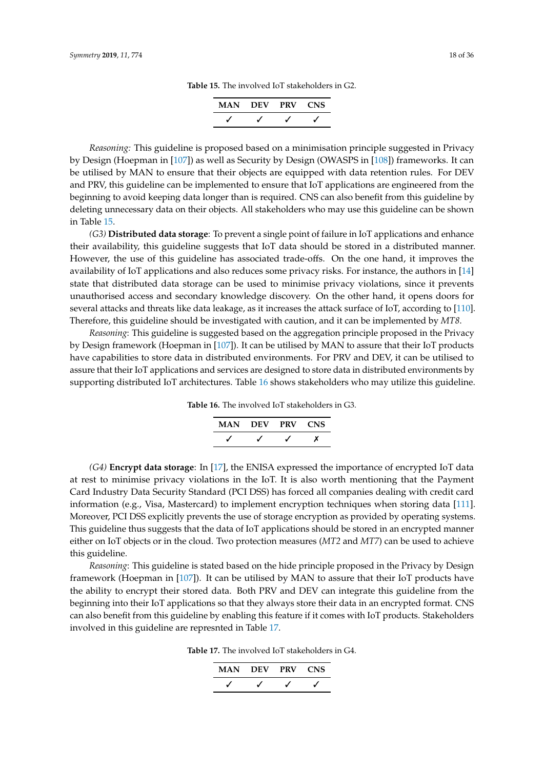**Table 15.** The involved IoT stakeholders in G2.

| MAN | DEV | PRV | CNS |
|---|---|---|---|
| ✓ | ✓ | ✓ | ✓ |

*Reasoning:* This guideline is proposed based on a minimisation principle suggested in Privacy by Design (Hoepman in [107]) as well as Security by Design (OWASPS in [108]) frameworks. It can be utilised by MAN to ensure that their objects are equipped with data retention rules. For DEV and PRV, this guideline can be implemented to ensure that IoT applications are engineered from the beginning to avoid keeping data longer than is required. CNS can also benefit from this guideline by deleting unnecessary data on their objects. All stakeholders who may use this guideline can be shown in Table 15.

*(G3)* **Distributed data storage**: To prevent a single point of failure in IoT applications and enhance their availability, this guideline suggests that IoT data should be stored in a distributed manner. However, the use of this guideline has associated trade-offs. On the one hand, it improves the availability of IoT applications and also reduces some privacy risks. For instance, the authors in [14] state that distributed data storage can be used to minimise privacy violations, since it prevents unauthorised access and secondary knowledge discovery. On the other hand, it opens doors for several attacks and threats like data leakage, as it increases the attack surface of IoT, according to [110]. Therefore, this guideline should be investigated with caution, and it can be implemented by *MT8*.

*Reasoning*: This guideline is suggested based on the aggregation principle proposed in the Privacy by Design framework (Hoepman in [107]). It can be utilised by MAN to assure that their IoT products have capabilities to store data in distributed environments. For PRV and DEV, it can be utilised to assure that their IoT applications and services are designed to store data in distributed environments by supporting distributed IoT architectures. Table 16 shows stakeholders who may utilize this guideline.

**Table 16.** The involved IoT stakeholders in G3.

| MAN | DEV | PRV | CNS |
|---|---|---|---|
| ✓ | ✓ | ✓ | ✗ |

*(G4)* **Encrypt data storage**: In [17], the ENISA expressed the importance of encrypted IoT data at rest to minimise privacy violations in the IoT. It is also worth mentioning that the Payment Card Industry Data Security Standard (PCI DSS) has forced all companies dealing with credit card information (e.g., Visa, Mastercard) to implement encryption techniques when storing data [111]. Moreover, PCI DSS explicitly prevents the use of storage encryption as provided by operating systems. This guideline thus suggests that the data of IoT applications should be stored in an encrypted manner either on IoT objects or in the cloud. Two protection measures (*MT2* and *MT7*) can be used to achieve this guideline.

*Reasoning*: This guideline is stated based on the hide principle proposed in the Privacy by Design framework (Hoepman in [107]). It can be utilised by MAN to assure that their IoT products have the ability to encrypt their stored data. Both PRV and DEV can integrate this guideline from the beginning into their IoT applications so that they always store their data in an encrypted format. CNS can also benefit from this guideline by enabling this feature if it comes with IoT products. Stakeholders involved in this guideline are represnted in Table 17.

**Table 17.** The involved IoT stakeholders in G4.

| MAN | DEV | PRV | CNS |
|---|---|---|---|
| ✓ | ✓ | ✓ | ✓ |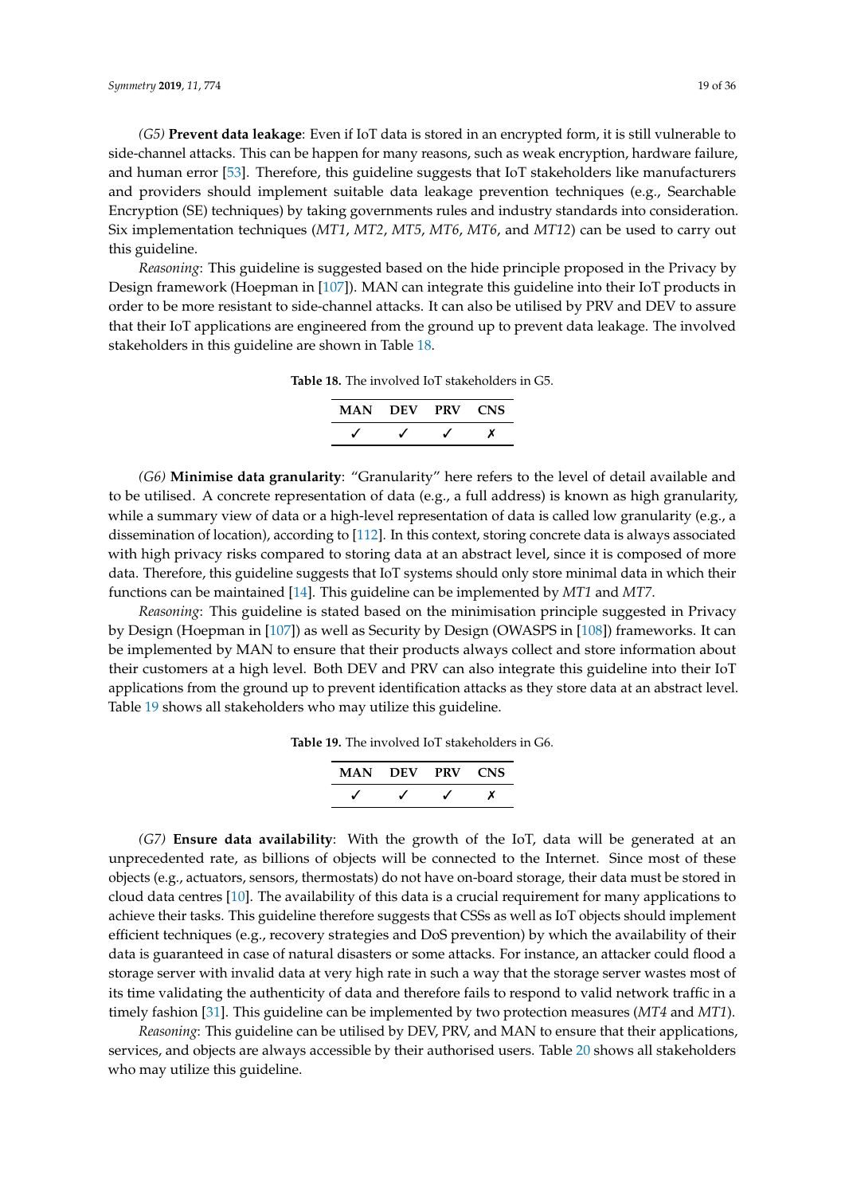*(G5)* **Prevent data leakage**: Even if IoT data is stored in an encrypted form, it is still vulnerable to side-channel attacks. This can be happen for many reasons, such as weak encryption, hardware failure, and human error [53]. Therefore, this guideline suggests that IoT stakeholders like manufacturers and providers should implement suitable data leakage prevention techniques (e.g., Searchable Encryption (SE) techniques) by taking governments rules and industry standards into consideration. Six implementation techniques (*MT1*, *MT2*, *MT5*, *MT6*, *MT6*, and *MT12*) can be used to carry out this guideline.

*Reasoning*: This guideline is suggested based on the hide principle proposed in the Privacy by Design framework (Hoepman in [107]). MAN can integrate this guideline into their IoT products in order to be more resistant to side-channel attacks. It can also be utilised by PRV and DEV to assure that their IoT applications are engineered from the ground up to prevent data leakage. The involved stakeholders in this guideline are shown in Table 18.

**Table 18.** The involved IoT stakeholders in G5.

| MAN | DEV | PRV | CNS |
|---|---|---|---|
| ✓ | ✓ | ✓ | ✗ |

*(G6)* **Minimise data granularity**: "Granularity" here refers to the level of detail available and to be utilised. A concrete representation of data (e.g., a full address) is known as high granularity, while a summary view of data or a high-level representation of data is called low granularity (e.g., a dissemination of location), according to [112]. In this context, storing concrete data is always associated with high privacy risks compared to storing data at an abstract level, since it is composed of more data. Therefore, this guideline suggests that IoT systems should only store minimal data in which their functions can be maintained [14]. This guideline can be implemented by *MT1* and *MT7*.

*Reasoning*: This guideline is stated based on the minimisation principle suggested in Privacy by Design (Hoepman in [107]) as well as Security by Design (OWASPS in [108]) frameworks. It can be implemented by MAN to ensure that their products always collect and store information about their customers at a high level. Both DEV and PRV can also integrate this guideline into their IoT applications from the ground up to prevent identification attacks as they store data at an abstract level. Table 19 shows all stakeholders who may utilize this guideline.

**Table 19.** The involved IoT stakeholders in G6.

| MAN | DEV | PRV | CNS |
|---|---|---|---|
| ✓ | ✓ | ✓ | ✗ |

*(G7)* **Ensure data availability**: With the growth of the IoT, data will be generated at an unprecedented rate, as billions of objects will be connected to the Internet. Since most of these objects (e.g., actuators, sensors, thermostats) do not have on-board storage, their data must be stored in cloud data centres [10]. The availability of this data is a crucial requirement for many applications to achieve their tasks. This guideline therefore suggests that CSSs as well as IoT objects should implement efficient techniques (e.g., recovery strategies and DoS prevention) by which the availability of their data is guaranteed in case of natural disasters or some attacks. For instance, an attacker could flood a storage server with invalid data at very high rate in such a way that the storage server wastes most of its time validating the authenticity of data and therefore fails to respond to valid network traffic in a timely fashion [31]. This guideline can be implemented by two protection measures (*MT4* and *MT1*).

*Reasoning*: This guideline can be utilised by DEV, PRV, and MAN to ensure that their applications, services, and objects are always accessible by their authorised users. Table 20 shows all stakeholders who may utilize this guideline.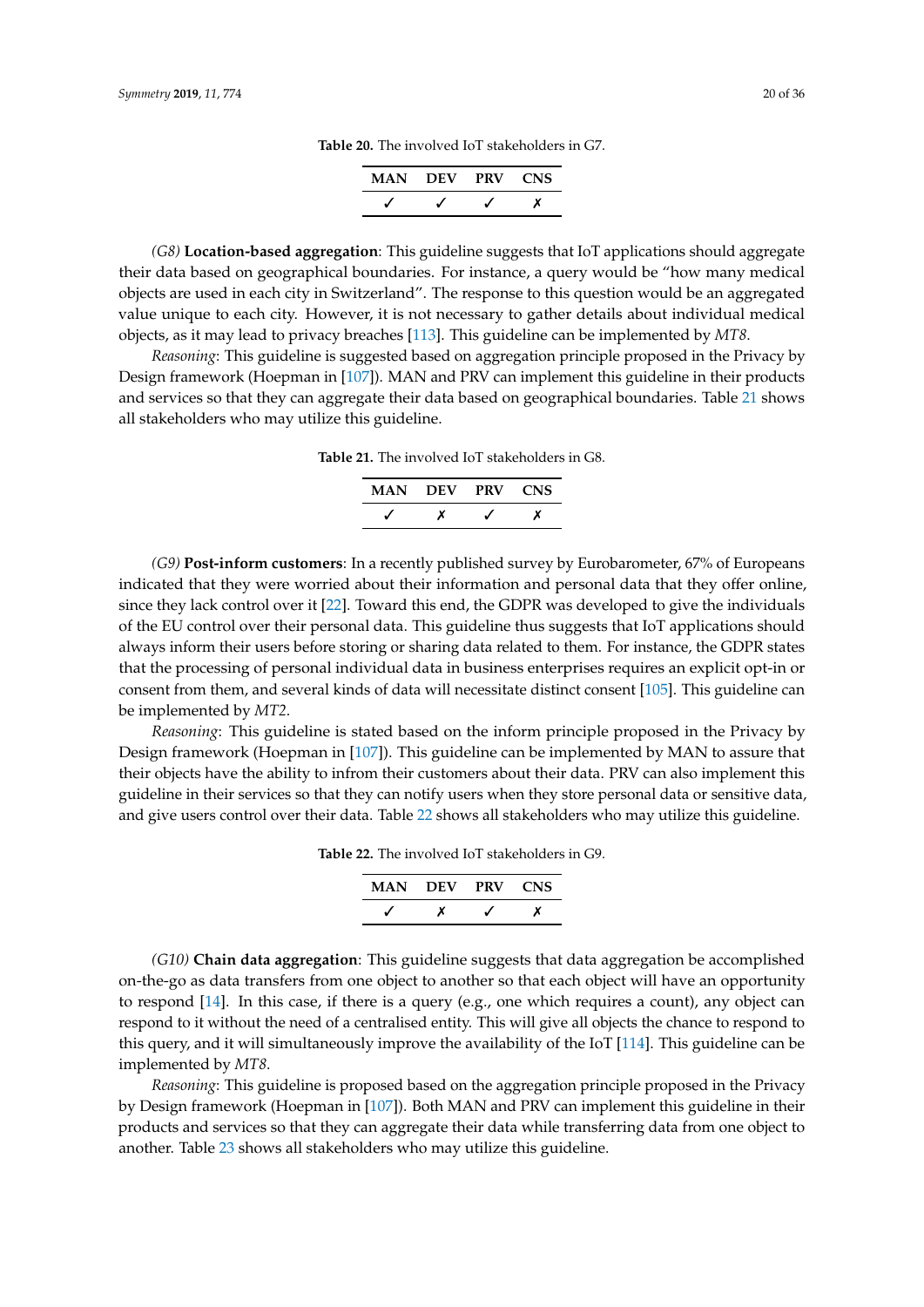Table 20. The involved IoT stakeholders in G7.

| MAN | DEV | PRV | CNS |
|---|---|---|---|
| ✓ | ✓ | ✓ | ✗ |

*(G8)* **Location-based aggregation**: This guideline suggests that IoT applications should aggregate their data based on geographical boundaries. For instance, a query would be "how many medical objects are used in each city in Switzerland". The response to this question would be an aggregated value unique to each city. However, it is not necessary to gather details about individual medical objects, as it may lead to privacy breaches [113]. This guideline can be implemented by *MT8*.

*Reasoning*: This guideline is suggested based on aggregation principle proposed in the Privacy by Design framework (Hoepman in [107]). MAN and PRV can implement this guideline in their products and services so that they can aggregate their data based on geographical boundaries. Table 21 shows all stakeholders who may utilize this guideline.

Table 21. The involved IoT stakeholders in G8.

| MAN | DEV | PRV | CNS |
|---|---|---|---|
| ✓ | ✗ | ✓ | ✗ |

*(G9)* **Post-inform customers**: In a recently published survey by Eurobarometer, 67% of Europeans indicated that they were worried about their information and personal data that they offer online, since they lack control over it [22]. Toward this end, the GDPR was developed to give the individuals of the EU control over their personal data. This guideline thus suggests that IoT applications should always inform their users before storing or sharing data related to them. For instance, the GDPR states that the processing of personal individual data in business enterprises requires an explicit opt-in or consent from them, and several kinds of data will necessitate distinct consent [105]. This guideline can be implemented by *MT2*.

*Reasoning*: This guideline is stated based on the inform principle proposed in the Privacy by Design framework (Hoepman in [107]). This guideline can be implemented by MAN to assure that their objects have the ability to infrom their customers about their data. PRV can also implement this guideline in their services so that they can notify users when they store personal data or sensitive data, and give users control over their data. Table 22 shows all stakeholders who may utilize this guideline.

Table 22. The involved IoT stakeholders in G9.

| MAN | DEV | PRV | CNS |
|---|---|---|---|
| ✓ | ✗ | ✓ | ✗ |

*(G10)* **Chain data aggregation**: This guideline suggests that data aggregation be accomplished on-the-go as data transfers from one object to another so that each object will have an opportunity to respond [14]. In this case, if there is a query (e.g., one which requires a count), any object can respond to it without the need of a centralised entity. This will give all objects the chance to respond to this query, and it will simultaneously improve the availability of the IoT [114]. This guideline can be implemented by *MT8*.

*Reasoning*: This guideline is proposed based on the aggregation principle proposed in the Privacy by Design framework (Hoepman in [107]). Both MAN and PRV can implement this guideline in their products and services so that they can aggregate their data while transferring data from one object to another. Table 23 shows all stakeholders who may utilize this guideline.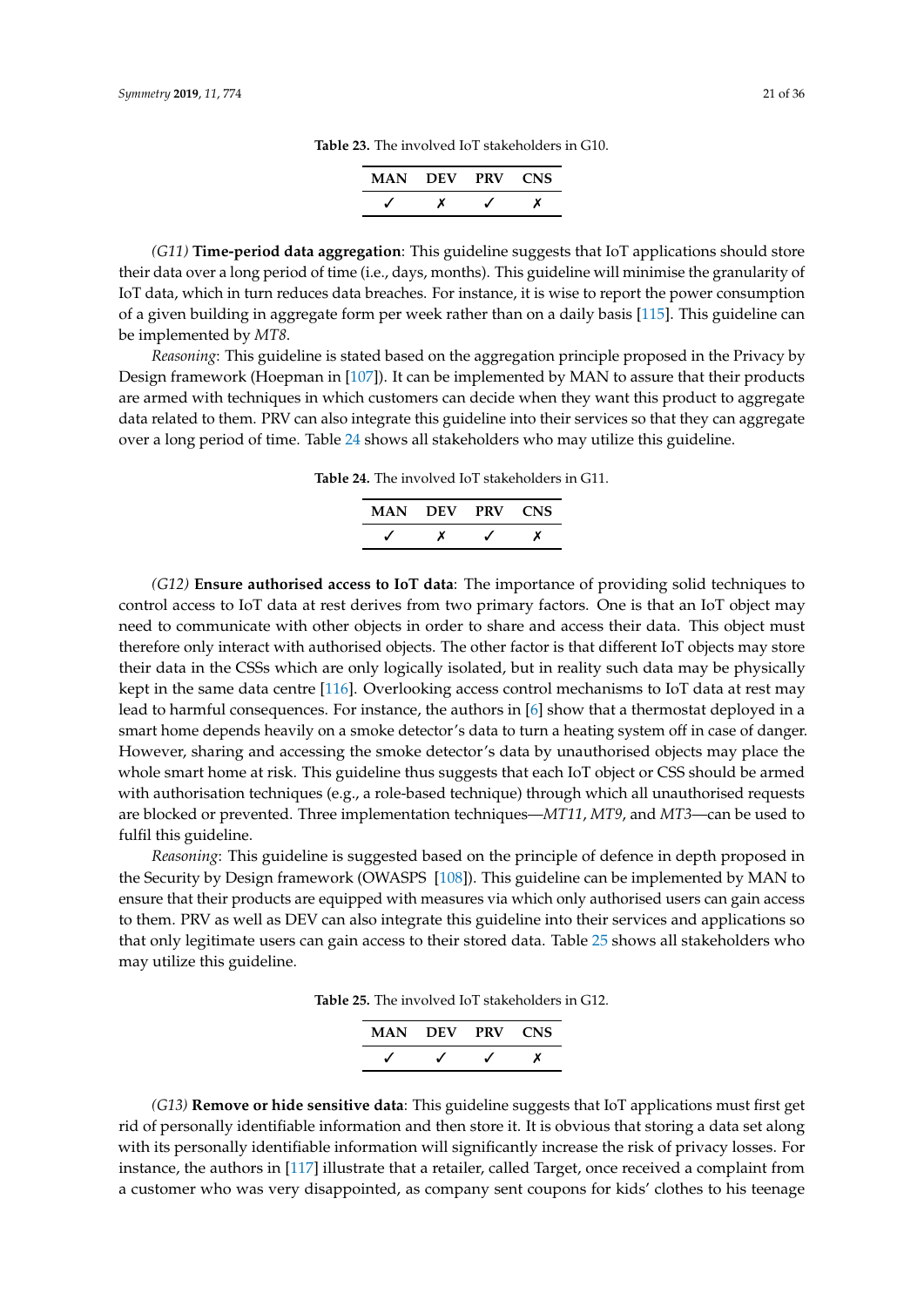**Table 23.** The involved IoT stakeholders in G10.

| MAN | DEV | PRV | CNS |
|---|---|---|---|
| ✓ | ✗ | ✓ | ✗ |

*(G11)* **Time-period data aggregation**: This guideline suggests that IoT applications should store their data over a long period of time (i.e., days, months). This guideline will minimise the granularity of IoT data, which in turn reduces data breaches. For instance, it is wise to report the power consumption of a given building in aggregate form per week rather than on a daily basis [115]. This guideline can be implemented by *MT8*.

*Reasoning*: This guideline is stated based on the aggregation principle proposed in the Privacy by Design framework (Hoepman in [107]). It can be implemented by MAN to assure that their products are armed with techniques in which customers can decide when they want this product to aggregate data related to them. PRV can also integrate this guideline into their services so that they can aggregate over a long period of time. Table 24 shows all stakeholders who may utilize this guideline.

**Table 24.** The involved IoT stakeholders in G11.

| MAN | DEV | PRV | CNS |
|---|---|---|---|
| ✓ | ✗ | ✓ | ✗ |

*(G12)* **Ensure authorised access to IoT data**: The importance of providing solid techniques to control access to IoT data at rest derives from two primary factors. One is that an IoT object may need to communicate with other objects in order to share and access their data. This object must therefore only interact with authorised objects. The other factor is that different IoT objects may store their data in the CSSs which are only logically isolated, but in reality such data may be physically kept in the same data centre [116]. Overlooking access control mechanisms to IoT data at rest may lead to harmful consequences. For instance, the authors in [6] show that a thermostat deployed in a smart home depends heavily on a smoke detector's data to turn a heating system off in case of danger. However, sharing and accessing the smoke detector's data by unauthorised objects may place the whole smart home at risk. This guideline thus suggests that each IoT object or CSS should be armed with authorisation techniques (e.g., a role-based technique) through which all unauthorised requests are blocked or prevented. Three implementation techniques—*MT11*, *MT9*, and *MT3*—can be used to fulfil this guideline.

*Reasoning*: This guideline is suggested based on the principle of defence in depth proposed in the Security by Design framework (OWASPS [108]). This guideline can be implemented by MAN to ensure that their products are equipped with measures via which only authorised users can gain access to them. PRV as well as DEV can also integrate this guideline into their services and applications so that only legitimate users can gain access to their stored data. Table 25 shows all stakeholders who may utilize this guideline.

**Table 25.** The involved IoT stakeholders in G12.

| MAN | DEV | PRV | CNS |
|---|---|---|---|
| ✓ | ✓ | ✓ | ✗ |

*(G13)* **Remove or hide sensitive data**: This guideline suggests that IoT applications must first get rid of personally identifiable information and then store it. It is obvious that storing a data set along with its personally identifiable information will significantly increase the risk of privacy losses. For instance, the authors in [117] illustrate that a retailer, called Target, once received a complaint from a customer who was very disappointed, as company sent coupons for kids' clothes to his teenage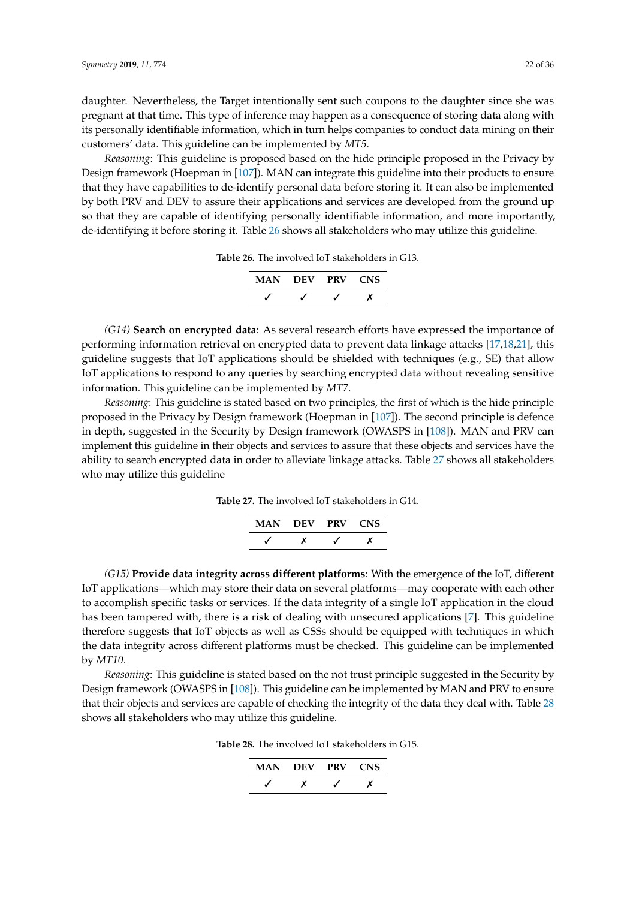daughter. Nevertheless, the Target intentionally sent such coupons to the daughter since she was pregnant at that time. This type of inference may happen as a consequence of storing data along with its personally identifiable information, which in turn helps companies to conduct data mining on their customers' data. This guideline can be implemented by *MT5*.

*Reasoning*: This guideline is proposed based on the hide principle proposed in the Privacy by Design framework (Hoepman in [107]). MAN can integrate this guideline into their products to ensure that they have capabilities to de-identify personal data before storing it. It can also be implemented by both PRV and DEV to assure their applications and services are developed from the ground up so that they are capable of identifying personally identifiable information, and more importantly, de-identifying it before storing it. Table 26 shows all stakeholders who may utilize this guideline.

**Table 26.** The involved IoT stakeholders in G13.

| MAN | DEV | PRV | CNS |
|---|---|---|---|
| ✓ | ✓ | ✓ | ✗ |

*(G14)* **Search on encrypted data**: As several research efforts have expressed the importance of performing information retrieval on encrypted data to prevent data linkage attacks [17,18,21], this guideline suggests that IoT applications should be shielded with techniques (e.g., SE) that allow IoT applications to respond to any queries by searching encrypted data without revealing sensitive information. This guideline can be implemented by *MT7*.

*Reasoning*: This guideline is stated based on two principles, the first of which is the hide principle proposed in the Privacy by Design framework (Hoepman in [107]). The second principle is defence in depth, suggested in the Security by Design framework (OWASPS in [108]). MAN and PRV can implement this guideline in their objects and services to assure that these objects and services have the ability to search encrypted data in order to alleviate linkage attacks. Table 27 shows all stakeholders who may utilize this guideline

**Table 27.** The involved IoT stakeholders in G14.

| MAN | DEV | PRV | CNS |
|---|---|---|---|
| ✓ | ✗ | ✓ | ✗ |

*(G15)* **Provide data integrity across different platforms**: With the emergence of the IoT, different IoT applications—which may store their data on several platforms—may cooperate with each other to accomplish specific tasks or services. If the data integrity of a single IoT application in the cloud has been tampered with, there is a risk of dealing with unsecured applications [7]. This guideline therefore suggests that IoT objects as well as CSSs should be equipped with techniques in which the data integrity across different platforms must be checked. This guideline can be implemented by *MT10*.

*Reasoning*: This guideline is stated based on the not trust principle suggested in the Security by Design framework (OWASPS in [108]). This guideline can be implemented by MAN and PRV to ensure that their objects and services are capable of checking the integrity of the data they deal with. Table 28 shows all stakeholders who may utilize this guideline.

**Table 28.** The involved IoT stakeholders in G15.

| MAN | DEV | PRV | CNS |
|---|---|---|---|
| ✓ | ✗ | ✓ | ✗ |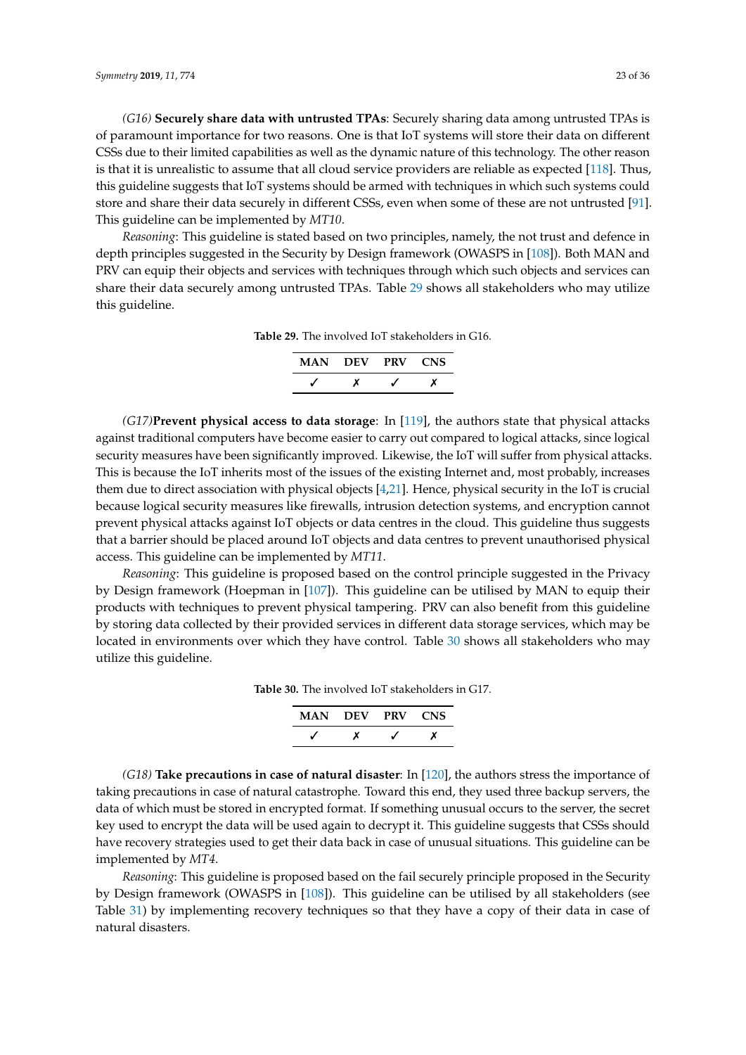*(G16)* **Securely share data with untrusted TPAs**: Securely sharing data among untrusted TPAs is of paramount importance for two reasons. One is that IoT systems will store their data on different CSSs due to their limited capabilities as well as the dynamic nature of this technology. The other reason is that it is unrealistic to assume that all cloud service providers are reliable as expected [118]. Thus, this guideline suggests that IoT systems should be armed with techniques in which such systems could store and share their data securely in different CSSs, even when some of these are not untrusted [91]. This guideline can be implemented by *MT10*.

*Reasoning*: This guideline is stated based on two principles, namely, the not trust and defence in depth principles suggested in the Security by Design framework (OWASPS in [108]). Both MAN and PRV can equip their objects and services with techniques through which such objects and services can share their data securely among untrusted TPAs. Table 29 shows all stakeholders who may utilize this guideline.

**Table 29.** The involved IoT stakeholders in G16.

| MAN | DEV | PRV | CNS |
|---|---|---|---|
| ✓ | ✗ | ✓ | ✗ |

*(G17)* **Prevent physical access to data storage**: In [119], the authors state that physical attacks against traditional computers have become easier to carry out compared to logical attacks, since logical security measures have been significantly improved. Likewise, the IoT will suffer from physical attacks. This is because the IoT inherits most of the issues of the existing Internet and, most probably, increases them due to direct association with physical objects [4,21]. Hence, physical security in the IoT is crucial because logical security measures like firewalls, intrusion detection systems, and encryption cannot prevent physical attacks against IoT objects or data centres in the cloud. This guideline thus suggests that a barrier should be placed around IoT objects and data centres to prevent unauthorised physical access. This guideline can be implemented by *MT11*.

*Reasoning*: This guideline is proposed based on the control principle suggested in the Privacy by Design framework (Hoepman in [107]). This guideline can be utilised by MAN to equip their products with techniques to prevent physical tampering. PRV can also benefit from this guideline by storing data collected by their provided services in different data storage services, which may be located in environments over which they have control. Table 30 shows all stakeholders who may utilize this guideline.

**Table 30.** The involved IoT stakeholders in G17.

| MAN | DEV | PRV | CNS |
|---|---|---|---|
| ✓ | ✗ | ✓ | ✗ |

*(G18)* **Take precautions in case of natural disaster**: In [120], the authors stress the importance of taking precautions in case of natural catastrophe. Toward this end, they used three backup servers, the data of which must be stored in encrypted format. If something unusual occurs to the server, the secret key used to encrypt the data will be used again to decrypt it. This guideline suggests that CSSs should have recovery strategies used to get their data back in case of unusual situations. This guideline can be implemented by *MT4*.

*Reasoning*: This guideline is proposed based on the fail securely principle proposed in the Security by Design framework (OWASPS in [108]). This guideline can be utilised by all stakeholders (see Table 31) by implementing recovery techniques so that they have a copy of their data in case of natural disasters.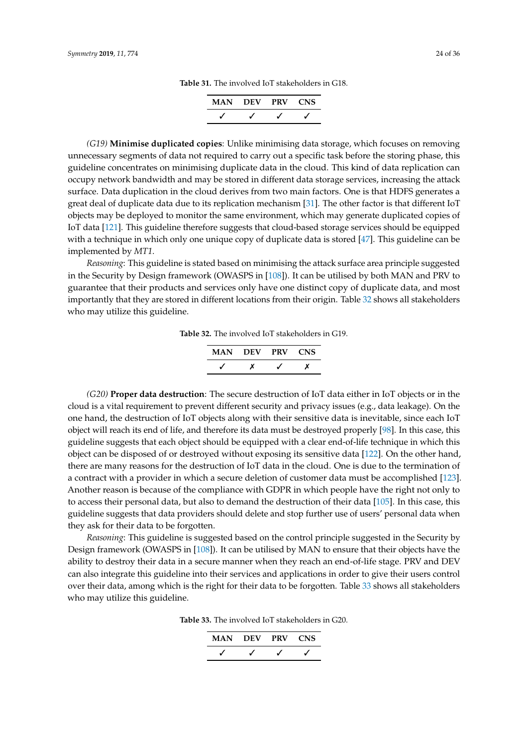**Table 31.** The involved IoT stakeholders in G18.

| MAN | DEV | PRV | CNS |
|---|---|---|---|
| ✓ | ✓ | ✓ | ✓ |

*(G19)* **Minimise duplicated copies**: Unlike minimising data storage, which focuses on removing unnecessary segments of data not required to carry out a specific task before the storing phase, this guideline concentrates on minimising duplicate data in the cloud. This kind of data replication can occupy network bandwidth and may be stored in different data storage services, increasing the attack surface. Data duplication in the cloud derives from two main factors. One is that HDFS generates a great deal of duplicate data due to its replication mechanism [31]. The other factor is that different IoT objects may be deployed to monitor the same environment, which may generate duplicated copies of IoT data [121]. This guideline therefore suggests that cloud-based storage services should be equipped with a technique in which only one unique copy of duplicate data is stored [47]. This guideline can be implemented by *MT1*.

*Reasoning*: This guideline is stated based on minimising the attack surface area principle suggested in the Security by Design framework (OWASPS in [108]). It can be utilised by both MAN and PRV to guarantee that their products and services only have one distinct copy of duplicate data, and most importantly that they are stored in different locations from their origin. Table 32 shows all stakeholders who may utilize this guideline.

**Table 32.** The involved IoT stakeholders in G19.

| MAN | DEV | PRV | CNS |
|---|---|---|---|
| ✓ | ✗ | ✓ | ✗ |

*(G20)* **Proper data destruction**: The secure destruction of IoT data either in IoT objects or in the cloud is a vital requirement to prevent different security and privacy issues (e.g., data leakage). On the one hand, the destruction of IoT objects along with their sensitive data is inevitable, since each IoT object will reach its end of life, and therefore its data must be destroyed properly [98]. In this case, this guideline suggests that each object should be equipped with a clear end-of-life technique in which this object can be disposed of or destroyed without exposing its sensitive data [122]. On the other hand, there are many reasons for the destruction of IoT data in the cloud. One is due to the termination of a contract with a provider in which a secure deletion of customer data must be accomplished [123]. Another reason is because of the compliance with GDPR in which people have the right not only to to access their personal data, but also to demand the destruction of their data [105]. In this case, this guideline suggests that data providers should delete and stop further use of users' personal data when they ask for their data to be forgotten.

*Reasoning*: This guideline is suggested based on the control principle suggested in the Security by Design framework (OWASPS in [108]). It can be utilised by MAN to ensure that their objects have the ability to destroy their data in a secure manner when they reach an end-of-life stage. PRV and DEV can also integrate this guideline into their services and applications in order to give their users control over their data, among which is the right for their data to be forgotten. Table 33 shows all stakeholders who may utilize this guideline.

**Table 33.** The involved IoT stakeholders in G20.

| MAN | DEV | PRV | CNS |
|---|---|---|---|
| ✓ | ✓ | ✓ | ✓ |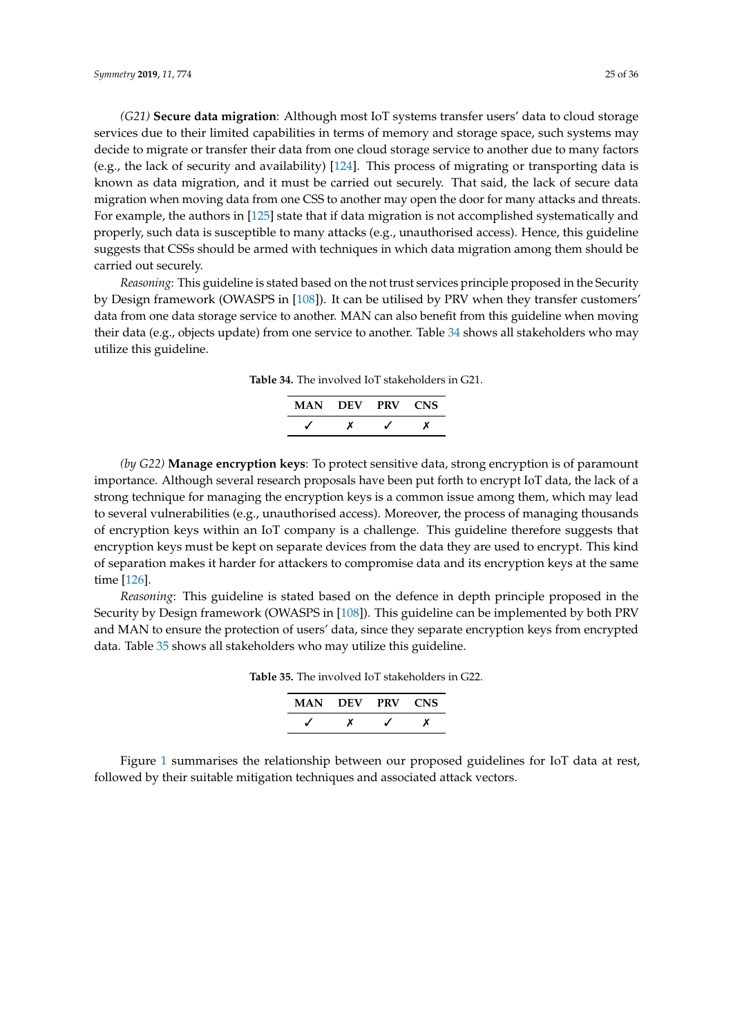*(G21)* **Secure data migration**: Although most IoT systems transfer users' data to cloud storage services due to their limited capabilities in terms of memory and storage space, such systems may decide to migrate or transfer their data from one cloud storage service to another due to many factors (e.g., the lack of security and availability) [124]. This process of migrating or transporting data is known as data migration, and it must be carried out securely. That said, the lack of secure data migration when moving data from one CSS to another may open the door for many attacks and threats. For example, the authors in [125] state that if data migration is not accomplished systematically and properly, such data is susceptible to many attacks (e.g., unauthorised access). Hence, this guideline suggests that CSSs should be armed with techniques in which data migration among them should be carried out securely.

*Reasoning*: This guideline is stated based on the not trust services principle proposed in the Security by Design framework (OWASPS in [108]). It can be utilised by PRV when they transfer customers' data from one data storage service to another. MAN can also benefit from this guideline when moving their data (e.g., objects update) from one service to another. Table 34 shows all stakeholders who may utilize this guideline.

**Table 34.** The involved IoT stakeholders in G21.

| MAN | DEV | PRV | CNS |
| --- | --- | --- | --- |
| ✓ | ✗ | ✓ | ✗ |

*(by G22)* **Manage encryption keys**: To protect sensitive data, strong encryption is of paramount importance. Although several research proposals have been put forth to encrypt IoT data, the lack of a strong technique for managing the encryption keys is a common issue among them, which may lead to several vulnerabilities (e.g., unauthorised access). Moreover, the process of managing thousands of encryption keys within an IoT company is a challenge. This guideline therefore suggests that encryption keys must be kept on separate devices from the data they are used to encrypt. This kind of separation makes it harder for attackers to compromise data and its encryption keys at the same time [126].

*Reasoning*: This guideline is stated based on the defence in depth principle proposed in the Security by Design framework (OWASPS in [108]). This guideline can be implemented by both PRV and MAN to ensure the protection of users' data, since they separate encryption keys from encrypted data. Table 35 shows all stakeholders who may utilize this guideline.

**Table 35.** The involved IoT stakeholders in G22.

| MAN | DEV | PRV | CNS |
| --- | --- | --- | --- |
| ✓ | ✗ | ✓ | ✗ |

Figure 1 summarises the relationship between our proposed guidelines for IoT data at rest, followed by their suitable mitigation techniques and associated attack vectors.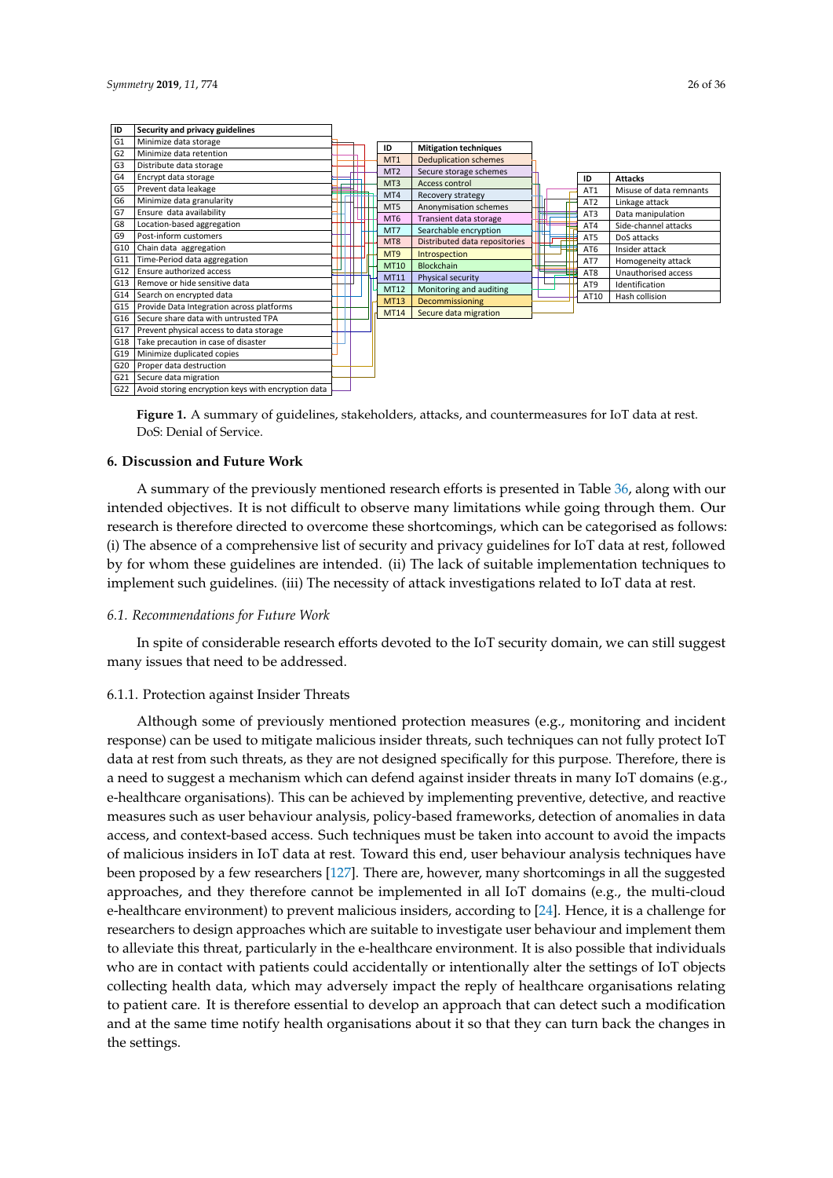| ID | Security and privacy guidelines |
|---|---|
| G1 | Minimize data storage |
| G2 | Minimize data retention |
| G3 | Distribute data storage |
| G4 | Encrypt data storage |
| G5 | Prevent data leakage |
| G6 | Minimize data granularity |
| G7 | Ensure data availability |
| G8 | Location-based aggregation |
| G9 | Post-inform customers |
| G10 | Chain data aggregation |
| G11 | Time-Period data aggregation |
| G12 | Ensure authorized access |
| G13 | Remove or hide sensitive data |
| G14 | Search on encrypted data |
| G15 | Provide Data Integration across platforms |
| G16 | Secure share data with untrusted TPA |
| G17 | Prevent physical access to data storage |
| G18 | Take precaution in case of disaster |
| G19 | Minimize duplicated copies |
| G20 | Proper data destruction |
| G21 | Secure data migration |
| G22 | Avoid storing encryption keys with encryption data |

| ID | Mitigation techniques |
|---|---|
| MT1 | Deduplication schemes |
| MT2 | Secure storage schemes |
| MT3 | Access control |
| MT4 | Recovery strategy |
| MT5 | Anonymisation schemes |
| MT6 | Transient data storage |
| MT7 | Searchable encryption |
| MT8 | Distributed data repositories |
| MT9 | Introspection |
| MT10 | Blockchain |
| MT11 | Physical security |
| MT12 | Monitoring and auditing |
| MT13 | Decommissioning |
| MT14 | Secure data migration |

| ID | Attacks |
|---|---|
| AT1 | Misuse of data remnants |
| AT2 | Linkage attack |
| AT3 | Data manipulation |
| AT4 | Side-channel attacks |
| AT5 | DoS attacks |
| AT6 | Insider attack |
| AT7 | Homogeneity attack |
| AT8 | Unauthorised access |
| AT9 | Identification |
| AT10 | Hash collision |

**Figure 1.** A summary of guidelines, stakeholders, attacks, and countermeasures for IoT data at rest. DoS: Denial of Service.

## 6. Discussion and Future Work

A summary of the previously mentioned research efforts is presented in Table 36, along with our intended objectives. It is not difficult to observe many limitations while going through them. Our research is therefore directed to overcome these shortcomings, which can be categorised as follows: (i) The absence of a comprehensive list of security and privacy guidelines for IoT data at rest, followed by for whom these guidelines are intended. (ii) The lack of suitable implementation techniques to implement such guidelines. (iii) The necessity of attack investigations related to IoT data at rest.

### *6.1. Recommendations for Future Work*

In spite of considerable research efforts devoted to the IoT security domain, we can still suggest many issues that need to be addressed.

#### 6.1.1. Protection against Insider Threats

Although some of previously mentioned protection measures (e.g., monitoring and incident response) can be used to mitigate malicious insider threats, such techniques can not fully protect IoT data at rest from such threats, as they are not designed specifically for this purpose. Therefore, there is a need to suggest a mechanism which can defend against insider threats in many IoT domains (e.g., e-healthcare organisations). This can be achieved by implementing preventive, detective, and reactive measures such as user behaviour analysis, policy-based frameworks, detection of anomalies in data access, and context-based access. Such techniques must be taken into account to avoid the impacts of malicious insiders in IoT data at rest. Toward this end, user behaviour analysis techniques have been proposed by a few researchers [127]. There are, however, many shortcomings in all the suggested approaches, and they therefore cannot be implemented in all IoT domains (e.g., the multi-cloud e-healthcare environment) to prevent malicious insiders, according to [24]. Hence, it is a challenge for researchers to design approaches which are suitable to investigate user behaviour and implement them to alleviate this threat, particularly in the e-healthcare environment. It is also possible that individuals who are in contact with patients could accidentally or intentionally alter the settings of IoT objects collecting health data, which may adversely impact the reply of healthcare organisations relating to patient care. It is therefore essential to develop an approach that can detect such a modification and at the same time notify health organisations about it so that they can turn back the changes in the settings.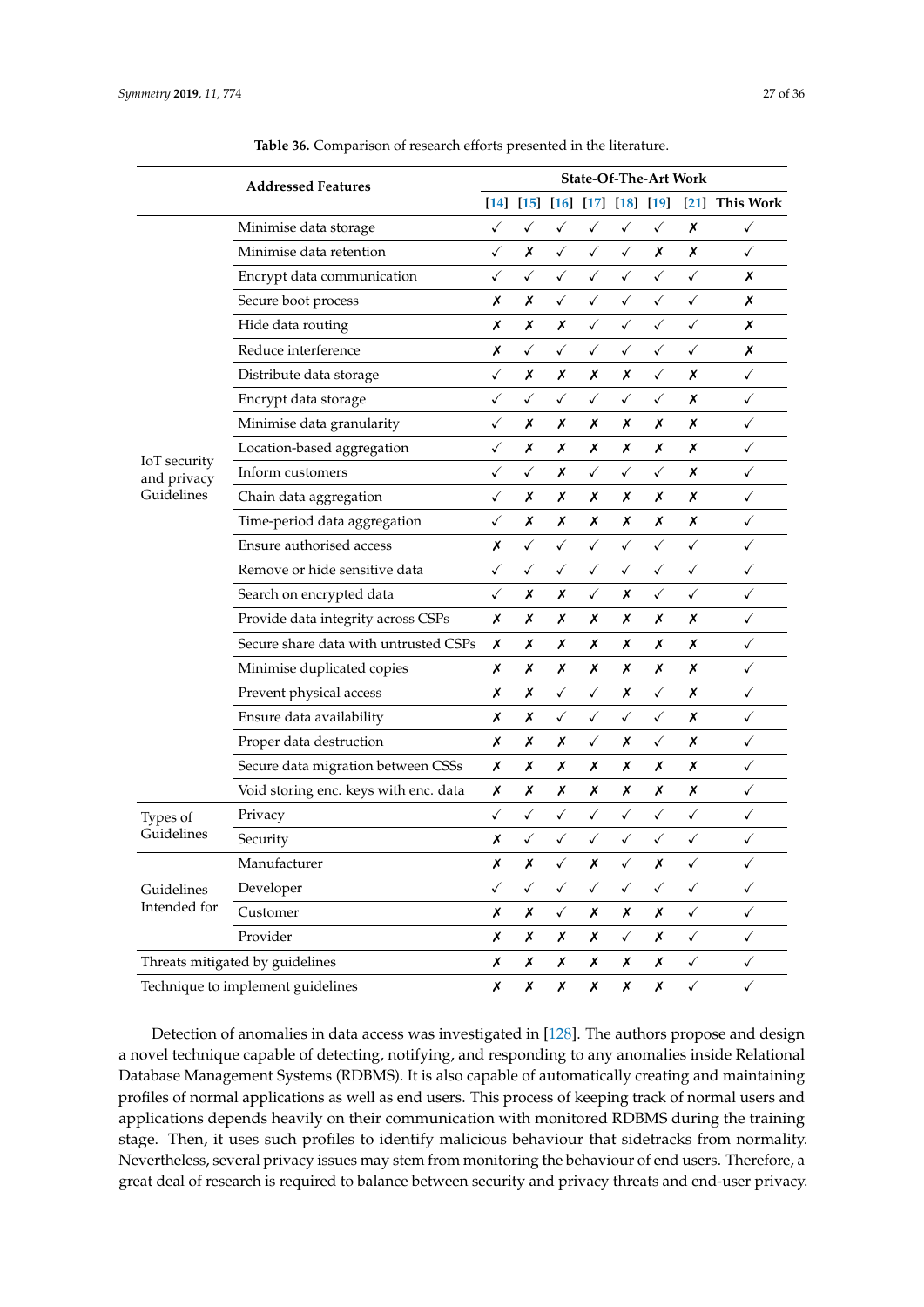Table 36. Comparison of research efforts presented in the literature.

| Addressed Features | | State-Of-The-Art Work | | | | | | | |
|---|---|---|---|---|---|---|---|---|---|
| | | [14] | [15] | [16] | [17] | [18] | [19] | [21] | This Work |
| IoT security and privacy Guidelines | Minimise data storage | ✓ | ✓ | ✓ | ✓ | ✓ | ✓ | ✗ | ✓ |
| | Minimise data retention | ✓ | ✗ | ✓ | ✓ | ✓ | ✗ | ✗ | ✓ |
| | Encrypt data communication | ✓ | ✓ | ✓ | ✓ | ✓ | ✓ | ✓ | ✗ |
| | Secure boot process | ✗ | ✗ | ✓ | ✓ | ✓ | ✓ | ✓ | ✗ |
| | Hide data routing | ✗ | ✗ | ✗ | ✓ | ✓ | ✓ | ✓ | ✗ |
| | Reduce interference | ✗ | ✓ | ✓ | ✓ | ✓ | ✓ | ✓ | ✗ |
| | Distribute data storage | ✓ | ✗ | ✗ | ✗ | ✗ | ✓ | ✗ | ✓ |
| | Encrypt data storage | ✓ | ✓ | ✓ | ✓ | ✓ | ✓ | ✗ | ✓ |
| | Minimise data granularity | ✓ | ✗ | ✗ | ✗ | ✗ | ✗ | ✗ | ✓ |
| | Location-based aggregation | ✓ | ✗ | ✗ | ✗ | ✗ | ✗ | ✗ | ✓ |
| | Inform customers | ✓ | ✓ | ✗ | ✓ | ✓ | ✓ | ✗ | ✓ |
| | Chain data aggregation | ✓ | ✗ | ✗ | ✗ | ✗ | ✗ | ✗ | ✓ |
| | Time-period data aggregation | ✓ | ✗ | ✗ | ✗ | ✗ | ✗ | ✗ | ✓ |
| | Ensure authorised access | ✗ | ✓ | ✓ | ✓ | ✓ | ✓ | ✓ | ✓ |
| | Remove or hide sensitive data | ✓ | ✓ | ✓ | ✓ | ✓ | ✓ | ✓ | ✓ |
| | Search on encrypted data | ✓ | ✗ | ✗ | ✓ | ✗ | ✓ | ✓ | ✓ |
| | Provide data integrity across CSPs | ✗ | ✗ | ✗ | ✗ | ✗ | ✗ | ✗ | ✓ |
| | Secure share data with untrusted CSPs | ✗ | ✗ | ✗ | ✗ | ✗ | ✗ | ✗ | ✓ |
| | Minimise duplicated copies | ✗ | ✗ | ✗ | ✗ | ✗ | ✗ | ✗ | ✓ |
| | Prevent physical access | ✗ | ✗ | ✓ | ✓ | ✗ | ✓ | ✗ | ✓ |
| | Ensure data availability | ✗ | ✗ | ✓ | ✓ | ✓ | ✓ | ✗ | ✓ |
| | Proper data destruction | ✗ | ✗ | ✗ | ✓ | ✗ | ✓ | ✗ | ✓ |
| | Secure data migration between CSSs | ✗ | ✗ | ✗ | ✗ | ✗ | ✗ | ✗ | ✓ |
| | Void storing enc. keys with enc. data | ✗ | ✗ | ✗ | ✗ | ✗ | ✗ | ✗ | ✓ |
| Types of Guidelines | Privacy | ✓ | ✓ | ✓ | ✓ | ✓ | ✓ | ✓ | ✓ |
| | Security | ✗ | ✓ | ✓ | ✓ | ✓ | ✓ | ✓ | ✓ |
| Guidelines Intended for | Manufacturer | ✗ | ✗ | ✓ | ✗ | ✓ | ✗ | ✓ | ✓ |
| | Developer | ✓ | ✓ | ✓ | ✓ | ✓ | ✓ | ✓ | ✓ |
| | Customer | ✗ | ✗ | ✓ | ✗ | ✗ | ✗ | ✓ | ✓ |
| | Provider | ✗ | ✗ | ✗ | ✗ | ✓ | ✗ | ✓ | ✓ |
| Threats mitigated by guidelines | | ✗ | ✗ | ✗ | ✗ | ✗ | ✗ | ✓ | ✓ |
| Technique to implement guidelines | | ✗ | ✗ | ✗ | ✗ | ✗ | ✗ | ✓ | ✓ |

Detection of anomalies in data access was investigated in [128]. The authors propose and design a novel technique capable of detecting, notifying, and responding to any anomalies inside Relational Database Management Systems (RDBMS). It is also capable of automatically creating and maintaining profiles of normal applications as well as end users. This process of keeping track of normal users and applications depends heavily on their communication with monitored RDBMS during the training stage. Then, it uses such profiles to identify malicious behaviour that sidetracks from normality. Nevertheless, several privacy issues may stem from monitoring the behaviour of end users. Therefore, a great deal of research is required to balance between security and privacy threats and end-user privacy.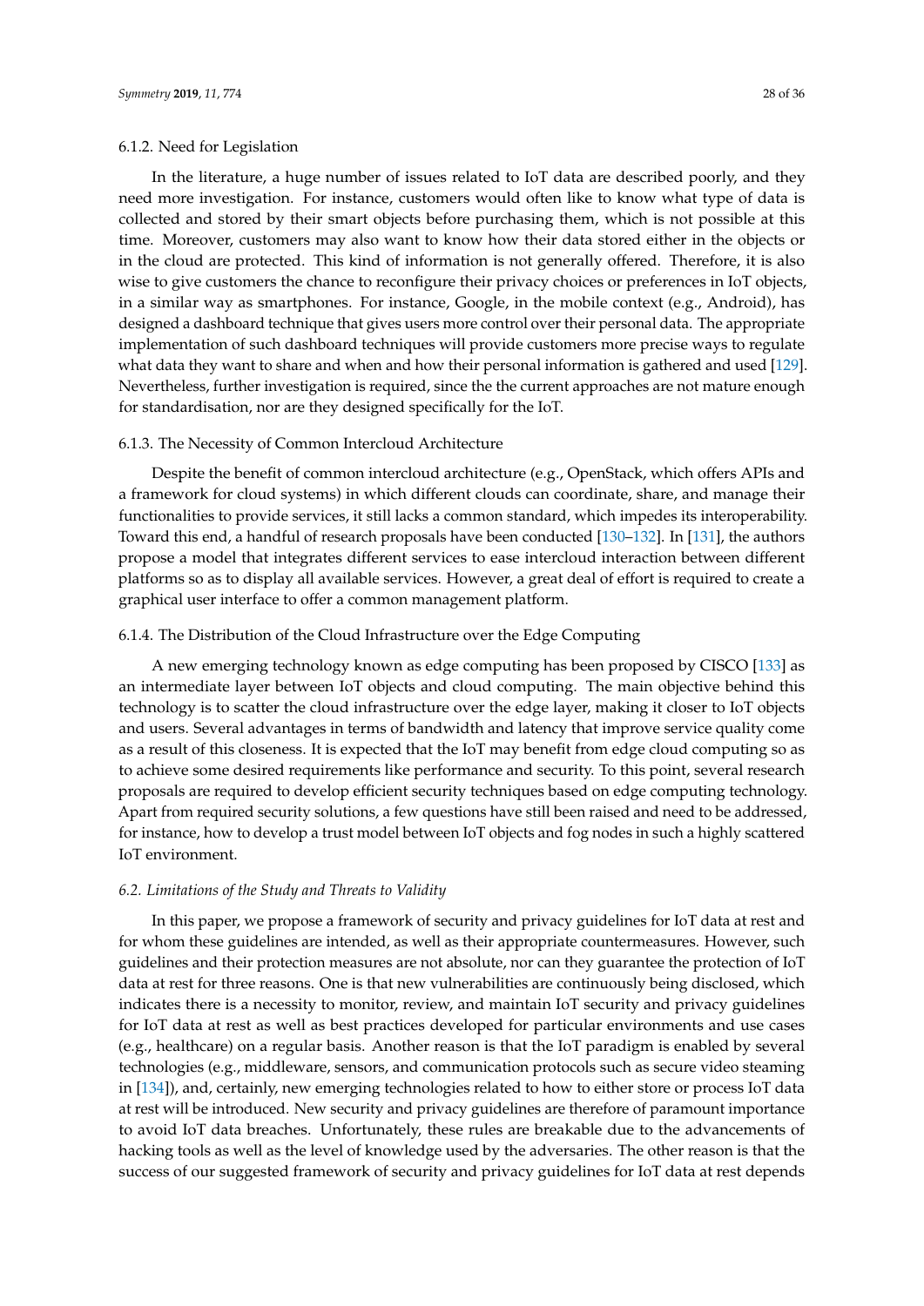#### 6.1.2. Need for Legislation

In the literature, a huge number of issues related to IoT data are described poorly, and they need more investigation. For instance, customers would often like to know what type of data is collected and stored by their smart objects before purchasing them, which is not possible at this time. Moreover, customers may also want to know how their data stored either in the objects or in the cloud are protected. This kind of information is not generally offered. Therefore, it is also wise to give customers the chance to reconfigure their privacy choices or preferences in IoT objects, in a similar way as smartphones. For instance, Google, in the mobile context (e.g., Android), has designed a dashboard technique that gives users more control over their personal data. The appropriate implementation of such dashboard techniques will provide customers more precise ways to regulate what data they want to share and when and how their personal information is gathered and used [129]. Nevertheless, further investigation is required, since the the current approaches are not mature enough for standardisation, nor are they designed specifically for the IoT.

#### 6.1.3. The Necessity of Common Intercloud Architecture

Despite the benefit of common intercloud architecture (e.g., OpenStack, which offers APIs and a framework for cloud systems) in which different clouds can coordinate, share, and manage their functionalities to provide services, it still lacks a common standard, which impedes its interoperability. Toward this end, a handful of research proposals have been conducted [130–132]. In [131], the authors propose a model that integrates different services to ease intercloud interaction between different platforms so as to display all available services. However, a great deal of effort is required to create a graphical user interface to offer a common management platform.

#### 6.1.4. The Distribution of the Cloud Infrastructure over the Edge Computing

A new emerging technology known as edge computing has been proposed by CISCO [133] as an intermediate layer between IoT objects and cloud computing. The main objective behind this technology is to scatter the cloud infrastructure over the edge layer, making it closer to IoT objects and users. Several advantages in terms of bandwidth and latency that improve service quality come as a result of this closeness. It is expected that the IoT may benefit from edge cloud computing so as to achieve some desired requirements like performance and security. To this point, several research proposals are required to develop efficient security techniques based on edge computing technology. Apart from required security solutions, a few questions have still been raised and need to be addressed, for instance, how to develop a trust model between IoT objects and fog nodes in such a highly scattered IoT environment.

### *6.2. Limitations of the Study and Threats to Validity*

In this paper, we propose a framework of security and privacy guidelines for IoT data at rest and for whom these guidelines are intended, as well as their appropriate countermeasures. However, such guidelines and their protection measures are not absolute, nor can they guarantee the protection of IoT data at rest for three reasons. One is that new vulnerabilities are continuously being disclosed, which indicates there is a necessity to monitor, review, and maintain IoT security and privacy guidelines for IoT data at rest as well as best practices developed for particular environments and use cases (e.g., healthcare) on a regular basis. Another reason is that the IoT paradigm is enabled by several technologies (e.g., middleware, sensors, and communication protocols such as secure video steaming in [134]), and, certainly, new emerging technologies related to how to either store or process IoT data at rest will be introduced. New security and privacy guidelines are therefore of paramount importance to avoid IoT data breaches. Unfortunately, these rules are breakable due to the advancements of hacking tools as well as the level of knowledge used by the adversaries. The other reason is that the success of our suggested framework of security and privacy guidelines for IoT data at rest depends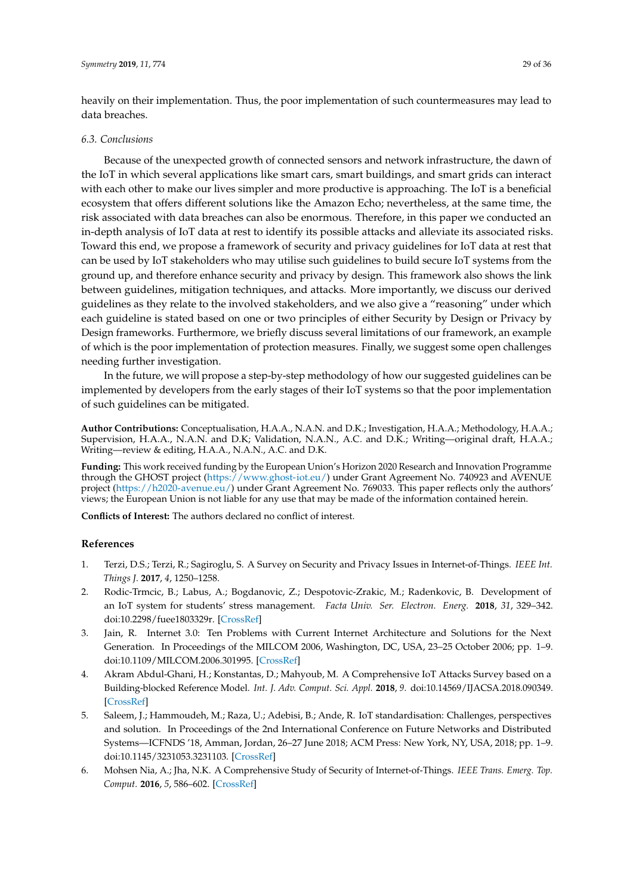heavily on their implementation. Thus, the poor implementation of such countermeasures may lead to data breaches.

### 6.3. Conclusions

Because of the unexpected growth of connected sensors and network infrastructure, the dawn of the IoT in which several applications like smart cars, smart buildings, and smart grids can interact with each other to make our lives simpler and more productive is approaching. The IoT is a beneficial ecosystem that offers different solutions like the Amazon Echo; nevertheless, at the same time, the risk associated with data breaches can also be enormous. Therefore, in this paper we conducted an in-depth analysis of IoT data at rest to identify its possible attacks and alleviate its associated risks. Toward this end, we propose a framework of security and privacy guidelines for IoT data at rest that can be used by IoT stakeholders who may utilise such guidelines to build secure IoT systems from the ground up, and therefore enhance security and privacy by design. This framework also shows the link between guidelines, mitigation techniques, and attacks. More importantly, we discuss our derived guidelines as they relate to the involved stakeholders, and we also give a "reasoning" under which each guideline is stated based on one or two principles of either Security by Design or Privacy by Design frameworks. Furthermore, we briefly discuss several limitations of our framework, an example of which is the poor implementation of protection measures. Finally, we suggest some open challenges needing further investigation.

In the future, we will propose a step-by-step methodology of how our suggested guidelines can be implemented by developers from the early stages of their IoT systems so that the poor implementation of such guidelines can be mitigated.

**Author Contributions:** Conceptualisation, H.A.A., N.A.N. and D.K.; Investigation, H.A.A.; Methodology, H.A.A.; Supervision, H.A.A., N.A.N. and D.K; Validation, N.A.N., A.C. and D.K.; Writing—original draft, H.A.A.; Writing—review & editing, H.A.A., N.A.N., A.C. and D.K.

**Funding:** This work received funding by the European Union's Horizon 2020 Research and Innovation Programme through the GHOST project (https://www.ghost-iot.eu/) under Grant Agreement No. 740923 and AVENUE project (https://h2020-avenue.eu/) under Grant Agreement No. 769033. This paper reflects only the authors' views; the European Union is not liable for any use that may be made of the information contained herein.

**Conflicts of Interest:** The authors declared no conflict of interest.

## References

1. Terzi, D.S.; Terzi, R.; Sagiroglu, S. A Survey on Security and Privacy Issues in Internet-of-Things. *IEEE Int. Things J.* **2017**, *4*, 1250–1258.
2. Rodic-Trmcic, B.; Labus, A.; Bogdanovic, Z.; Despotovic-Zrakic, M.; Radenkovic, B. Development of an IoT system for students' stress management. *Facta Univ. Ser. Electron. Energ.* **2018**, *31*, 329–342. doi:10.2298/fuee1803329r. [CrossRef]
3. Jain, R. Internet 3.0: Ten Problems with Current Internet Architecture and Solutions for the Next Generation. In Proceedings of the MILCOM 2006, Washington, DC, USA, 23–25 October 2006; pp. 1–9. doi:10.1109/MILCOM.2006.301995. [CrossRef]
4. Akram Abdul-Ghani, H.; Konstantas, D.; Mahyoub, M. A Comprehensive IoT Attacks Survey based on a Building-blocked Reference Model. *Int. J. Adv. Comput. Sci. Appl.* **2018**, *9*. doi:10.14569/IJACSA.2018.090349. [CrossRef]
5. Saleem, J.; Hammoudeh, M.; Raza, U.; Adebisi, B.; Ande, R. IoT standardisation: Challenges, perspectives and solution. In Proceedings of the 2nd International Conference on Future Networks and Distributed Systems—ICFNDS '18, Amman, Jordan, 26–27 June 2018; ACM Press: New York, NY, USA, 2018; pp. 1–9. doi:10.1145/3231053.3231103. [CrossRef]
6. Mohsen Nia, A.; Jha, N.K. A Comprehensive Study of Security of Internet-of-Things. *IEEE Trans. Emerg. Top. Comput.* **2016**, *5*, 586–602. [CrossRef]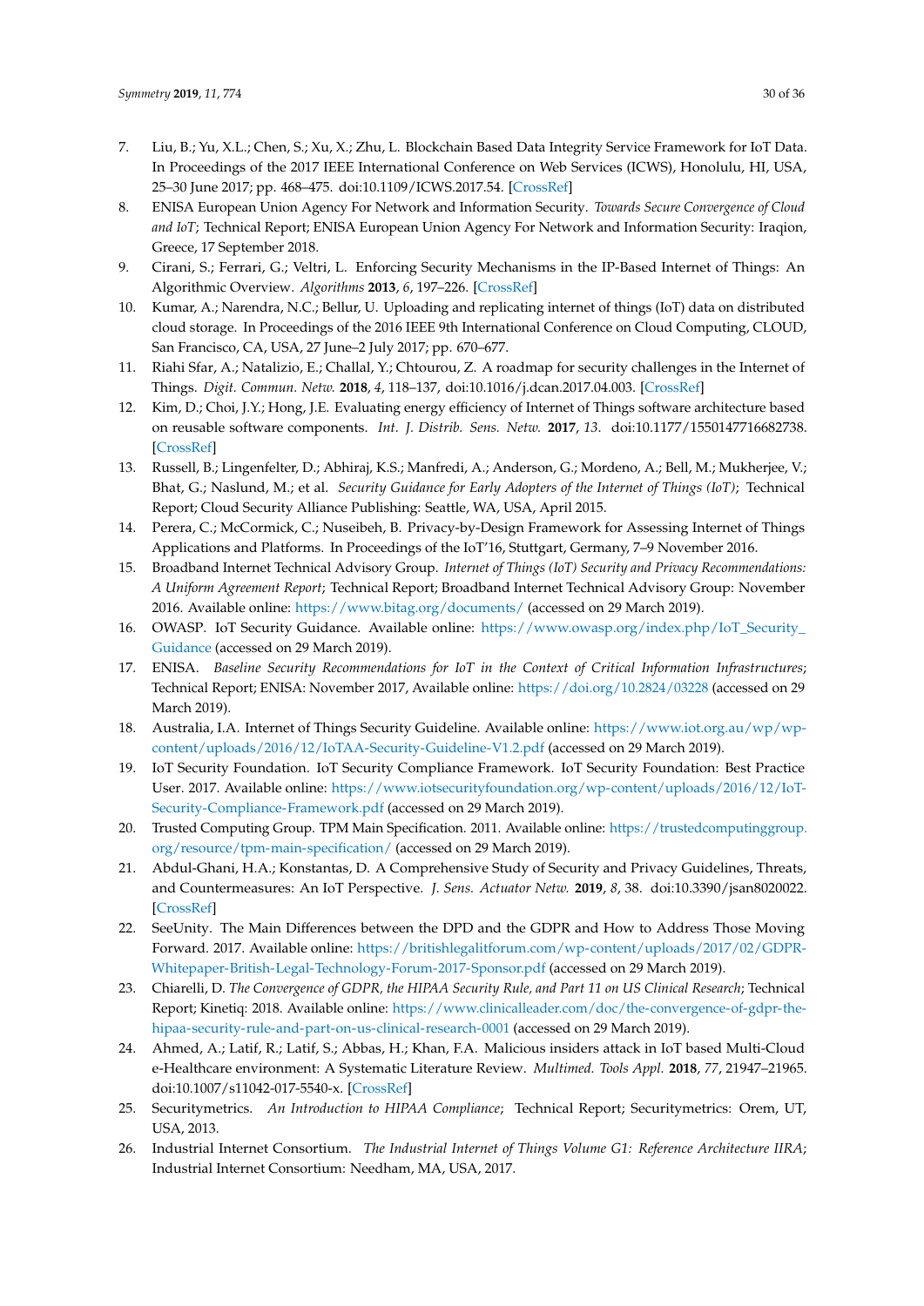7. Liu, B.; Yu, X.L.; Chen, S.; Xu, X.; Zhu, L. Blockchain Based Data Integrity Service Framework for IoT Data. In Proceedings of the 2017 IEEE International Conference on Web Services (ICWS), Honolulu, HI, USA, 25–30 June 2017; pp. 468–475. doi:10.1109/ICWS.2017.54. [CrossRef]
8. ENISA European Union Agency For Network and Information Security. *Towards Secure Convergence of Cloud and IoT*; Technical Report; ENISA European Union Agency For Network and Information Security: Iraqion, Greece, 17 September 2018.
9. Cirani, S.; Ferrari, G.; Veltri, L. Enforcing Security Mechanisms in the IP-Based Internet of Things: An Algorithmic Overview. *Algorithms* **2013**, *6*, 197–226. [CrossRef]
10. Kumar, A.; Narendra, N.C.; Bellur, U. Uploading and replicating internet of things (IoT) data on distributed cloud storage. In Proceedings of the 2016 IEEE 9th International Conference on Cloud Computing, CLOUD, San Francisco, CA, USA, 27 June–2 July 2017; pp. 670–677.
11. Riahi Sfar, A.; Natalizio, E.; Challal, Y.; Chtourou, Z. A roadmap for security challenges in the Internet of Things. *Digit. Commun. Netw.* **2018**, *4*, 118–137, doi:10.1016/j.dcan.2017.04.003. [CrossRef]
12. Kim, D.; Choi, J.Y.; Hong, J.E. Evaluating energy efficiency of Internet of Things software architecture based on reusable software components. *Int. J. Distrib. Sens. Netw.* **2017**, *13*. doi:10.1177/1550147716682738. [CrossRef]
13. Russell, B.; Lingenfelter, D.; Abhiraj, K.S.; Manfredi, A.; Anderson, G.; Mordeno, A.; Bell, M.; Mukherjee, V.; Bhat, G.; Naslund, M.; et al. *Security Guidance for Early Adopters of the Internet of Things (IoT)*; Technical Report; Cloud Security Alliance Publishing: Seattle, WA, USA, April 2015.
14. Perera, C.; McCormick, C.; Nuseibeh, B. Privacy-by-Design Framework for Assessing Internet of Things Applications and Platforms. In Proceedings of the IoT'16, Stuttgart, Germany, 7–9 November 2016.
15. Broadband Internet Technical Advisory Group. *Internet of Things (IoT) Security and Privacy Recommendations: A Uniform Agreement Report*; Technical Report; Broadband Internet Technical Advisory Group: November 2016. Available online: https://www.bitag.org/documents/ (accessed on 29 March 2019).
16. OWASP. IoT Security Guidance. Available online: https://www.owasp.org/index.php/IoT_Security_Guidance (accessed on 29 March 2019).
17. ENISA. *Baseline Security Recommendations for IoT in the Context of Critical Information Infrastructures*; Technical Report; ENISA: November 2017, Available online: https://doi.org/10.2824/03228 (accessed on 29 March 2019).
18. Australia, I.A. Internet of Things Security Guideline. Available online: https://www.iot.org.au/wp/wp-content/uploads/2016/12/IoTAA-Security-Guideline-V1.2.pdf (accessed on 29 March 2019).
19. IoT Security Foundation. IoT Security Compliance Framework. IoT Security Foundation: Best Practice User. 2017. Available online: https://www.iotsecurityfoundation.org/wp-content/uploads/2016/12/IoT-Security-Compliance-Framework.pdf (accessed on 29 March 2019).
20. Trusted Computing Group. TPM Main Specification. 2011. Available online: https://trustedcomputinggroup.org/resource/tpm-main-specification/ (accessed on 29 March 2019).
21. Abdul-Ghani, H.A.; Konstantas, D. A Comprehensive Study of Security and Privacy Guidelines, Threats, and Countermeasures: An IoT Perspective. *J. Sens. Actuator Netw.* **2019**, *8*, 38. doi:10.3390/jsan8020022. [CrossRef]
22. SeeUnity. The Main Differences between the DPD and the GDPR and How to Address Those Moving Forward. 2017. Available online: https://britishlegalitforum.com/wp-content/uploads/2017/02/GDPR-Whitepaper-British-Legal-Technology-Forum-2017-Sponsor.pdf (accessed on 29 March 2019).
23. Chiarelli, D. *The Convergence of GDPR, the HIPAA Security Rule, and Part 11 on US Clinical Research*; Technical Report; Kinetiq: 2018. Available online: https://www.clinicalleader.com/doc/the-convergence-of-gdpr-the-hipaa-security-rule-and-part-on-us-clinical-research-0001 (accessed on 29 March 2019).
24. Ahmed, A.; Latif, R.; Latif, S.; Abbas, H.; Khan, F.A. Malicious insiders attack in IoT based Multi-Cloud e-Healthcare environment: A Systematic Literature Review. *Multimed. Tools Appl.* **2018**, *77*, 21947–21965. doi:10.1007/s11042-017-5540-x. [CrossRef]
25. Securitymetrics. *An Introduction to HIPAA Compliance*; Technical Report; Securitymetrics: Orem, UT, USA, 2013.
26. Industrial Internet Consortium. *The Industrial Internet of Things Volume G1: Reference Architecture IIRA*; Industrial Internet Consortium: Needham, MA, USA, 2017.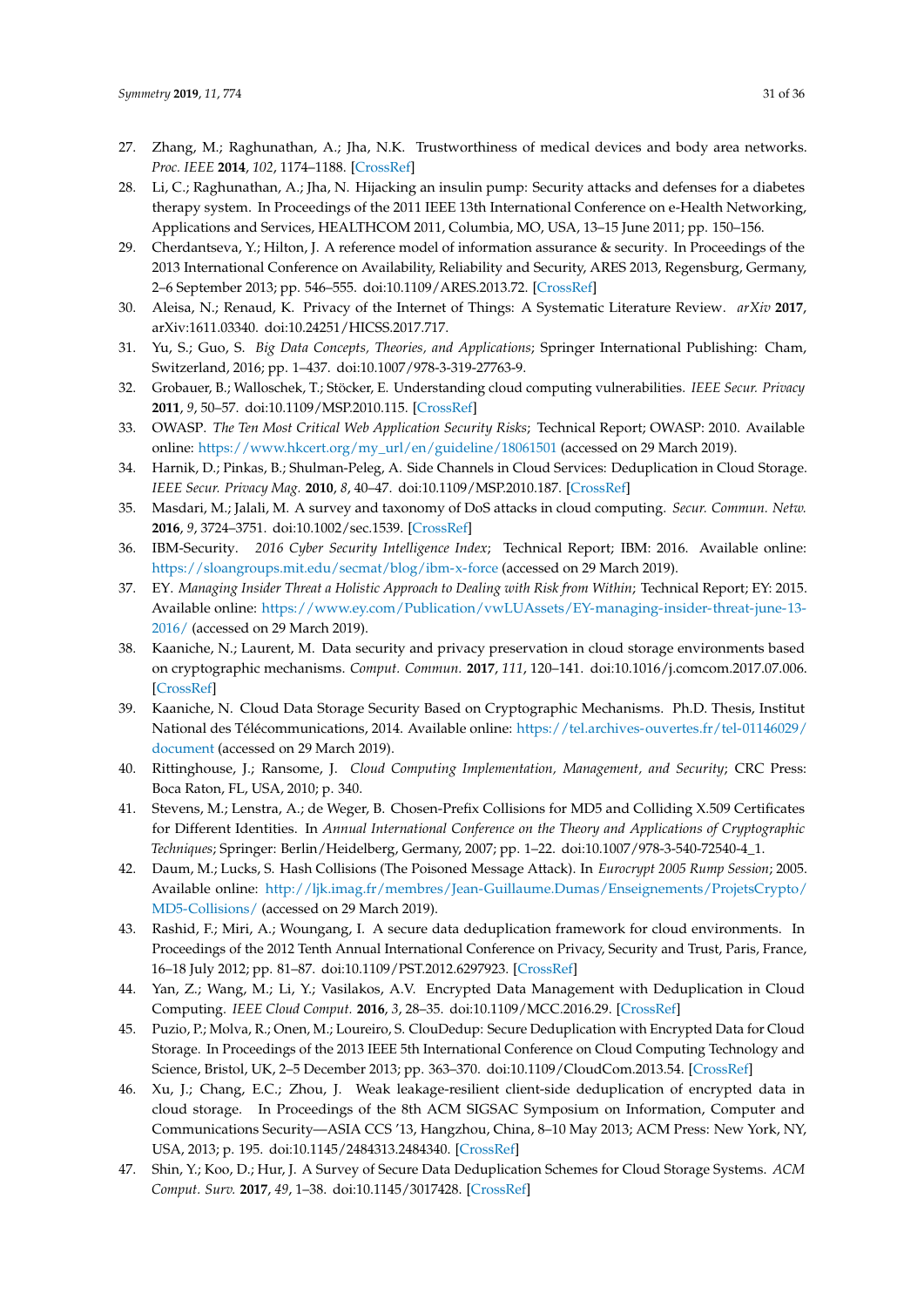27. Zhang, M.; Raghunathan, A.; Jha, N.K. Trustworthiness of medical devices and body area networks. *Proc. IEEE* **2014**, *102*, 1174–1188. [CrossRef]
28. Li, C.; Raghunathan, A.; Jha, N. Hijacking an insulin pump: Security attacks and defenses for a diabetes therapy system. In Proceedings of the 2011 IEEE 13th International Conference on e-Health Networking, Applications and Services, HEALTHCOM 2011, Columbia, MO, USA, 13–15 June 2011; pp. 150–156.
29. Cherdantseva, Y.; Hilton, J. A reference model of information assurance & security. In Proceedings of the 2013 International Conference on Availability, Reliability and Security, ARES 2013, Regensburg, Germany, 2–6 September 2013; pp. 546–555. doi:10.1109/ARES.2013.72. [CrossRef]
30. Aleisa, N.; Renaud, K. Privacy of the Internet of Things: A Systematic Literature Review. *arXiv* **2017**, arXiv:1611.03340. doi:10.24251/HICSS.2017.717.
31. Yu, S.; Guo, S. *Big Data Concepts, Theories, and Applications*; Springer International Publishing: Cham, Switzerland, 2016; pp. 1–437. doi:10.1007/978-3-319-27763-9.
32. Grobauer, B.; Walloschek, T.; Stöcker, E. Understanding cloud computing vulnerabilities. *IEEE Secur. Privacy* **2011**, *9*, 50–57. doi:10.1109/MSP.2010.115. [CrossRef]
33. OWASP. *The Ten Most Critical Web Application Security Risks*; Technical Report; OWASP: 2010. Available online: https://www.hkcert.org/my_url/en/guideline/18061501 (accessed on 29 March 2019).
34. Harnik, D.; Pinkas, B.; Shulman-Peleg, A. Side Channels in Cloud Services: Deduplication in Cloud Storage. *IEEE Secur. Privacy Mag.* **2010**, *8*, 40–47. doi:10.1109/MSP.2010.187. [CrossRef]
35. Masdari, M.; Jalali, M. A survey and taxonomy of DoS attacks in cloud computing. *Secur. Commun. Netw.* **2016**, *9*, 3724–3751. doi:10.1002/sec.1539. [CrossRef]
36. IBM-Security. *2016 Cyber Security Intelligence Index*; Technical Report; IBM: 2016. Available online: https://sloangroups.mit.edu/secmat/blog/ibm-x-force (accessed on 29 March 2019).
37. EY. *Managing Insider Threat a Holistic Approach to Dealing with Risk from Within*; Technical Report; EY: 2015. Available online: https://www.ey.com/Publication/vwLUAssets/EY-managing-insider-threat-june-13-2016/ (accessed on 29 March 2019).
38. Kaaniche, N.; Laurent, M. Data security and privacy preservation in cloud storage environments based on cryptographic mechanisms. *Comput. Commun.* **2017**, *111*, 120–141. doi:10.1016/j.comcom.2017.07.006. [CrossRef]
39. Kaaniche, N. Cloud Data Storage Security Based on Cryptographic Mechanisms. Ph.D. Thesis, Institut National des Télécommunications, 2014. Available online: https://tel.archives-ouvertes.fr/tel-01146029/document (accessed on 29 March 2019).
40. Rittinghouse, J.; Ransome, J. *Cloud Computing Implementation, Management, and Security*; CRC Press: Boca Raton, FL, USA, 2010; p. 340.
41. Stevens, M.; Lenstra, A.; de Weger, B. Chosen-Prefix Collisions for MD5 and Colliding X.509 Certificates for Different Identities. In *Annual International Conference on the Theory and Applications of Cryptographic Techniques*; Springer: Berlin/Heidelberg, Germany, 2007; pp. 1–22. doi:10.1007/978-3-540-72540-4_1.
42. Daum, M.; Lucks, S. Hash Collisions (The Poisoned Message Attack). In *Eurocrypt 2005 Rump Session*; 2005. Available online: http://ljk.imag.fr/membres/Jean-Guillaume.Dumas/Enseignements/ProjetsCrypto/MD5-Collisions/ (accessed on 29 March 2019).
43. Rashid, F.; Miri, A.; Woungang, I. A secure data deduplication framework for cloud environments. In Proceedings of the 2012 Tenth Annual International Conference on Privacy, Security and Trust, Paris, France, 16–18 July 2012; pp. 81–87. doi:10.1109/PST.2012.6297923. [CrossRef]
44. Yan, Z.; Wang, M.; Li, Y.; Vasilakos, A.V. Encrypted Data Management with Deduplication in Cloud Computing. *IEEE Cloud Comput.* **2016**, *3*, 28–35. doi:10.1109/MCC.2016.29. [CrossRef]
45. Puzio, P.; Molva, R.; Onen, M.; Loureiro, S. ClouDedup: Secure Deduplication with Encrypted Data for Cloud Storage. In Proceedings of the 2013 IEEE 5th International Conference on Cloud Computing Technology and Science, Bristol, UK, 2–5 December 2013; pp. 363–370. doi:10.1109/CloudCom.2013.54. [CrossRef]
46. Xu, J.; Chang, E.C.; Zhou, J. Weak leakage-resilient client-side deduplication of encrypted data in cloud storage. In Proceedings of the 8th ACM SIGSAC Symposium on Information, Computer and Communications Security—ASIA CCS '13, Hangzhou, China, 8–10 May 2013; ACM Press: New York, NY, USA, 2013; p. 195. doi:10.1145/2484313.2484340. [CrossRef]
47. Shin, Y.; Koo, D.; Hur, J. A Survey of Secure Data Deduplication Schemes for Cloud Storage Systems. *ACM Comput. Surv.* **2017**, *49*, 1–38. doi:10.1145/3017428. [CrossRef]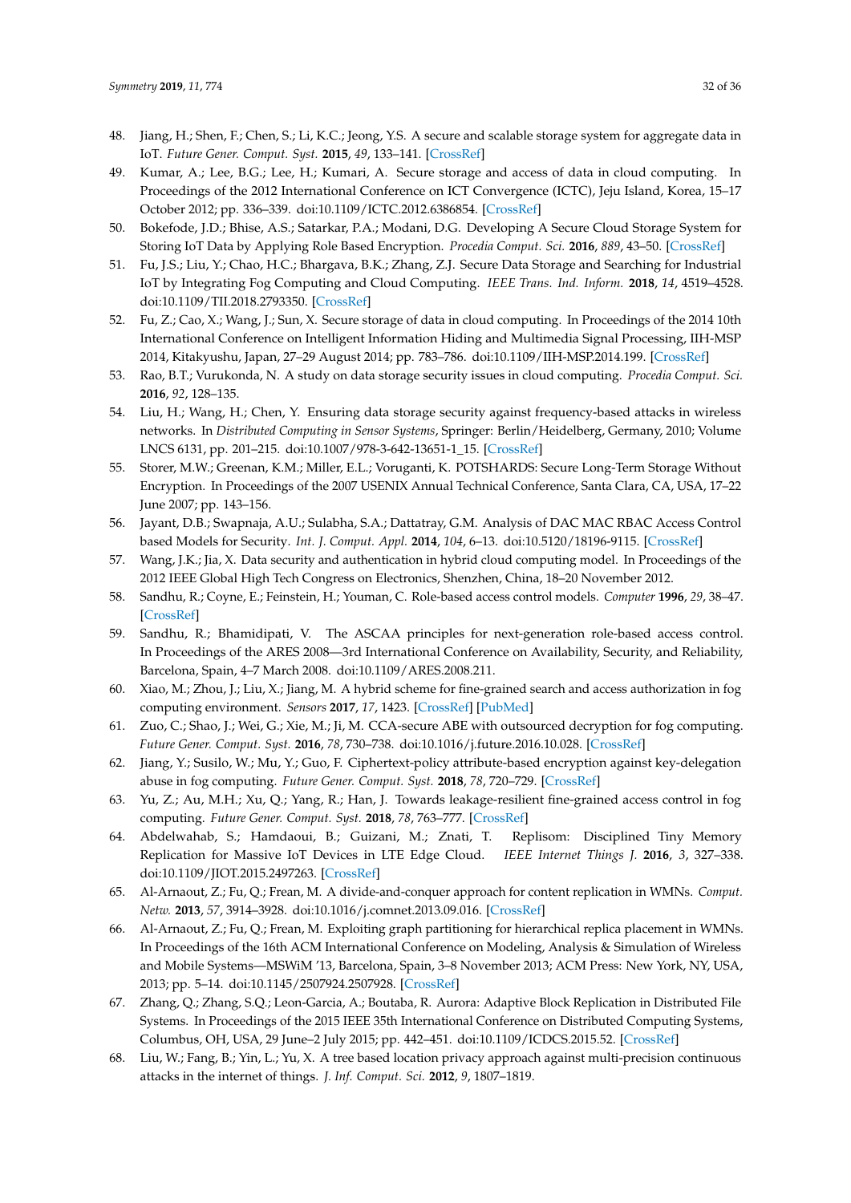48. Jiang, H.; Shen, F.; Chen, S.; Li, K.C.; Jeong, Y.S. A secure and scalable storage system for aggregate data in IoT. *Future Gener. Comput. Syst.* **2015**, *49*, 133–141. [CrossRef]
49. Kumar, A.; Lee, B.G.; Lee, H.; Kumari, A. Secure storage and access of data in cloud computing. In Proceedings of the 2012 International Conference on ICT Convergence (ICTC), Jeju Island, Korea, 15–17 October 2012; pp. 336–339. doi:10.1109/ICTC.2012.6386854. [CrossRef]
50. Bokefode, J.D.; Bhise, A.S.; Satarkar, P.A.; Modani, D.G. Developing A Secure Cloud Storage System for Storing IoT Data by Applying Role Based Encryption. *Procedia Comput. Sci.* **2016**, *889*, 43–50. [CrossRef]
51. Fu, J.S.; Liu, Y.; Chao, H.C.; Bhargava, B.K.; Zhang, Z.J. Secure Data Storage and Searching for Industrial IoT by Integrating Fog Computing and Cloud Computing. *IEEE Trans. Ind. Inform.* **2018**, *14*, 4519–4528. doi:10.1109/TII.2018.2793350. [CrossRef]
52. Fu, Z.; Cao, X.; Wang, J.; Sun, X. Secure storage of data in cloud computing. In Proceedings of the 2014 10th International Conference on Intelligent Information Hiding and Multimedia Signal Processing, IIH-MSP 2014, Kitakyushu, Japan, 27–29 August 2014; pp. 783–786. doi:10.1109/IIH-MSP.2014.199. [CrossRef]
53. Rao, B.T.; Vurukonda, N. A study on data storage security issues in cloud computing. *Procedia Comput. Sci.* **2016**, *92*, 128–135.
54. Liu, H.; Wang, H.; Chen, Y. Ensuring data storage security against frequency-based attacks in wireless networks. In *Distributed Computing in Sensor Systems*, Springer: Berlin/Heidelberg, Germany, 2010; Volume LNCS 6131, pp. 201–215. doi:10.1007/978-3-642-13651-1_15. [CrossRef]
55. Storer, M.W.; Greenan, K.M.; Miller, E.L.; Voruganti, K. POTSHARDS: Secure Long-Term Storage Without Encryption. In Proceedings of the 2007 USENIX Annual Technical Conference, Santa Clara, CA, USA, 17–22 June 2007; pp. 143–156.
56. Jayant, D.B.; Swapnaja, A.U.; Sulabha, S.A.; Dattatray, G.M. Analysis of DAC MAC RBAC Access Control based Models for Security. *Int. J. Comput. Appl.* **2014**, *104*, 6–13. doi:10.5120/18196-9115. [CrossRef]
57. Wang, J.K.; Jia, X. Data security and authentication in hybrid cloud computing model. In Proceedings of the 2012 IEEE Global High Tech Congress on Electronics, Shenzhen, China, 18–20 November 2012.
58. Sandhu, R.; Coyne, E.; Feinstein, H.; Youman, C. Role-based access control models. *Computer* **1996**, *29*, 38–47. [CrossRef]
59. Sandhu, R.; Bhamidipati, V. The ASCAA principles for next-generation role-based access control. In Proceedings of the ARES 2008—3rd International Conference on Availability, Security, and Reliability, Barcelona, Spain, 4–7 March 2008. doi:10.1109/ARES.2008.211.
60. Xiao, M.; Zhou, J.; Liu, X.; Jiang, M. A hybrid scheme for fine-grained search and access authorization in fog computing environment. *Sensors* **2017**, *17*, 1423. [CrossRef] [PubMed]
61. Zuo, C.; Shao, J.; Wei, G.; Xie, M.; Ji, M. CCA-secure ABE with outsourced decryption for fog computing. *Future Gener. Comput. Syst.* **2016**, *78*, 730–738. doi:10.1016/j.future.2016.10.028. [CrossRef]
62. Jiang, Y.; Susilo, W.; Mu, Y.; Guo, F. Ciphertext-policy attribute-based encryption against key-delegation abuse in fog computing. *Future Gener. Comput. Syst.* **2018**, *78*, 720–729. [CrossRef]
63. Yu, Z.; Au, M.H.; Xu, Q.; Yang, R.; Han, J. Towards leakage-resilient fine-grained access control in fog computing. *Future Gener. Comput. Syst.* **2018**, *78*, 763–777. [CrossRef]
64. Abdelwahab, S.; Hamdaoui, B.; Guizani, M.; Znati, T. Replisom: Disciplined Tiny Memory Replication for Massive IoT Devices in LTE Edge Cloud. *IEEE Internet Things J.* **2016**, *3*, 327–338. doi:10.1109/JIOT.2015.2497263. [CrossRef]
65. Al-Arnaout, Z.; Fu, Q.; Frean, M. A divide-and-conquer approach for content replication in WMNs. *Comput. Netw.* **2013**, *57*, 3914–3928. doi:10.1016/j.comnet.2013.09.016. [CrossRef]
66. Al-Arnaout, Z.; Fu, Q.; Frean, M. Exploiting graph partitioning for hierarchical replica placement in WMNs. In Proceedings of the 16th ACM International Conference on Modeling, Analysis & Simulation of Wireless and Mobile Systems—MSWiM '13, Barcelona, Spain, 3–8 November 2013; ACM Press: New York, NY, USA, 2013; pp. 5–14. doi:10.1145/2507924.2507928. [CrossRef]
67. Zhang, Q.; Zhang, S.Q.; Leon-Garcia, A.; Boutaba, R. Aurora: Adaptive Block Replication in Distributed File Systems. In Proceedings of the 2015 IEEE 35th International Conference on Distributed Computing Systems, Columbus, OH, USA, 29 June–2 July 2015; pp. 442–451. doi:10.1109/ICDCS.2015.52. [CrossRef]
68. Liu, W.; Fang, B.; Yin, L.; Yu, X. A tree based location privacy approach against multi-precision continuous attacks in the internet of things. *J. Inf. Comput. Sci.* **2012**, *9*, 1807–1819.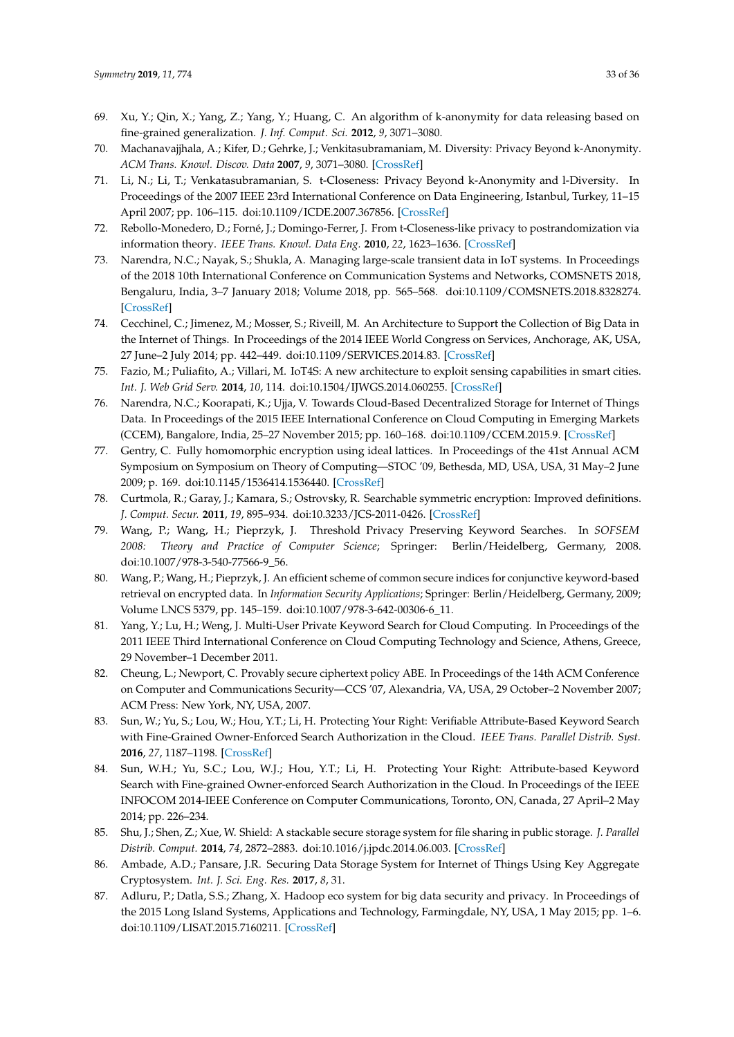69. Xu, Y.; Qin, X.; Yang, Z.; Yang, Y.; Huang, C. An algorithm of k-anonymity for data releasing based on fine-grained generalization. *J. Inf. Comput. Sci.* **2012**, *9*, 3071–3080.
70. Machanavajjhala, A.; Kifer, D.; Gehrke, J.; Venkitasubramaniam, M. Diversity: Privacy Beyond k-Anonymity. *ACM Trans. Knowl. Discov. Data* **2007**, *9*, 3071–3080. [CrossRef]
71. Li, N.; Li, T.; Venkatasubramanian, S. t-Closeness: Privacy Beyond k-Anonymity and l-Diversity. In Proceedings of the 2007 IEEE 23rd International Conference on Data Engineering, Istanbul, Turkey, 11–15 April 2007; pp. 106–115. doi:10.1109/ICDE.2007.367856. [CrossRef]
72. Rebollo-Monedero, D.; Forné, J.; Domingo-Ferrer, J. From t-Closeness-like privacy to postrandomization via information theory. *IEEE Trans. Knowl. Data Eng.* **2010**, *22*, 1623–1636. [CrossRef]
73. Narendra, N.C.; Nayak, S.; Shukla, A. Managing large-scale transient data in IoT systems. In Proceedings of the 2018 10th International Conference on Communication Systems and Networks, COMSNETS 2018, Bengaluru, India, 3–7 January 2018; Volume 2018, pp. 565–568. doi:10.1109/COMSNETS.2018.8328274. [CrossRef]
74. Cecchinel, C.; Jimenez, M.; Mosser, S.; Riveill, M. An Architecture to Support the Collection of Big Data in the Internet of Things. In Proceedings of the 2014 IEEE World Congress on Services, Anchorage, AK, USA, 27 June–2 July 2014; pp. 442–449. doi:10.1109/SERVICES.2014.83. [CrossRef]
75. Fazio, M.; Puliafito, A.; Villari, M. IoT4S: A new architecture to exploit sensing capabilities in smart cities. *Int. J. Web Grid Serv.* **2014**, *10*, 114. doi:10.1504/IJWGS.2014.060255. [CrossRef]
76. Narendra, N.C.; Koorapati, K.; Ujja, V. Towards Cloud-Based Decentralized Storage for Internet of Things Data. In Proceedings of the 2015 IEEE International Conference on Cloud Computing in Emerging Markets (CCEM), Bangalore, India, 25–27 November 2015; pp. 160–168. doi:10.1109/CCEM.2015.9. [CrossRef]
77. Gentry, C. Fully homomorphic encryption using ideal lattices. In Proceedings of the 41st Annual ACM Symposium on Symposium on Theory of Computing—STOC '09, Bethesda, MD, USA, USA, 31 May–2 June 2009; p. 169. doi:10.1145/1536414.1536440. [CrossRef]
78. Curtmola, R.; Garay, J.; Kamara, S.; Ostrovsky, R. Searchable symmetric encryption: Improved definitions. *J. Comput. Secur.* **2011**, *19*, 895–934. doi:10.3233/JCS-2011-0426. [CrossRef]
79. Wang, P.; Wang, H.; Pieprzyk, J. Threshold Privacy Preserving Keyword Searches. In *SOFSEM 2008: Theory and Practice of Computer Science*; Springer: Berlin/Heidelberg, Germany, 2008. doi:10.1007/978-3-540-77566-9_56.
80. Wang, P.; Wang, H.; Pieprzyk, J. An efficient scheme of common secure indices for conjunctive keyword-based retrieval on encrypted data. In *Information Security Applications*; Springer: Berlin/Heidelberg, Germany, 2009; Volume LNCS 5379, pp. 145–159. doi:10.1007/978-3-642-00306-6_11.
81. Yang, Y.; Lu, H.; Weng, J. Multi-User Private Keyword Search for Cloud Computing. In Proceedings of the 2011 IEEE Third International Conference on Cloud Computing Technology and Science, Athens, Greece, 29 November–1 December 2011.
82. Cheung, L.; Newport, C. Provably secure ciphertext policy ABE. In Proceedings of the 14th ACM Conference on Computer and Communications Security—CCS '07, Alexandria, VA, USA, 29 October–2 November 2007; ACM Press: New York, NY, USA, 2007.
83. Sun, W.; Yu, S.; Lou, W.; Hou, Y.T.; Li, H. Protecting Your Right: Verifiable Attribute-Based Keyword Search with Fine-Grained Owner-Enforced Search Authorization in the Cloud. *IEEE Trans. Parallel Distrib. Syst.* **2016**, *27*, 1187–1198. [CrossRef]
84. Sun, W.H.; Yu, S.C.; Lou, W.J.; Hou, Y.T.; Li, H. Protecting Your Right: Attribute-based Keyword Search with Fine-grained Owner-enforced Search Authorization in the Cloud. In Proceedings of the IEEE INFOCOM 2014-IEEE Conference on Computer Communications, Toronto, ON, Canada, 27 April–2 May 2014; pp. 226–234.
85. Shu, J.; Shen, Z.; Xue, W. Shield: A stackable secure storage system for file sharing in public storage. *J. Parallel Distrib. Comput.* **2014**, *74*, 2872–2883. doi:10.1016/j.jpdc.2014.06.003. [CrossRef]
86. Ambade, A.D.; Pansare, J.R. Securing Data Storage System for Internet of Things Using Key Aggregate Cryptosystem. *Int. J. Sci. Eng. Res.* **2017**, *8*, 31.
87. Adluru, P.; Datla, S.S.; Zhang, X. Hadoop eco system for big data security and privacy. In Proceedings of the 2015 Long Island Systems, Applications and Technology, Farmingdale, NY, USA, 1 May 2015; pp. 1–6. doi:10.1109/LISAT.2015.7160211. [CrossRef]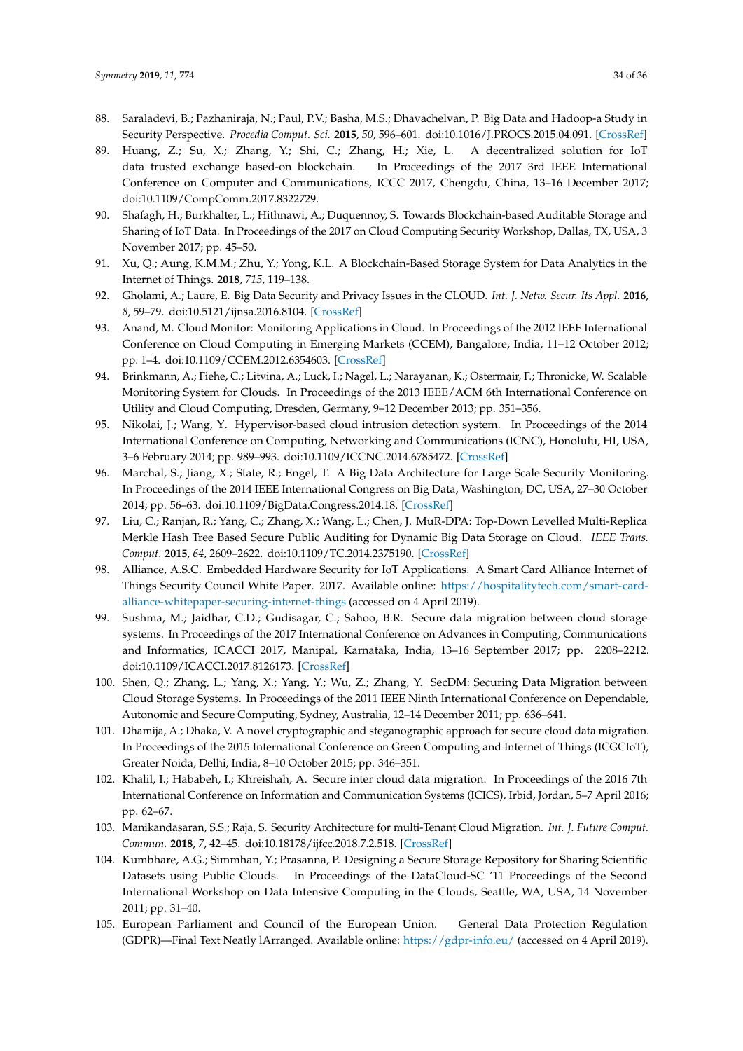88. Saraladevi, B.; Pazhaniraja, N.; Paul, P.V.; Basha, M.S.; Dhavachelvan, P. Big Data and Hadoop-a Study in Security Perspective. *Procedia Comput. Sci.* **2015**, *50*, 596–601. doi:10.1016/J.PROCS.2015.04.091. [CrossRef]
89. Huang, Z.; Su, X.; Zhang, Y.; Shi, C.; Zhang, H.; Xie, L. A decentralized solution for IoT data trusted exchange based-on blockchain. In Proceedings of the 2017 3rd IEEE International Conference on Computer and Communications, ICCC 2017, Chengdu, China, 13–16 December 2017; doi:10.1109/CompComm.2017.8322729.
90. Shafagh, H.; Burkhalter, L.; Hithnawi, A.; Duquennoy, S. Towards Blockchain-based Auditable Storage and Sharing of IoT Data. In Proceedings of the 2017 on Cloud Computing Security Workshop, Dallas, TX, USA, 3 November 2017; pp. 45–50.
91. Xu, Q.; Aung, K.M.M.; Zhu, Y.; Yong, K.L. A Blockchain-Based Storage System for Data Analytics in the Internet of Things. **2018**, *715*, 119–138.
92. Gholami, A.; Laure, E. Big Data Security and Privacy Issues in the CLOUD. *Int. J. Netw. Secur. Its Appl.* **2016**, *8*, 59–79. doi:10.5121/ijnsa.2016.8104. [CrossRef]
93. Anand, M. Cloud Monitor: Monitoring Applications in Cloud. In Proceedings of the 2012 IEEE International Conference on Cloud Computing in Emerging Markets (CCEM), Bangalore, India, 11–12 October 2012; pp. 1–4. doi:10.1109/CCEM.2012.6354603. [CrossRef]
94. Brinkmann, A.; Fiehe, C.; Litvina, A.; Luck, I.; Nagel, L.; Narayanan, K.; Ostermair, F.; Thronicke, W. Scalable Monitoring System for Clouds. In Proceedings of the 2013 IEEE/ACM 6th International Conference on Utility and Cloud Computing, Dresden, Germany, 9–12 December 2013; pp. 351–356.
95. Nikolai, J.; Wang, Y. Hypervisor-based cloud intrusion detection system. In Proceedings of the 2014 International Conference on Computing, Networking and Communications (ICNC), Honolulu, HI, USA, 3–6 February 2014; pp. 989–993. doi:10.1109/ICCNC.2014.6785472. [CrossRef]
96. Marchal, S.; Jiang, X.; State, R.; Engel, T. A Big Data Architecture for Large Scale Security Monitoring. In Proceedings of the 2014 IEEE International Congress on Big Data, Washington, DC, USA, 27–30 October 2014; pp. 56–63. doi:10.1109/BigData.Congress.2014.18. [CrossRef]
97. Liu, C.; Ranjan, R.; Yang, C.; Zhang, X.; Wang, L.; Chen, J. MuR-DPA: Top-Down Levelled Multi-Replica Merkle Hash Tree Based Secure Public Auditing for Dynamic Big Data Storage on Cloud. *IEEE Trans. Comput.* **2015**, *64*, 2609–2622. doi:10.1109/TC.2014.2375190. [CrossRef]
98. Alliance, A.S.C. Embedded Hardware Security for IoT Applications. A Smart Card Alliance Internet of Things Security Council White Paper. 2017. Available online: https://hospitalitytech.com/smart-card-alliance-whitepaper-securing-internet-things (accessed on 4 April 2019).
99. Sushma, M.; Jaidhar, C.D.; Gudisagar, C.; Sahoo, B.R. Secure data migration between cloud storage systems. In Proceedings of the 2017 International Conference on Advances in Computing, Communications and Informatics, ICACCI 2017, Manipal, Karnataka, India, 13–16 September 2017; pp. 2208–2212. doi:10.1109/ICACCI.2017.8126173. [CrossRef]
100. Shen, Q.; Zhang, L.; Yang, X.; Yang, Y.; Wu, Z.; Zhang, Y. SecDM: Securing Data Migration between Cloud Storage Systems. In Proceedings of the 2011 IEEE Ninth International Conference on Dependable, Autonomic and Secure Computing, Sydney, Australia, 12–14 December 2011; pp. 636–641.
101. Dhamija, A.; Dhaka, V. A novel cryptographic and steganographic approach for secure cloud data migration. In Proceedings of the 2015 International Conference on Green Computing and Internet of Things (ICGCIoT), Greater Noida, Delhi, India, 8–10 October 2015; pp. 346–351.
102. Khalil, I.; Hababeh, I.; Khreishah, A. Secure inter cloud data migration. In Proceedings of the 2016 7th International Conference on Information and Communication Systems (ICICS), Irbid, Jordan, 5–7 April 2016; pp. 62–67.
103. Manikandasaran, S.S.; Raja, S. Security Architecture for multi-Tenant Cloud Migration. *Int. J. Future Comput. Commun.* **2018**, *7*, 42–45. doi:10.18178/ijfcc.2018.7.2.518. [CrossRef]
104. Kumbhare, A.G.; Simmhan, Y.; Prasanna, P. Designing a Secure Storage Repository for Sharing Scientific Datasets using Public Clouds. In Proceedings of the DataCloud-SC '11 Proceedings of the Second International Workshop on Data Intensive Computing in the Clouds, Seattle, WA, USA, 14 November 2011; pp. 31–40.
105. European Parliament and Council of the European Union. General Data Protection Regulation (GDPR)—Final Text Neatly lArranged. Available online: https://gdpr-info.eu/ (accessed on 4 April 2019).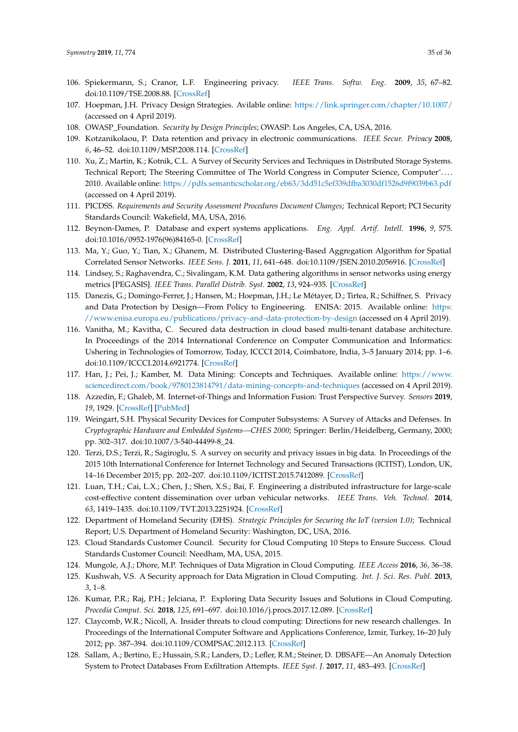106. Spiekermann, S.; Cranor, L.F. Engineering privacy. *IEEE Trans. Softw. Eng.* **2009**, *35*, 67–82. doi:10.1109/TSE.2008.88. [CrossRef]
107. Hoepman, J.H. Privacy Design Strategies. Avilable online: https://link.springer.com/chapter/10.1007/ (accessed on 4 April 2019).
108. OWASP_Foundation. *Security by Design Principles*; OWASP: Los Angeles, CA, USA, 2016.
109. Kotzanikolaou, P. Data retention and privacy in electronic communications. *IEEE Secur. Privacy* **2008**, *6*, 46–52. doi:10.1109/MSP.2008.114. [CrossRef]
110. Xu, Z.; Martin, K.; Kotnik, C.L. A Survey of Security Services and Techniques in Distributed Storage Systems. Technical Report; The Steering Committee of The World Congress in Computer Science, Computer˜. . . . 2010. Available online: https://pdfs.semanticscholar.org/eb63/3dd51c5ef339dfba3030df1526d9f9039b63.pdf (accessed on 4 April 2019).
111. PICDSS. *Requirements and Security Assessment Procedures Document Changes*; Technical Report; PCI Security Standards Council: Wakefield, MA, USA, 2016.
112. Beynon-Dames, P. Database and expert systems applications. *Eng. Appl. Artif. Intell.* **1996**, *9*, 575. doi:10.1016/0952-1976(96)84165-0. [CrossRef]
113. Ma, Y.; Guo, Y.; Tian, X.; Ghanem, M. Distributed Clustering-Based Aggregation Algorithm for Spatial Correlated Sensor Networks. *IEEE Sens. J.* **2011**, *11*, 641–648. doi:10.1109/JSEN.2010.2056916. [CrossRef]
114. Lindsey, S.; Raghavendra, C.; Sivalingam, K.M. Data gathering algorithms in sensor networks using energy metrics [PEGASIS]. *IEEE Trans. Parallel Distrib. Syst.* **2002**, *13*, 924–935. [CrossRef]
115. Danezis, G.; Domingo-Ferrer, J.; Hansen, M.; Hoepman, J.H.; Le Métayer, D.; Tirtea, R.; Schiffner, S. Privacy and Data Protection by Design—From Policy to Engineering. ENISA: 2015. Available online: https://www.enisa.europa.eu/publications/privacy-and-data-protection-by-design (accessed on 4 April 2019).
116. Vanitha, M.; Kavitha, C. Secured data destruction in cloud based multi-tenant database architecture. In Proceedings of the 2014 International Conference on Computer Communication and Informatics: Ushering in Technologies of Tomorrow, Today, ICCCI 2014, Coimbatore, India, 3–5 January 2014; pp. 1–6. doi:10.1109/ICCCI.2014.6921774. [CrossRef]
117. Han, J.; Pei, J.; Kamber, M. Data Mining: Concepts and Techniques. Available online: https://www.sciencedirect.com/book/9780123814791/data-mining-concepts-and-techniques (accessed on 4 April 2019).
118. Azzedin, F.; Ghaleb, M. Internet-of-Things and Information Fusion: Trust Perspective Survey. *Sensors* **2019**, *19*, 1929. [CrossRef] [PubMed]
119. Weingart, S.H. Physical Security Devices for Computer Subsystems: A Survey of Attacks and Defenses. In *Cryptographic Hardware and Embedded Systems—CHES 2000*; Springer: Berlin/Heidelberg, Germany, 2000; pp. 302–317. doi:10.1007/3-540-44499-8_24.
120. Terzi, D.S.; Terzi, R.; Sagiroglu, S. A survey on security and privacy issues in big data. In Proceedings of the 2015 10th International Conference for Internet Technology and Secured Transactions (ICITST), London, UK, 14–16 December 2015; pp. 202–207. doi:10.1109/ICITST.2015.7412089. [CrossRef]
121. Luan, T.H.; Cai, L.X.; Chen, J.; Shen, X.S.; Bai, F. Engineering a distributed infrastructure for large-scale cost-effective content dissemination over urban vehicular networks. *IEEE Trans. Veh. Technol.* **2014**, *63*, 1419–1435. doi:10.1109/TVT.2013.2251924. [CrossRef]
122. Department of Homeland Security (DHS). *Strategic Principles for Securing the IoT (version 1.0)*; Technical Report; U.S. Department of Homeland Security: Washington, DC, USA, 2016.
123. Cloud Standards Customer Council. Security for Cloud Computing 10 Steps to Ensure Success. Cloud Standards Customer Council: Needham, MA, USA, 2015.
124. Mungole, A.J.; Dhore, M.P. Techniques of Data Migration in Cloud Computing. *IEEE Access* **2016**, *36*, 36–38.
125. Kushwah, V.S. A Security approach for Data Migration in Cloud Computing. *Int. J. Sci. Res. Publ.* **2013**, *3*, 1–8.
126. Kumar, P.R.; Raj, P.H.; Jelciana, P. Exploring Data Security Issues and Solutions in Cloud Computing. *Procedia Comput. Sci.* **2018**, *125*, 691–697. doi:10.1016/j.procs.2017.12.089. [CrossRef]
127. Claycomb, W.R.; Nicoll, A. Insider threats to cloud computing: Directions for new research challenges. In Proceedings of the International Computer Software and Applications Conference, Izmir, Turkey, 16–20 July 2012; pp. 387–394. doi:10.1109/COMPSAC.2012.113. [CrossRef]
128. Sallam, A.; Bertino, E.; Hussain, S.R.; Landers, D.; Lefler, R.M.; Steiner, D. DBSAFE—An Anomaly Detection System to Protect Databases From Exfiltration Attempts. *IEEE Syst. J.* **2017**, *11*, 483–493. [CrossRef]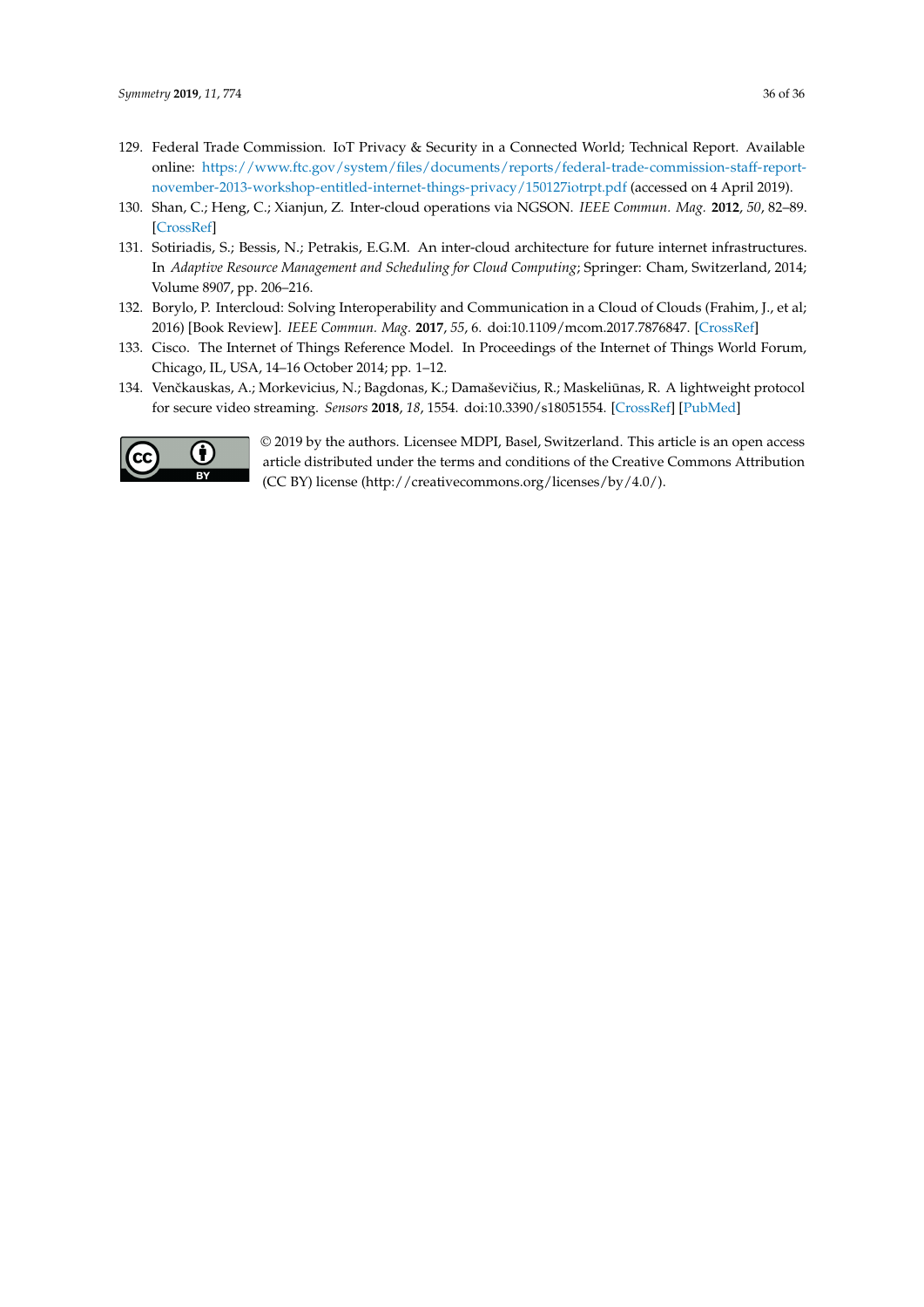129. Federal Trade Commission. IoT Privacy & Security in a Connected World; Technical Report. Available online: https://www.ftc.gov/system/files/documents/reports/federal-trade-commission-staff-report-november-2013-workshop-entitled-internet-things-privacy/150127iotrpt.pdf (accessed on 4 April 2019).
130. Shan, C.; Heng, C.; Xianjun, Z. Inter-cloud operations via NGSON. *IEEE Commun. Mag.* **2012**, *50*, 82–89. [CrossRef]
131. Sotiriadis, S.; Bessis, N.; Petrakis, E.G.M. An inter-cloud architecture for future internet infrastructures. In *Adaptive Resource Management and Scheduling for Cloud Computing*; Springer: Cham, Switzerland, 2014; Volume 8907, pp. 206–216.
132. Borylo, P. Intercloud: Solving Interoperability and Communication in a Cloud of Clouds (Frahim, J., et al; 2016) [Book Review]. *IEEE Commun. Mag.* **2017**, *55*, 6. doi:10.1109/mcom.2017.7876847. [CrossRef]
133. Cisco. The Internet of Things Reference Model. In Proceedings of the Internet of Things World Forum, Chicago, IL, USA, 14–16 October 2014; pp. 1–12.
134. Venčkauskas, A.; Morkevicius, N.; Bagdonas, K.; Damaševičius, R.; Maskeliūnas, R. A lightweight protocol for secure video streaming. *Sensors* **2018**, *18*, 1554. doi:10.3390/s18051554. [CrossRef] [PubMed]

© 2019 by the authors. Licensee MDPI, Basel, Switzerland. This article is an open access article distributed under the terms and conditions of the Creative Commons Attribution (CC BY) license (http://creativecommons.org/licenses/by/4.0/).